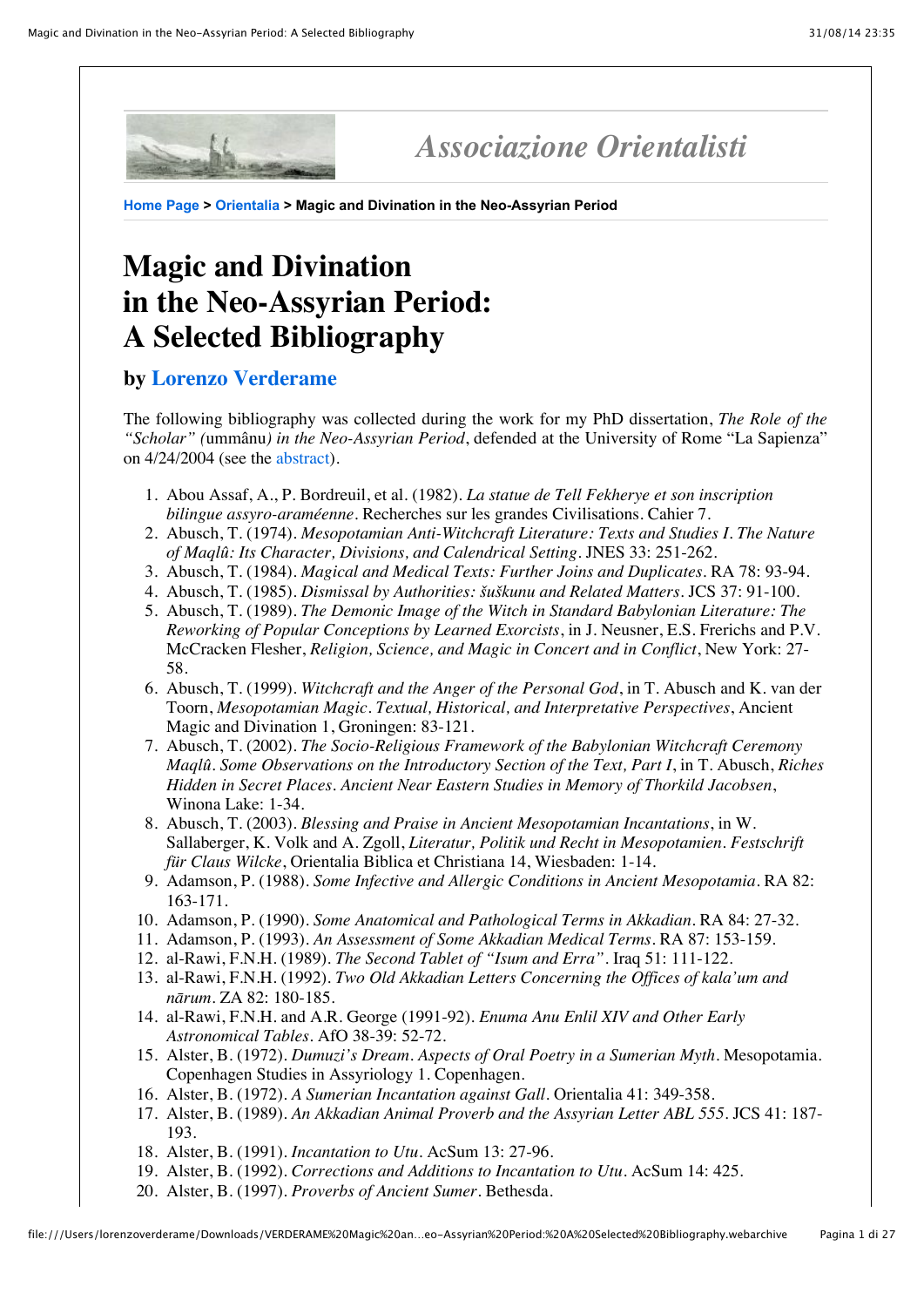*Associazione Orientalisti*

**Home Page** > **Orientalia** > **Magic and Divination in the Neo-Assyrian Period**

# Magic and Divination in the Neo-Assyrian Period: A Selected Bibliography

### by Lorenzo Verderame

The following bibliography was collected during the work for my PhD dissertation, *The Role of the "Scholar" (*ummânu*) in the Neo-Assyrian Period*, defended at the University of Rome "La Sapienza" on 4/24/2004 (see the abstract).

1. Abou Assaf, A., P. Bordreuil, et al. (1982). *La statue de Tell Fekherye et son inscription bilingue assyro-araméenne*. Recherches sur les grandes Civilisations. Cahier 7.
2. Abusch, T. (1974). *Mesopotamian Anti-Witchcraft Literature: Texts and Studies I. The Nature of Maqlû: Its Character, Divisions, and Calendrical Setting*. JNES 33: 251-262.
3. Abusch, T. (1984). *Magical and Medical Texts: Further Joins and Duplicates*. RA 78: 93-94.
4. Abusch, T. (1985). *Dismissal by Authorities: šuškunu and Related Matters*. JCS 37: 91-100.
5. Abusch, T. (1989). *The Demonic Image of the Witch in Standard Babylonian Literature: The Reworking of Popular Conceptions by Learned Exorcists*, in J. Neusner, E.S. Frerichs and P.V. McCracken Flesher, *Religion, Science, and Magic in Concert and in Conflict*, New York: 27-58.
6. Abusch, T. (1999). *Witchcraft and the Anger of the Personal God*, in T. Abusch and K. van der Toorn, *Mesopotamian Magic. Textual, Historical, and Interpretative Perspectives*, Ancient Magic and Divination 1, Groningen: 83-121.
7. Abusch, T. (2002). *The Socio-Religious Framework of the Babylonian Witchcraft Ceremony Maqlû. Some Observations on the Introductory Section of the Text, Part I*, in T. Abusch, *Riches Hidden in Secret Places. Ancient Near Eastern Studies in Memory of Thorkild Jacobsen*, Winona Lake: 1-34.
8. Abusch, T. (2003). *Blessing and Praise in Ancient Mesopotamian Incantations*, in W. Sallaberger, K. Volk and A. Zgoll, *Literatur, Politik und Recht in Mesopotamien. Festschrift für Claus Wilcke*, Orientalia Biblica et Christiana 14, Wiesbaden: 1-14.
9. Adamson, P. (1988). *Some Infective and Allergic Conditions in Ancient Mesopotamia*. RA 82: 163-171.
10. Adamson, P. (1990). *Some Anatomical and Pathological Terms in Akkadian*. RA 84: 27-32.
11. Adamson, P. (1993). *An Assessment of Some Akkadian Medical Terms*. RA 87: 153-159.
12. al-Rawi, F.N.H. (1989). *The Second Tablet of "Isum and Erra"*. Iraq 51: 111-122.
13. al-Rawi, F.N.H. (1992). *Two Old Akkadian Letters Concerning the Offices of kala'um and nārum*. ZA 82: 180-185.
14. al-Rawi, F.N.H. and A.R. George (1991-92). *Enuma Anu Enlil XIV and Other Early Astronomical Tables*. AfO 38-39: 52-72.
15. Alster, B. (1972). *Dumuzi's Dream. Aspects of Oral Poetry in a Sumerian Myth*. Mesopotamia. Copenhagen Studies in Assyriology 1. Copenhagen.
16. Alster, B. (1972). *A Sumerian Incantation against Gall*. Orientalia 41: 349-358.
17. Alster, B. (1989). *An Akkadian Animal Proverb and the Assyrian Letter ABL 555*. JCS 41: 187-193.
18. Alster, B. (1991). *Incantation to Utu*. AcSum 13: 27-96.
19. Alster, B. (1992). *Corrections and Additions to Incantation to Utu*. AcSum 14: 425.
20. Alster, B. (1997). *Proverbs of Ancient Sumer*. Bethesda.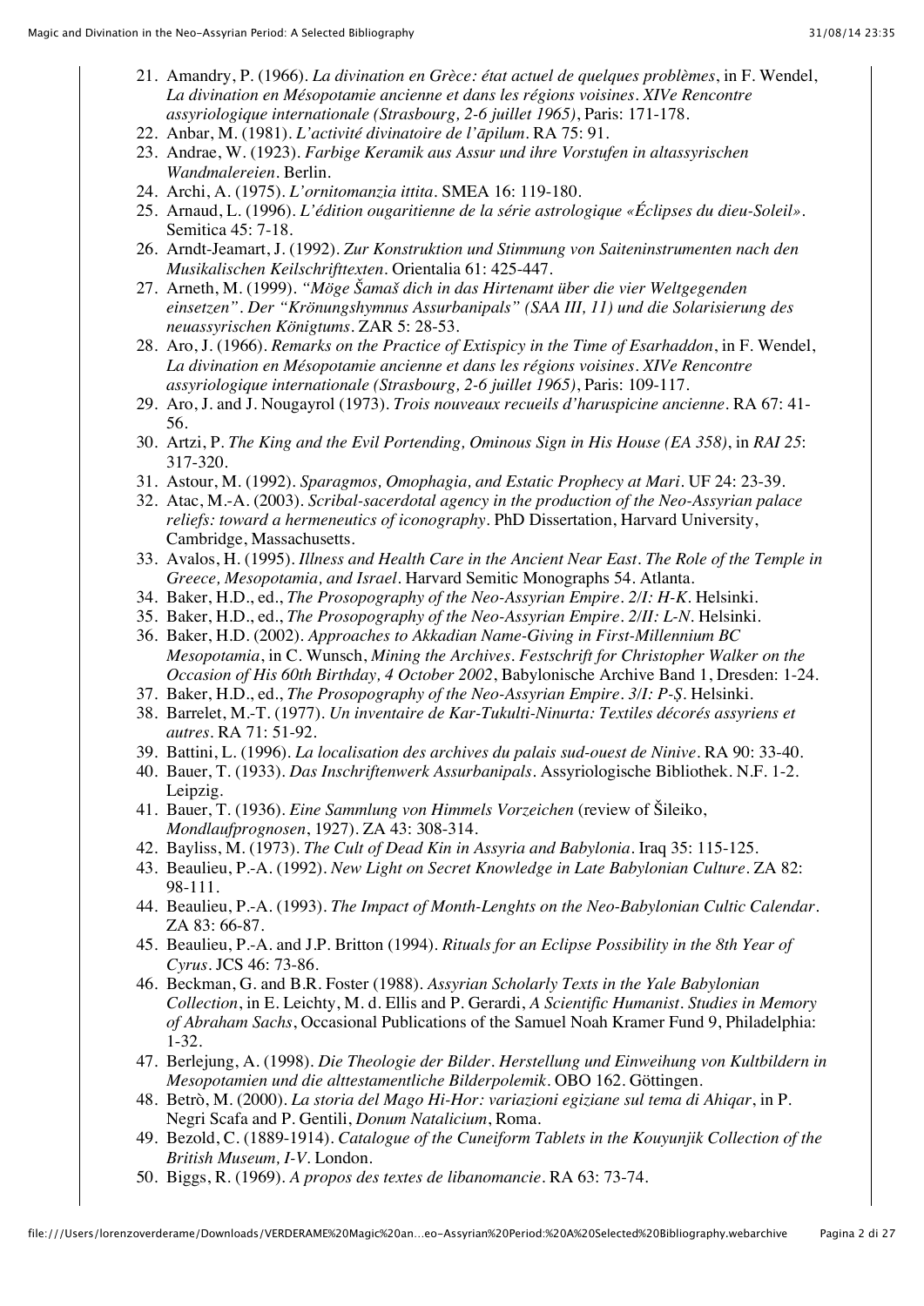21. Amandry, P. (1966). *La divination en Grèce: état actuel de quelques problèmes*, in F. Wendel, *La divination en Mésopotamie ancienne et dans les régions voisines. XIVe Rencontre assyriologique internationale (Strasbourg, 2-6 juillet 1965)*, Paris: 171-178.
22. Anbar, M. (1981). *L'activité divinatoire de l'āpilum*. RA 75: 91.
23. Andrae, W. (1923). *Farbige Keramik aus Assur und ihre Vorstufen in altassyrischen Wandmalereien*. Berlin.
24. Archi, A. (1975). *L'ornitomanzia ittita*. SMEA 16: 119-180.
25. Arnaud, L. (1996). *L'édition ougaritienne de la série astrologique «Éclipses du dieu-Soleil»*. Semitica 45: 7-18.
26. Arndt-Jeamart, J. (1992). *Zur Konstruktion und Stimmung von Saiteninstrumenten nach den Musikalischen Keilschrifttexten*. Orientalia 61: 425-447.
27. Arneth, M. (1999). *"Möge Šamaš dich in das Hirtenamt über die vier Weltgegenden einsetzen". Der "Krönungshymnus Assurbanipals" (SAA III, 11) und die Solarisierung des neuassyrischen Königtums*. ZAR 5: 28-53.
28. Aro, J. (1966). *Remarks on the Practice of Extispicy in the Time of Esarhaddon*, in F. Wendel, *La divination en Mésopotamie ancienne et dans les régions voisines. XIVe Rencontre assyriologique internationale (Strasbourg, 2-6 juillet 1965)*, Paris: 109-117.
29. Aro, J. and J. Nougayrol (1973). *Trois nouveaux recueils d'haruspicine ancienne*. RA 67: 41-56.
30. Artzi, P. *The King and the Evil Portending, Ominous Sign in His House (EA 358)*, in *RAI 25*: 317-320.
31. Astour, M. (1992). *Sparagmos, Omophagia, and Estatic Prophecy at Mari*. UF 24: 23-39.
32. Atac, M.-A. (2003). *Scribal-sacerdotal agency in the production of the Neo-Assyrian palace reliefs: toward a hermeneutics of iconography*. PhD Dissertation, Harvard University, Cambridge, Massachusetts.
33. Avalos, H. (1995). *Illness and Health Care in the Ancient Near East. The Role of the Temple in Greece, Mesopotamia, and Israel*. Harvard Semitic Monographs 54. Atlanta.
34. Baker, H.D., ed., *The Prosopography of the Neo-Assyrian Empire. 2/I: H-K*. Helsinki.
35. Baker, H.D., ed., *The Prosopography of the Neo-Assyrian Empire. 2/II: L-N*. Helsinki.
36. Baker, H.D. (2002). *Approaches to Akkadian Name-Giving in First-Millennium BC Mesopotamia*, in C. Wunsch, *Mining the Archives. Festschrift for Christopher Walker on the Occasion of his 60th Birthday, 4 October 2002*, Babylonische Archive Band 1, Dresden: 1-24.
37. Baker, H.D., ed., *The Prosopography of the Neo-Assyrian Empire. 3/I: P-Ṣ*. Helsinki.
38. Barrelet, M.-T. (1977). *Un inventaire de Kar-Tukulti-Ninurta: Textiles décorés assyriens et autres*. RA 71: 51-92.
39. Battini, L. (1996). *La localisation des archives du palais sud-ouest de Ninive*. RA 90: 33-40.
40. Bauer, T. (1933). *Das Inschriftenwerk Assurbanipals*. Assyriologische Bibliothek. N.F. 1-2. Leipzig.
41. Bauer, T. (1936). *Eine Sammlung von Himmels Vorzeichen* (review of Šileiko, *Mondlaufprognosen*, 1927). ZA 43: 308-314.
42. Bayliss, M. (1973). *The Cult of Dead Kin in Assyria and Babylonia*. Iraq 35: 115-125.
43. Beaulieu, P.-A. (1992). *New Light on Secret Knowledge in Late Babylonian Culture*. ZA 82: 98-111.
44. Beaulieu, P.-A. (1993). *The Impact of Month-Lenghts on the Neo-Babylonian Cultic Calendar*. ZA 83: 66-87.
45. Beaulieu, P.-A. and J.P. Britton (1994). *Rituals for an Eclipse Possibility in the 8th Year of Cyrus*. JCS 46: 73-86.
46. Beckman, G. and B.R. Foster (1988). *Assyrian Scholarly Texts in the Yale Babylonian Collection*, in E. Leichty, M. d. Ellis and P. Gerardi, *A Scientific Humanist. Studies in Memory of Abraham Sachs*, Occasional Publications of the Samuel Noah Kramer Fund 9, Philadelphia: 1-32.
47. Berlejung, A. (1998). *Die Theologie der Bilder. Herstellung und Einweihung von Kultbildern in Mesopotamien und die alttestamentliche Bilderpolemik*. OBO 162. Göttingen.
48. Betrò, M. (2000). *La storia del Mago Hi-Hor: variazioni egiziane sul tema di Ahiqar*, in P. Negri Scafa and P. Gentili, *Donum Natalicium*, Roma.
49. Bezold, C. (1889-1914). *Catalogue of the Cuneiform Tablets in the Kouyunjik Collection of the British Museum, I-V*. London.
50. Biggs, R. (1969). *A propos des textes de libanomancie*. RA 63: 73-74.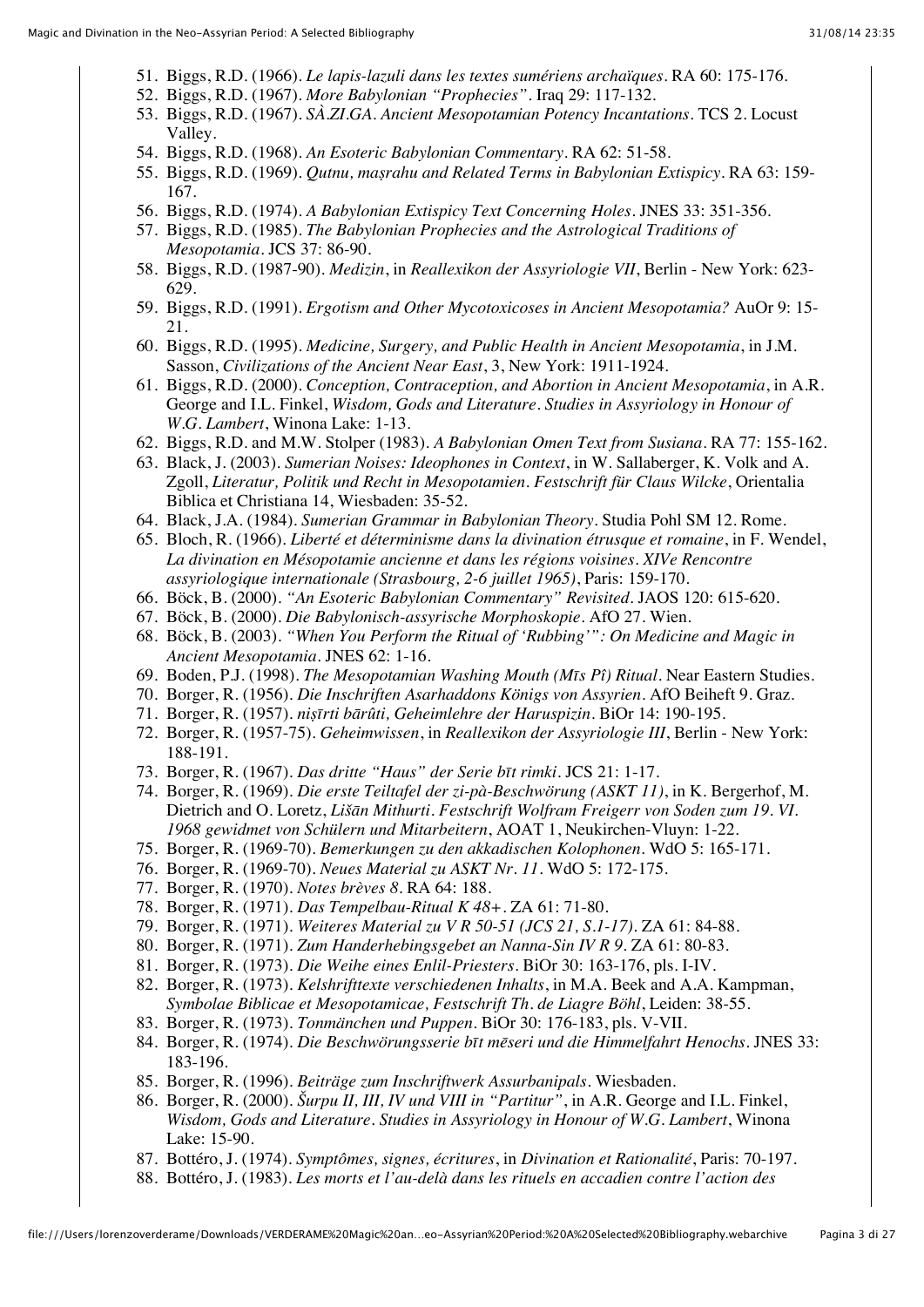51. Biggs, R.D. (1966). *Le lapis-lazuli dans les textes sumériens archaïques*. RA 60: 175-176.
52. Biggs, R.D. (1967). *More Babylonian "Prophecies"*. Iraq 29: 117-132.
53. Biggs, R.D. (1967). *SÀ.ZI.GA. Ancient Mesopotamian Potency Incantations*. TCS 2. Locust Valley.
54. Biggs, R.D. (1968). *An Esoteric Babylonian Commentary*. RA 62: 51-58.
55. Biggs, R.D. (1969). *Qutnu, maṣrahu and Related Terms in Babylonian Extispicy*. RA 63: 159-167.
56. Biggs, R.D. (1974). *A Babylonian Extispicy Text Concerning Holes*. JNES 33: 351-356.
57. Biggs, R.D. (1985). *The Babylonian Prophecies and the Astrological Traditions of Mesopotamia*. JCS 37: 86-90.
58. Biggs, R.D. (1987-90). *Medizin*, in *Reallexikon der Assyriologie VII*, Berlin - New York: 623-629.
59. Biggs, R.D. (1991). *Ergotism and Other Mycotoxicoses in Ancient Mesopotamia?* AuOr 9: 15-21.
60. Biggs, R.D. (1995). *Medicine, Surgery, and Public Health in Ancient Mesopotamia*, in J.M. Sasson, *Civilizations of the Ancient Near East*, 3, New York: 1911-1924.
61. Biggs, R.D. (2000). *Conception, Contraception, and Abortion in Ancient Mesopotamia*, in A.R. George and I.L. Finkel, *Wisdom, Gods and Literature. Studies in Assyriology in Honour of W.G. Lambert*, Winona Lake: 1-13.
62. Biggs, R.D. and M.W. Stolper (1983). *A Babylonian Omen Text from Susiana*. RA 77: 155-162.
63. Black, J. (2003). *Sumerian Noises: Ideophones in Context*, in W. Sallaberger, K. Volk and A. Zgoll, *Literatur, Politik und Recht in Mesopotamien. Festschrift für Claus Wilcke*, Orientalia Biblica et Christiana 14, Wiesbaden: 35-52.
64. Black, J.A. (1984). *Sumerian Grammar in Babylonian Theory*. Studia Pohl SM 12. Rome.
65. Bloch, R. (1966). *Liberté et déterminisme dans la divination étrusque et romaine*, in F. Wendel, *La divination en Mésopotamie ancienne et dans les régions voisines. XIVe Rencontre assyriologique internationale (Strasbourg, 2-6 juillet 1965)*, Paris: 159-170.
66. Böck, B. (2000). *"An Esoteric Babylonian Commentary" Revisited*. JAOS 120: 615-620.
67. Böck, B. (2000). *Die Babylonisch-assyrische Morphoskopie*. AfO 27. Wien.
68. Böck, B. (2003). *"When You Perform the Ritual of 'Rubbing'": On Medicine and Magic in Ancient Mesopotamia*. JNES 62: 1-16.
69. Boden, P.J. (1998). *The Mesopotamian Washing Mouth (Mīs Pî) Ritual*. Near Eastern Studies.
70. Borger, R. (1956). *Die Inschriften Asarhaddons Königs von Assyrien*. AfO Beiheft 9. Graz.
71. Borger, R. (1957). *niṣīrti bārûti, Geheimlehre der Haruspizin*. BiOr 14: 190-195.
72. Borger, R. (1957-75). *Geheimwissen*, in *Reallexikon der Assyriologie III*, Berlin - New York: 188-191.
73. Borger, R. (1967). *Das dritte "Haus" der Serie bīt rimki*. JCS 21: 1-17.
74. Borger, R. (1969). *Die erste Teiltafel der zi-pà-Beschwörung (ASKT 11)*, in K. Bergerhof, M. Dietrich and O. Loretz, *Lišān Mithurti. Festschrift Wolfram Freigerr von Soden zum 19. VI. 1968 gewidmet von Schülern und Mitarbeitern*, AOAT 1, Neukirchen-Vluyn: 1-22.
75. Borger, R. (1969-70). *Bemerkungen zu den akkadischen Kolophonen*. WdO 5: 165-171.
76. Borger, R. (1969-70). *Neues Material zu ASKT Nr. 11*. WdO 5: 172-175.
77. Borger, R. (1970). *Notes brèves 8*. RA 64: 188.
78. Borger, R. (1971). *Das Tempelbau-Ritual K 48+*. ZA 61: 71-80.
79. Borger, R. (1971). *Weiteres Material zu V R 50-51 (JCS 21, S.1-17)*. ZA 61: 84-88.
80. Borger, R. (1971). *Zum Handerhebingsgebet an Nanna-Sin IV R 9*. ZA 61: 80-83.
81. Borger, R. (1973). *Die Weihe eines Enlil-Priesters*. BiOr 30: 163-176, pls. I-IV.
82. Borger, R. (1973). *Kelshrifttexte verschiedenen Inhalts*, in M.A. Beek and A.A. Kampman, *Symbolae Biblicae et Mesopotamicae, Festschrift Th. de Liagre Böhl*, Leiden: 38-55.
83. Borger, R. (1973). *Tonmännchen und Puppen*. BiOr 30: 176-183, pls. V-VII.
84. Borger, R. (1974). *Die Beschwörungsserie bīt mēseri und die Himmelfahrt Henochs*. JNES 33: 183-196.
85. Borger, R. (1996). *Beiträge zum Inschriftwerk Assurbanipals*. Wiesbaden.
86. Borger, R. (2000). *Šurpu II, III, IV und VIII in "Partitur"*, in A.R. George and I.L. Finkel, *Wisdom, Gods and Literature. Studies in Assyriology in Honour of W.G. Lambert*, Winona Lake: 15-90.
87. Bottéro, J. (1974). *Symptômes, signes, écritures*, in *Divination et Rationalité*, Paris: 70-197.
88. Bottéro, J. (1983). *Les morts et l'au-delà dans les rituels en accadien contre l'action des*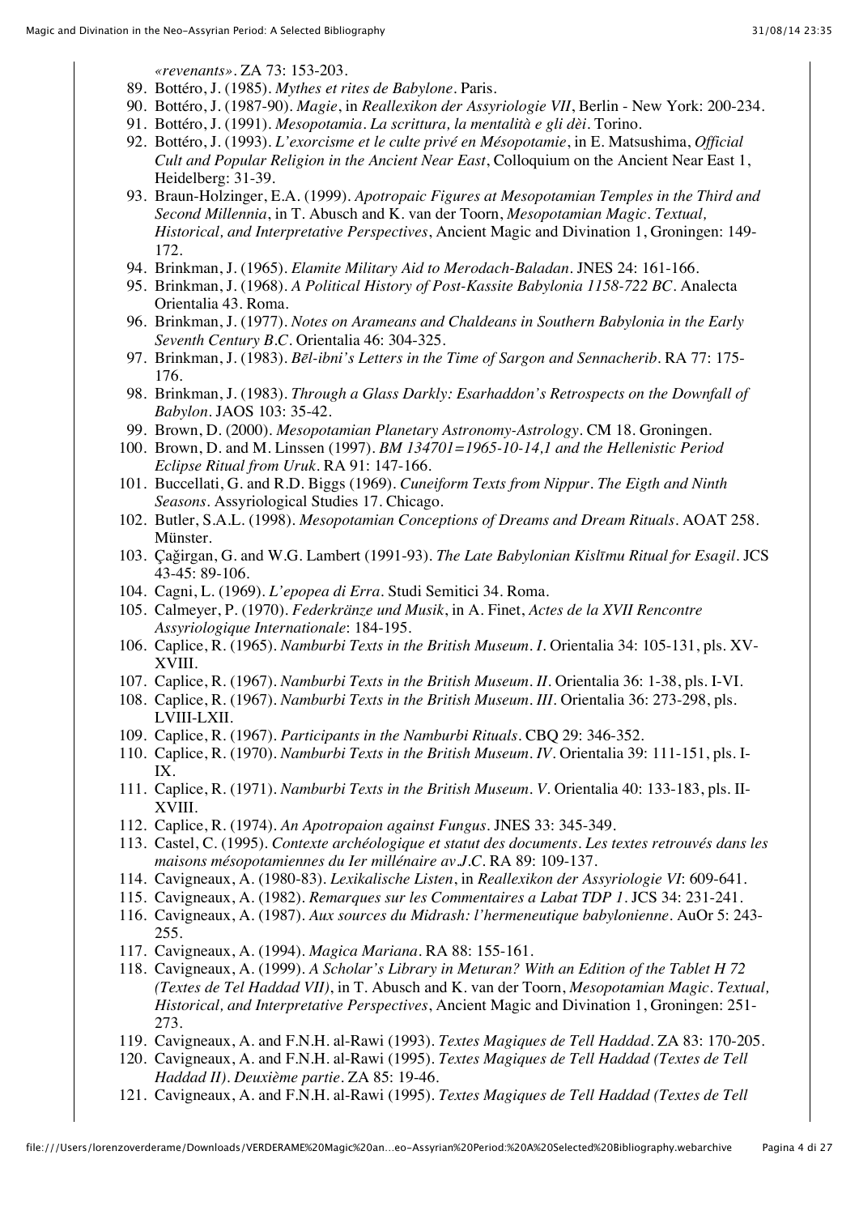*«revenants»*. ZA 73: 153-203.

89. Bottéro, J. (1985). *Mythes et rites de Babylone*. Paris.
90. Bottéro, J. (1987-90). *Magie*, in *Reallexikon der Assyriologie VII*, Berlin - New York: 200-234.
91. Bottéro, J. (1991). *Mesopotamia. La scrittura, la mentalità e gli dèi*. Torino.
92. Bottéro, J. (1993). *L'exorcisme et le culte privé en Mésopotamie*, in E. Matsushima, *Official Cult and Popular Religion in the Ancient Near East*, Colloquium on the Ancient Near East 1, Heidelberg: 31-39.
93. Braun-Holzinger, E.A. (1999). *Apotropaic Figures at Mesopotamian Temples in the Third and Second Millennia*, in T. Abusch and K. van der Toorn, *Mesopotamian Magic. Textual, Historical, and Interpretative Perspectives*, Ancient Magic and Divination 1, Groningen: 149-172.
94. Brinkman, J. (1965). *Elamite Military Aid to Merodach-Baladan*. JNES 24: 161-166.
95. Brinkman, J. (1968). *A Political History of Post-Kassite Babylonia 1158-722 BC*. Analecta Orientalia 43. Roma.
96. Brinkman, J. (1977). *Notes on Arameans and Chaldeans in Southern Babylonia in the Early Seventh Century B.C.* Orientalia 46: 304-325.
97. Brinkman, J. (1983). *Bēl-ibni's Letters in the Time of Sargon and Sennacherib*. RA 77: 175-176.
98. Brinkman, J. (1983). *Through a Glass Darkly: Esarhaddon's Retrospects on the Downfall of Babylon*. JAOS 103: 35-42.
99. Brown, D. (2000). *Mesopotamian Planetary Astronomy-Astrology*. CM 18. Groningen.
100. Brown, D. and M. Linssen (1997). *BM 134701=1965-10-14,1 and the Hellenistic Period Eclipse Ritual from Uruk*. RA 91: 147-166.
101. Buccellati, G. and R.D. Biggs (1969). *Cuneiform Texts from Nippur. The Eigth and Ninth Seasons*. Assyriological Studies 17. Chicago.
102. Butler, S.A.L. (1998). *Mesopotamian Conceptions of Dreams and Dream Rituals*. AOAT 258. Münster.
103. Çağirgan, G. and W.G. Lambert (1991-93). *The Late Babylonian Kislīmu Ritual for Esagil*. JCS 43-45: 89-106.
104. Cagni, L. (1969). *L'epopea di Erra*. Studi Semitici 34. Roma.
105. Calmeyer, P. (1970). *Federkränze und Musik*, in A. Finet, *Actes de la XVII Rencontre Assyriologique Internationale*: 184-195.
106. Caplice, R. (1965). *Namburbi Texts in the British Museum. I*. Orientalia 34: 105-131, pls. XV-XVIII.
107. Caplice, R. (1967). *Namburbi Texts in the British Museum. II*. Orientalia 36: 1-38, pls. I-VI.
108. Caplice, R. (1967). *Namburbi Texts in the British Museum. III*. Orientalia 36: 273-298, pls. LVIII-LXII.
109. Caplice, R. (1967). *Participants in the Namburbi Rituals*. CBQ 29: 346-352.
110. Caplice, R. (1970). *Namburbi Texts in the British Museum. IV*. Orientalia 39: 111-151, pls. I-IX.
111. Caplice, R. (1971). *Namburbi Texts in the British Museum. V*. Orientalia 40: 133-183, pls. II-XVIII.
112. Caplice, R. (1974). *An Apotropaion against Fungus*. JNES 33: 345-349.
113. Castel, C. (1995). *Contexte archéologique et statut des documents. Les textes retrouvés dans les maisons mésopotamiennes du Ier millénaire av.J.C.* RA 89: 109-137.
114. Cavigneaux, A. (1980-83). *Lexikalische Listen*, in *Reallexikon der Assyriologie VI*: 609-641.
115. Cavigneaux, A. (1982). *Remarques sur les Commentaires a Labat TDP 1*. JCS 34: 231-241.
116. Cavigneaux, A. (1987). *Aux sources du Midrash: l'hermeneutique babylonienne*. AuOr 5: 243-255.
117. Cavigneaux, A. (1994). *Magica Mariana*. RA 88: 155-161.
118. Cavigneaux, A. (1999). *A Scholar's Library in Meturan? With an Edition of the Tablet H 72 (Textes de Tel Haddad VII)*, in T. Abusch and K. van der Toorn, *Mesopotamian Magic. Textual, Historical, and Interpretative Perspectives*, Ancient Magic and Divination 1, Groningen: 251-273.
119. Cavigneaux, A. and F.N.H. al-Rawi (1993). *Textes Magiques de Tell Haddad*. ZA 83: 170-205.
120. Cavigneaux, A. and F.N.H. al-Rawi (1995). *Textes Magiques de Tell Haddad (Textes de Tell Haddad II). Deuxième partie*. ZA 85: 19-46.
121. Cavigneaux, A. and F.N.H. al-Rawi (1995). *Textes Magiques de Tell Haddad (Textes de Tell*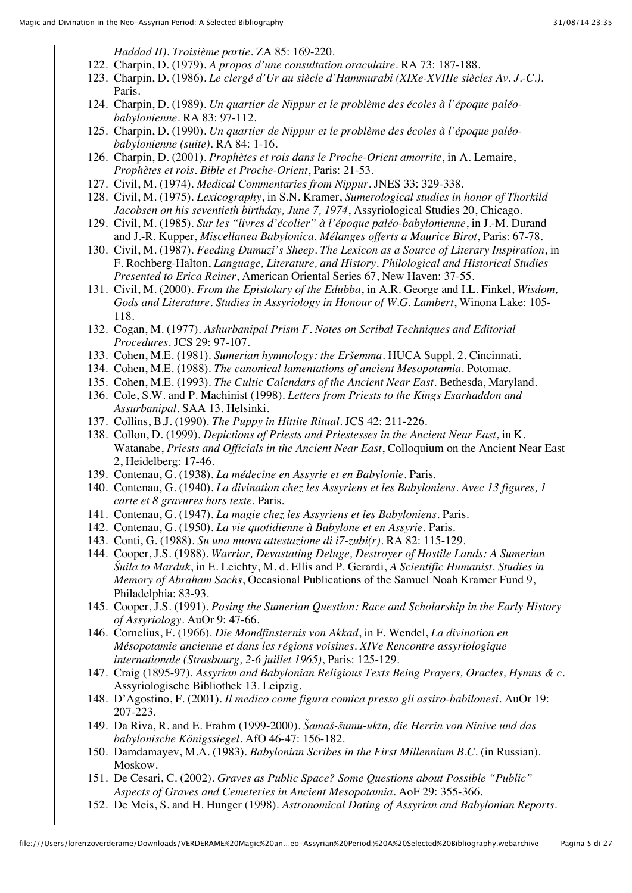*Haddad II). Troisième partie*. ZA 85: 169-220.

122. Charpin, D. (1979). *A propos d'une consultation oraculaire*. RA 73: 187-188.
123. Charpin, D. (1986). *Le clergé d'Ur au siècle d'Hammurabi (XIXe-XVIIIe siècles Av. J.-C.)*. Paris.
124. Charpin, D. (1989). *Un quartier de Nippur et le problème des écoles à l'époque paléo-babylonienne*. RA 83: 97-112.
125. Charpin, D. (1990). *Un quartier de Nippur et le problème des écoles à l'époque paléo-babylonienne (suite)*. RA 84: 1-16.
126. Charpin, D. (2001). *Prophètes et rois dans le Proche-Orient amorrite*, in A. Lemaire, *Prophètes et rois. Bible et Proche-Orient*, Paris: 21-53.
127. Civil, M. (1974). *Medical Commentaries from Nippur*. JNES 33: 329-338.
128. Civil, M. (1975). *Lexicography*, in S.N. Kramer, *Sumerological studies in honor of Thorkild Jacobsen on his seventieth birthday, June 7, 1974*, Assyriological Studies 20, Chicago.
129. Civil, M. (1985). *Sur les "livres d'écolier" à l'époque paléo-babylonienne*, in J.-M. Durand and J.-R. Kupper, *Miscellanea Babylonica. Mélanges offerts a Maurice Birot*, Paris: 67-78.
130. Civil, M. (1987). *Feeding Dumuzi's Sheep. The Lexicon as a Source of Literary Inspiration*, in F. Rochberg-Halton, *Language, Literature, and History. Philological and Historical Studies Presented to Erica Reiner*, American Oriental Series 67, New Haven: 37-55.
131. Civil, M. (2000). *From the Epistolary of the Edubba*, in A.R. George and I.L. Finkel, *Wisdom, Gods and Literature. Studies in Assyriology in Honour of W.G. Lambert*, Winona Lake: 105-118.
132. Cogan, M. (1977). *Ashurbanipal Prism F. Notes on Scribal Techniques and Editorial Procedures*. JCS 29: 97-107.
133. Cohen, M.E. (1981). *Sumerian hymnology: the Eršemma*. HUCA Suppl. 2. Cincinnati.
134. Cohen, M.E. (1988). *The canonical lamentations of ancient Mesopotamia*. Potomac.
135. Cohen, M.E. (1993). *The Cultic Calendars of the Ancient Near East*. Bethesda, Maryland.
136. Cole, S.W. and P. Machinist (1998). *Letters from Priests to the Kings Esarhaddon and Assurbanipal*. SAA 13. Helsinki.
137. Collins, B.J. (1990). *The Puppy in Hittite Ritual*. JCS 42: 211-226.
138. Collon, D. (1999). *Depictions of Priests and Priestesses in the Ancient Near East*, in K. Watanabe, *Priests and Officials in the Ancient Near East*, Colloquium on the Ancient Near East 2, Heidelberg: 17-46.
139. Contenau, G. (1938). *La médecine en Assyrie et en Babylonie*. Paris.
140. Contenau, G. (1940). *La divination chez les Assyriens et les Babyloniens. Avec 13 figures, 1 carte et 8 gravures hors texte*. Paris.
141. Contenau, G. (1947). *La magie chez les Assyriens et les Babyloniens*. Paris.
142. Contenau, G. (1950). *La vie quotidienne à Babylone et en Assyrie*. Paris.
143. Conti, G. (1988). *Su una nuova attestazione di i7-zubi(r)*. RA 82: 115-129.
144. Cooper, J.S. (1988). *Warrior, Devastating Deluge, Destroyer of Hostile Lands: A Sumerian Šuila to Marduk*, in E. Leichty, M. d. Ellis and P. Gerardi, *A Scientific Humanist. Studies in Memory of Abraham Sachs*, Occasional Publications of the Samuel Noah Kramer Fund 9, Philadelphia: 83-93.
145. Cooper, J.S. (1991). *Posing the Sumerian Question: Race and Scholarship in the Early History of Assyriology*. AuOr 9: 47-66.
146. Cornelius, F. (1966). *Die Mondfinsternis von Akkad*, in F. Wendel, *La divination en Mésopotamie ancienne et dans les régions voisines. XIVe Rencontre assyriologique internationale (Strasbourg, 2-6 juillet 1965)*, Paris: 125-129.
147. Craig (1895-97). *Assyrian and Babylonian Religious Texts Being Prayers, Oracles, Hymns & c*. Assyriologische Bibliothek 13. Leipzig.
148. D'Agostino, F. (2001). *Il medico come figura comica presso gli assiro-babilonesi*. AuOr 19: 207-223.
149. Da Riva, R. and E. Frahm (1999-2000). *Šamaš-šumu-ukīn, die Herrin von Ninive und das babylonische Königssiegel*. AfO 46-47: 156-182.
150. Damdamayev, M.A. (1983). *Babylonian Scribes in the First Millennium B.C*. (in Russian). Moskow.
151. De Cesari, C. (2002). *Graves as Public Space? Some Questions about Possible "Public" Aspects of Graves and Cemeteries in Ancient Mesopotamia*. AoF 29: 355-366.
152. De Meis, S. and H. Hunger (1998). *Astronomical Dating of Assyrian and Babylonian Reports*.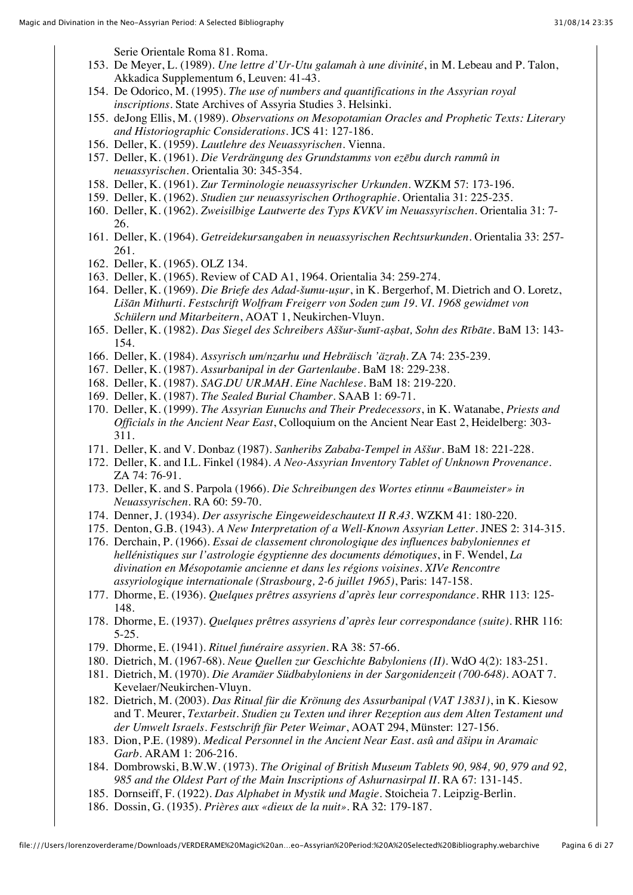Serie Orientale Roma 81. Roma.

153. De Meyer, L. (1989). *Une lettre d'Ur-Utu galamah à une divinité*, in M. Lebeau and P. Talon, Akkadica Supplementum 6, Leuven: 41-43.
154. De Odorico, M. (1995). *The use of numbers and quantifications in the Assyrian royal inscriptions*. State Archives of Assyria Studies 3. Helsinki.
155. deJong Ellis, M. (1989). *Observations on Mesopotamian Oracles and Prophetic Texts: Literary and Historiographic Considerations*. JCS 41: 127-186.
156. Deller, K. (1959). *Lautlehre des Neuassyrischen*. Vienna.
157. Deller, K. (1961). *Die Verdrängung des Grundstamms von ezēbu durch rammû in neuassyrischen*. Orientalia 30: 345-354.
158. Deller, K. (1961). *Zur Terminologie neuassyrischer Urkunden*. WZKM 57: 173-196.
159. Deller, K. (1962). *Studien zur neuassyrischen Orthographie*. Orientalia 31: 225-235.
160. Deller, K. (1962). *Zweisilbige Lautwerte des Typs KVKV im Neuassyrischen*. Orientalia 31: 7-26.
161. Deller, K. (1964). *Getreidekursangaben in neuassyrischen Rechtsurkunden*. Orientalia 33: 257-261.
162. Deller, K. (1965). OLZ 134.
163. Deller, K. (1965). Review of CAD A1, 1964. Orientalia 34: 259-274.
164. Deller, K. (1969). *Die Briefe des Adad-šumu-uṣur*, in K. Bergerhof, M. Dietrich and O. Loretz, *Lišān Mithurti. Festschrift Wolfram Freigerr von Soden zum 19. VI. 1968 gewidmet von Schülern und Mitarbeitern*, AOAT 1, Neukirchen-Vluyn.
165. Deller, K. (1982). *Das Siegel des Schreibers Aššur-šumī-aṣbat, Sohn des Rībāte*. BaM 13: 143-154.
166. Deller, K. (1984). *Assyrisch um/nzarhu und Hebräisch 'äzraḥ*. ZA 74: 235-239.
167. Deller, K. (1987). *Assurbanipal in der Gartenlaube*. BaM 18: 229-238.
168. Deller, K. (1987). *SAG.DU UR.MAH. Eine Nachlese*. BaM 18: 219-220.
169. Deller, K. (1987). *The Sealed Burial Chamber*. SAAB 1: 69-71.
170. Deller, K. (1999). *The Assyrian Eunuchs and Their Predecessors*, in K. Watanabe, *Priests and Officials in the Ancient Near East*, Colloquium on the Ancient Near East 2, Heidelberg: 303-311.
171. Deller, K. and V. Donbaz (1987). *Sanheribs Zababa-Tempel in Aššur*. BaM 18: 221-228.
172. Deller, K. and I.L. Finkel (1984). *A Neo-Assyrian Inventory Tablet of Unknown Provenance*. ZA 74: 76-91.
173. Deller, K. and S. Parpola (1966). *Die Schreibungen des Wortes etinnu «Baumeister» in Neuassyrischen*. RA 60: 59-70.
174. Denner, J. (1934). *Der assyrische Eingeweideschautext II R.43*. WZKM 41: 180-220.
175. Denton, G.B. (1943). *A New Interpretation of a Well-Known Assyrian Letter*. JNES 2: 314-315.
176. Derchain, P. (1966). *Essai de classement chronologique des influences babyloniennes et hellénistiques sur l'astrologie égyptienne des documents démotiques*, in F. Wendel, *La divination en Mésopotamie ancienne et dans les régions voisines. XIVe Rencontre assyriologique internationale (Strasbourg, 2-6 juillet 1965)*, Paris: 147-158.
177. Dhorme, E. (1936). *Quelques prêtres assyriens d'après leur correspondance*. RHR 113: 125-148.
178. Dhorme, E. (1937). *Quelques prêtres assyriens d'après leur correspondance (suite)*. RHR 116: 5-25.
179. Dhorme, E. (1941). *Rituel funéraire assyrien*. RA 38: 57-66.
180. Dietrich, M. (1967-68). *Neue Quellen zur Geschichte Babyloniens (II)*. WdO 4(2): 183-251.
181. Dietrich, M. (1970). *Die Aramäer Südbabyloniens in der Sargonidenzeit (700-648)*. AOAT 7. Kevelaer/Neukirchen-Vluyn.
182. Dietrich, M. (2003). *Das Ritual für die Krönung des Assurbanipal (VAT 13831)*, in K. Kiesow and T. Meurer, *Textarbeit. Studien zu Texten und ihrer Rezeption aus dem Alten Testament und der Umwelt Israels. Festschrift für Peter Weimar*, AOAT 294, Münster: 127-156.
183. Dion, P.E. (1989). *Medical Personnel in the Ancient Near East. asû and āšipu in Aramaic Garb*. ARAM 1: 206-216.
184. Dombrowski, B.W.W. (1973). *The Original of British Museum Tablets 90, 984, 90, 979 and 92, 985 and the Oldest Part of the Main Inscriptions of Ashurnasirpal II*. RA 67: 131-145.
185. Dornseiff, F. (1922). *Das Alphabet in Mystik und Magie*. Stoicheia 7. Leipzig-Berlin.
186. Dossin, G. (1935). *Prières aux «dieux de la nuit»*. RA 32: 179-187.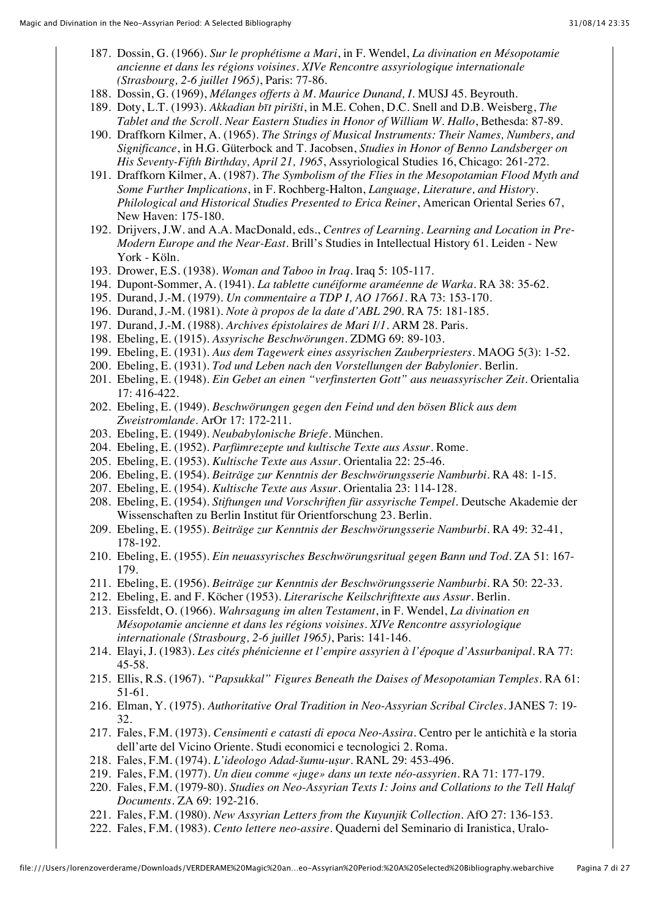187. Dossin, G. (1966). *Sur le prophétisme a Mari*, in F. Wendel, *La divination en Mésopotamie ancienne et dans les régions voisines. XIVe Rencontre assyriologique internationale (Strasbourg, 2-6 juillet 1965)*, Paris: 77-86.
188. Dossin, G. (1969), *Mélanges offerts à M. Maurice Dunand, I*. MUSJ 45. Beyrouth.
189. Doty, L.T. (1993). *Akkadian bīt pirišti*, in M.E. Cohen, D.C. Snell and D.B. Weisberg, *The Tablet and the Scroll. Near Eastern Studies in Honor of William W. Hallo*, Bethesda: 87-89.
190. Draffkorn Kilmer, A. (1965). *The Strings of Musical Instruments: Their Names, Numbers, and Significance*, in H.G. Güterbock and T. Jacobsen, *Studies in Honor of Benno Landsberger on His Seventy-Fifth Birthday, April 21, 1965*, Assyriological Studies 16, Chicago: 261-272.
191. Draffkorn Kilmer, A. (1987). *The Symbolism of the Flies in the Mesopotamian Flood Myth and Some Further Implications*, in F. Rochberg-Halton, *Language, Literature, and History. Philological and Historical Studies Presented to Erica Reiner*, American Oriental Series 67, New Haven: 175-180.
192. Drijvers, J.W. and A.A. MacDonald, eds., *Centres of Learning. Learning and Location in Pre-Modern Europe and the Near-East*. Brill's Studies in Intellectual History 61. Leiden - New York - Köln.
193. Drower, E.S. (1938). *Woman and Taboo in Iraq*. Iraq 5: 105-117.
194. Dupont-Sommer, A. (1941). *La tablette cunéiforme araméenne de Warka*. RA 38: 35-62.
195. Durand, J.-M. (1979). *Un commentaire a TDP I, AO 17661*. RA 73: 153-170.
196. Durand, J.-M. (1981). *Note à propos de la date d'ABL 290*. RA 75: 181-185.
197. Durand, J.-M. (1988). *Archives épistolaires de Mari I/1*. ARM 28. Paris.
198. Ebeling, E. (1915). *Assyrische Beschwörungen*. ZDMG 69: 89-103.
199. Ebeling, E. (1931). *Aus dem Tagewerk eines assyrischen Zauberpriesters*. MAOG 5(3): 1-52.
200. Ebeling, E. (1931). *Tod und Leben nach den Vorstellungen der Babylonier*. Berlin.
201. Ebeling, E. (1948). *Ein Gebet an einen "verfinsterten Gott" aus neuassyrischer Zeit*. Orientalia 17: 416-422.
202. Ebeling, E. (1949). *Beschwörungen gegen den Feind und den bösen Blick aus dem Zweistromlande*. ArOr 17: 172-211.
203. Ebeling, E. (1949). *Neubabylonische Briefe*. München.
204. Ebeling, E. (1952). *Parfümrezepte und kultische Texte aus Assur*. Rome.
205. Ebeling, E. (1953). *Kultische Texte aus Assur*. Orientalia 22: 25-46.
206. Ebeling, E. (1954). *Beiträge zur Kenntnis der Beschwörungsserie Namburbi*. RA 48: 1-15.
207. Ebeling, E. (1954). *Kultische Texte aus Assur*. Orientalia 23: 114-128.
208. Ebeling, E. (1954). *Stiftungen und Vorschriften für assyrische Tempel*. Deutsche Akademie der Wissenschaften zu Berlin Institut für Orientforschung 23. Berlin.
209. Ebeling, E. (1955). *Beiträge zur Kenntnis der Beschwörungsserie Namburbi*. RA 49: 32-41, 178-192.
210. Ebeling, E. (1955). *Ein neuassyrisches Beschwörungsritual gegen Bann und Tod*. ZA 51: 167-179.
211. Ebeling, E. (1956). *Beiträge zur Kenntnis der Beschwörungsserie Namburbi*. RA 50: 22-33.
212. Ebeling, E. and F. Köcher (1953). *Literarische Keilschrifttexte aus Assur*. Berlin.
213. Eissfeldt, O. (1966). *Wahrsagung im alten Testament*, in F. Wendel, *La divination en Mésopotamie ancienne et dans les régions voisines. XIVe Rencontre assyriologique internationale (Strasbourg, 2-6 juillet 1965)*, Paris: 141-146.
214. Elayi, J. (1983). *Les cités phénicienne et l'empire assyrien à l'époque d'Assurbanipal*. RA 77: 45-58.
215. Ellis, R.S. (1967). *"Papsukkal" Figures Beneath the Daises of Mesopotamian Temples*. RA 61: 51-61.
216. Elman, Y. (1975). *Authoritative Oral Tradition in Neo-Assyrian Scribal Circles*. JANES 7: 19-32.
217. Fales, F.M. (1973). *Censimenti e catasti di epoca Neo-Assira*. Centro per le antichità e la storia dell'arte del Vicino Oriente. Studi economici e tecnologici 2. Roma.
218. Fales, F.M. (1974). *L'ideologo Adad-šumu-uṣur*. RANL 29: 453-496.
219. Fales, F.M. (1977). *Un dieu comme «juge» dans un texte néo-assyrien*. RA 71: 177-179.
220. Fales, F.M. (1979-80). *Studies on Neo-Assyrian Texts I: Joins and Collations to the Tell Halaf Documents*. ZA 69: 192-216.
221. Fales, F.M. (1980). *New Assyrian Letters from the Kuyunjik Collection*. AfO 27: 136-153.
222. Fales, F.M. (1983). *Cento lettere neo-assire*. Quaderni del Seminario di Iranistica, Uralo-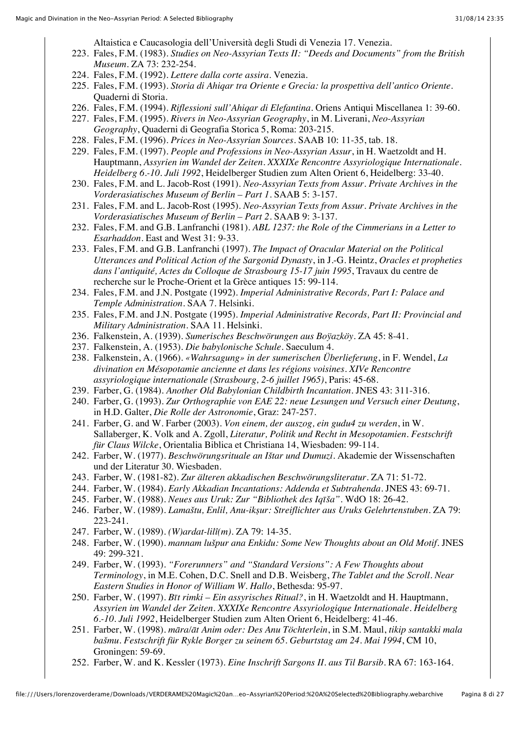Altaistica e Caucasologia dell'Università degli Studi di Venezia 17. Venezia.

223. Fales, F.M. (1983). *Studies on Neo-Assyrian Texts II: "Deeds and Documents" from the British Museum*. ZA 73: 232-254.
224. Fales, F.M. (1992). *Lettere dalla corte assira*. Venezia.
225. Fales, F.M. (1993). *Storia di Ahiqar tra Oriente e Grecia: la prospettiva dell'antico Oriente*. Quaderni di Storia.
226. Fales, F.M. (1994). *Riflessioni sull'Ahiqar di Elefantina*. Oriens Antiqui Miscellanea 1: 39-60.
227. Fales, F.M. (1995). *Rivers in Neo-Assyrian Geography*, in M. Liverani, *Neo-Assyrian Geography*, Quaderni di Geografia Storica 5, Roma: 203-215.
228. Fales, F.M. (1996). *Prices in Neo-Assyrian Sources*. SAAB 10: 11-35, tab. 18.
229. Fales, F.M. (1997). *People and Professions in Neo-Assyrian Assur*, in H. Waetzoldt and H. Hauptmann, *Assyrien im Wandel der Zeiten. XXXIXe Rencontre Assyriologique Internationale. Heidelberg 6.-10. Juli 1992*, Heidelberger Studien zum Alten Orient 6, Heidelberg: 33-40.
230. Fales, F.M. and L. Jacob-Rost (1991). *Neo-Assyrian Texts from Assur. Private Archives in the Vorderasiatisches Museum of Berlin – Part 1*. SAAB 5: 3-157.
231. Fales, F.M. and L. Jacob-Rost (1995). *Neo-Assyrian Texts from Assur. Private Archives in the Vorderasiatisches Museum of Berlin – Part 2*. SAAB 9: 3-137.
232. Fales, F.M. and G.B. Lanfranchi (1981). *ABL 1237: the Role of the Cimmerians in a Letter to Esarhaddon*. East and West 31: 9-33.
233. Fales, F.M. and G.B. Lanfranchi (1997). *The Impact of Oracular Material on the Political Utterances and Political Action of the Sargonid Dynasty*, in J.-G. Heintz, *Oracles et propheties dans l'antiquité, Actes du Colloque de Strasbourg 15-17 juin 1995*, Travaux du centre de recherche sur le Proche-Orient et la Grèce antiques 15: 99-114.
234. Fales, F.M. and J.N. Postgate (1992). *Imperial Administrative Records, Part I: Palace and Temple Administration*. SAA 7. Helsinki.
235. Fales, F.M. and J.N. Postgate (1995). *Imperial Administrative Records, Part II: Provincial and Military Administration*. SAA 11. Helsinki.
236. Falkenstein, A. (1939). *Sumerisches Beschwörungen aus Boÿazköy*. ZA 45: 8-41.
237. Falkenstein, A. (1953). *Die babylonische Schule*. Saeculum 4.
238. Falkenstein, A. (1966). *«Wahrsagung» in der sumerischen Überlieferung*, in F. Wendel, *La divination en Mésopotamie ancienne et dans les régions voisines. XIVe Rencontre assyriologique internationale (Strasbourg, 2-6 juillet 1965)*, Paris: 45-68.
239. Farber, G. (1984). *Another Old Babylonian Childbirth Incantation*. JNES 43: 311-316.
240. Farber, G. (1993). *Zur Orthographie von EAE 22: neue Lesungen und Versuch einer Deutung*, in H.D. Galter, *Die Rolle der Astronomie*, Graz: 247-257.
241. Farber, G. and W. Farber (2003). *Von einem, der auszog, ein gudu4 zu werden*, in W. Sallaberger, K. Volk and A. Zgoll, *Literatur, Politik und Recht in Mesopotamien. Festschrift für Claus Wilcke*, Orientalia Biblica et Christiana 14, Wiesbaden: 99-114.
242. Farber, W. (1977). *Beschwörungsrituale an Ištar und Dumuzi*. Akademie der Wissenschaften und der Literatur 30. Wiesbaden.
243. Farber, W. (1981-82). *Zur älteren akkadischen Beschwörungsliteratur*. ZA 71: 51-72.
244. Farber, W. (1984). *Early Akkadian Incantations: Addenda et Subtrahenda*. JNES 43: 69-71.
245. Farber, W. (1988). *Neues aus Uruk: Zur "Bibliothek des Iqīša"*. WdO 18: 26-42.
246. Farber, W. (1989). *Lamaštu, Enlil, Anu-ikṣur: Streiflichter aus Uruks Gelehrtenstuben*. ZA 79: 223-241.
247. Farber, W. (1989). *(W)ardat-lilî(m)*. ZA 79: 14-35.
248. Farber, W. (1990). *mannam lušpur ana Enkidu: Some New Thoughts about an Old Motif*. JNES 49: 299-321.
249. Farber, W. (1993). *"Forerunners" and "Standard Versions": A Few Thoughts about Terminology*, in M.E. Cohen, D.C. Snell and D.B. Weisberg, *The Tablet and the Scroll. Near Eastern Studies in Honor of William W. Hallo*, Bethesda: 95-97.
250. Farber, W. (1997). *Bīt rimki – Ein assyrisches Ritual?*, in H. Waetzoldt and H. Hauptmann, *Assyrien im Wandel der Zeiten. XXXIXe Rencontre Assyriologique Internationale. Heidelberg 6.-10. Juli 1992*, Heidelberger Studien zum Alten Orient 6, Heidelberg: 41-46.
251. Farber, W. (1998). *māra/āt Anim oder: Des Anu Töchterlein*, in S.M. Maul, *tikip santakki mala bašmu. Festschrift für Rykle Borger zu seinem 65. Geburtstag am 24. Mai 1994*, CM 10, Groningen: 59-69.
252. Farber, W. and K. Kessler (1973). *Eine Inschrift Sargons II. aus Til Barsib*. RA 67: 163-164.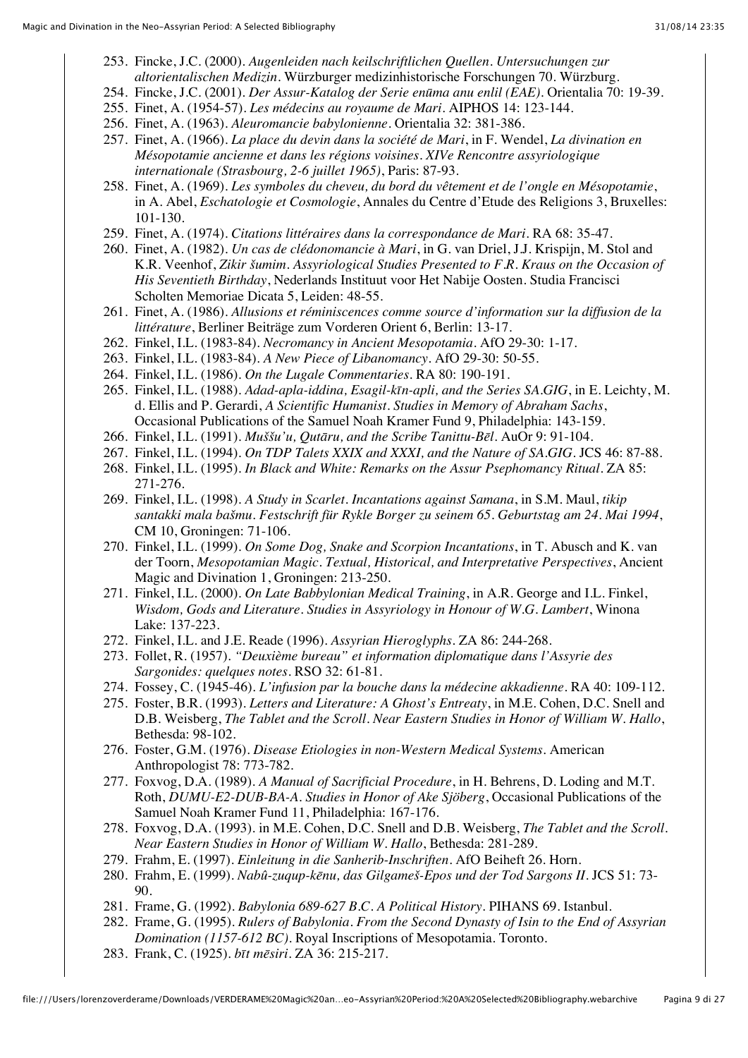253. Fincke, J.C. (2000). *Augenleiden nach keilschriftlichen Quellen. Untersuchungen zur altorientalischen Medizin*. Würzburger medizinhistorische Forschungen 70. Würzburg.
254. Fincke, J.C. (2001). *Der Assur-Katalog der Serie enūma anu enlil (EAE)*. Orientalia 70: 19-39.
255. Finet, A. (1954-57). *Les médecins au royaume de Mari*. AIPHOS 14: 123-144.
256. Finet, A. (1963). *Aleuromancie babylonienne*. Orientalia 32: 381-386.
257. Finet, A. (1966). *La place du devin dans la société de Mari*, in F. Wendel, *La divination en Mésopotamie ancienne et dans les régions voisines. XIVe Rencontre assyriologique internationale (Strasbourg, 2-6 juillet 1965)*, Paris: 87-93.
258. Finet, A. (1969). *Les symboles du cheveu, du bord du vêtement et de l'ongle en Mésopotamie*, in A. Abel, *Eschatologie et Cosmologie*, Annales du Centre d'Etude des Religions 3, Bruxelles: 101-130.
259. Finet, A. (1974). *Citations littéraires dans la correspondance de Mari*. RA 68: 35-47.
260. Finet, A. (1982). *Un cas de clédonomancie à Mari*, in G. van Driel, J.J. Krispijn, M. Stol and K.R. Veenhof, *Zikir šumim. Assyriological Studies Presented to F.R. Kraus on the Occasion of His Seventieth Birthday*, Nederlands Instituut voor Het Nabije Oosten. Studia Francisci Scholten Memoriae Dicata 5, Leiden: 48-55.
261. Finet, A. (1986). *Allusions et réminiscences comme source d'information sur la diffusion de la littérature*, Berliner Beiträge zum Vorderen Orient 6, Berlin: 13-17.
262. Finkel, I.L. (1983-84). *Necromancy in Ancient Mesopotamia*. AfO 29-30: 1-17.
263. Finkel, I.L. (1983-84). *A New Piece of Libanomancy*. AfO 29-30: 50-55.
264. Finkel, I.L. (1986). *On the Lugale Commentaries*. RA 80: 190-191.
265. Finkel, I.L. (1988). *Adad-apla-iddina, Esagil-kīn-apli, and the Series SA.GIG*, in E. Leichty, M. d. Ellis and P. Gerardi, *A Scientific Humanist. Studies in Memory of Abraham Sachs*, Occasional Publications of the Samuel Noah Kramer Fund 9, Philadelphia: 143-159.
266. Finkel, I.L. (1991). *Muššu'u, Qutāru, and the Scribe Tanittu-Bēl*. AuOr 9: 91-104.
267. Finkel, I.L. (1994). *On TDP Talets XXIX and XXXI, and the Nature of SA.GIG*. JCS 46: 87-88.
268. Finkel, I.L. (1995). *In Black and White: Remarks on the Assur Psephomancy Ritual*. ZA 85: 271-276.
269. Finkel, I.L. (1998). *A Study in Scarlet. Incantations against Samana*, in S.M. Maul, *tikip santakki mala bašmu. Festschrift für Rykle Borger zu seinem 65. Geburtstag am 24. Mai 1994*, CM 10, Groningen: 71-106.
270. Finkel, I.L. (1999). *On Some Dog, Snake and Scorpion Incantations*, in T. Abusch and K. van der Toorn, *Mesopotamian Magic. Textual, Historical, and Interpretative Perspectives*, Ancient Magic and Divination 1, Groningen: 213-250.
271. Finkel, I.L. (2000). *On Late Babbylonian Medical Training*, in A.R. George and I.L. Finkel, *Wisdom, Gods and Literature. Studies in Assyriology in Honour of W.G. Lambert*, Winona Lake: 137-223.
272. Finkel, I.L. and J.E. Reade (1996). *Assyrian Hieroglyphs*. ZA 86: 244-268.
273. Follet, R. (1957). *"Deuxième bureau" et information diplomatique dans l'Assyrie des Sargonides: quelques notes*. RSO 32: 61-81.
274. Fossey, C. (1945-46). *L'infusion par la bouche dans la médecine akkadienne*. RA 40: 109-112.
275. Foster, B.R. (1993). *Letters and Literature: A Ghost's Entreaty*, in M.E. Cohen, D.C. Snell and D.B. Weisberg, *The Tablet and the Scroll. Near Eastern Studies in Honor of William W. Hallo*, Bethesda: 98-102.
276. Foster, G.M. (1976). *Disease Etiologies in non-Western Medical Systems*. American Anthropologist 78: 773-782.
277. Foxvog, D.A. (1989). *A Manual of Sacrificial Procedure*, in H. Behrens, D. Loding and M.T. Roth, *DUMU-E2-DUB-BA-A. Studies in Honor of Ake Sjöberg*, Occasional Publications of the Samuel Noah Kramer Fund 11, Philadelphia: 167-176.
278. Foxvog, D.A. (1993). in M.E. Cohen, D.C. Snell and D.B. Weisberg, *The Tablet and the Scroll. Near Eastern Studies in Honor of William W. Hallo*, Bethesda: 281-289.
279. Frahm, E. (1997). *Einleitung in die Sanherib-Inschriften*. AfO Beiheft 26. Horn.
280. Frahm, E. (1999). *Nabû-zuqup-kēnu, das Gilgameš-Epos und der Tod Sargons II*. JCS 51: 73-90.
281. Frame, G. (1992). *Babylonia 689-627 B.C. A Political History*. PIHANS 69. Istanbul.
282. Frame, G. (1995). *Rulers of Babylonia. From the Second Dynasty of Isin to the End of Assyrian Domination (1157-612 BC)*. Royal Inscriptions of Mesopotamia. Toronto.
283. Frank, C. (1925). *bīt mēsiri*. ZA 36: 215-217.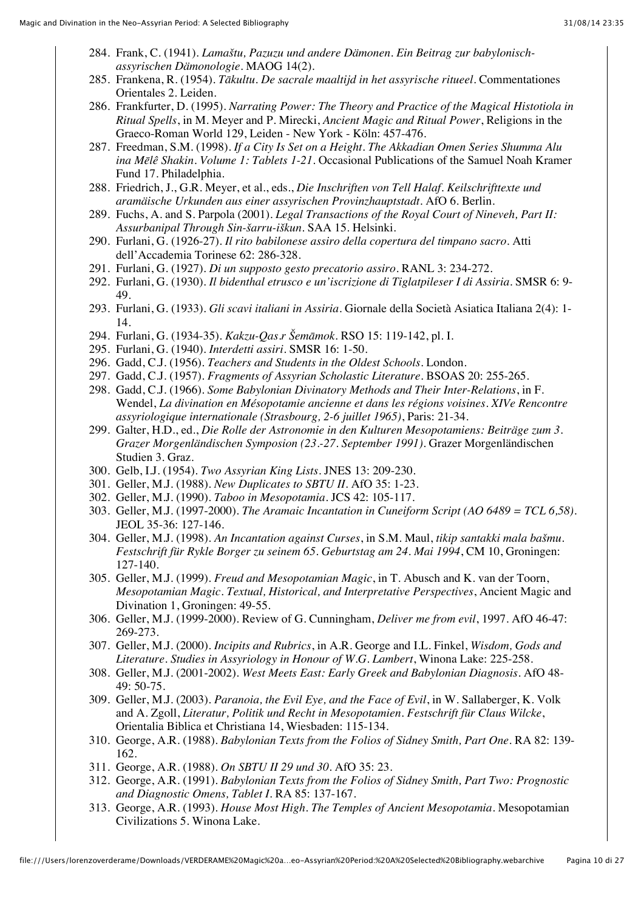284. Frank, C. (1941). *Lamaštu, Pazuzu und andere Dämonen. Ein Beitrag zur babylonisch-assyrischen Dämonologie*. MAOG 14(2).
285. Frankena, R. (1954). *Tākultu. De sacrale maaltijd in het assyrische ritueel*. Commentationes Orientales 2. Leiden.
286. Frankfurter, D. (1995). *Narrating Power: The Theory and Practice of the Magical Histotiola in Ritual Spells*, in M. Meyer and P. Mirecki, *Ancient Magic and Ritual Power*, Religions in the Graeco-Roman World 129, Leiden - New York - Köln: 457-476.
287. Freedman, S.M. (1998). *If a City Is Set on a Height. The Akkadian Omen Series Shumma Alu ina Mēlê Shakin. Volume 1: Tablets 1-21*. Occasional Publications of the Samuel Noah Kramer Fund 17. Philadelphia.
288. Friedrich, J., G.R. Meyer, et al., eds., *Die Inschriften von Tell Halaf. Keilschrifttexte und aramäische Urkunden aus einer assyrischen Provinzhauptstadt*. AfO 6. Berlin.
289. Fuchs, A. and S. Parpola (2001). *Legal Transactions of the Royal Court of Nineveh, Part II: Assurbanipal Through Sin-šarru-iškun*. SAA 15. Helsinki.
290. Furlani, G. (1926-27). *Il rito babilonese assiro della copertura del timpano sacro*. Atti dell'Accademia Torinese 62: 286-328.
291. Furlani, G. (1927). *Di un supposto gesto precatorio assiro*. RANL 3: 234-272.
292. Furlani, G. (1930). *Il bidenthal etrusco e un'iscrizione di Tiglatpileser I di Assiria*. SMSR 6: 9-49.
293. Furlani, G. (1933). *Gli scavi italiani in Assiria*. Giornale della Società Asiatica Italiana 2(4): 1-14.
294. Furlani, G. (1934-35). *Kakzu-Qas.r Šemāmok*. RSO 15: 119-142, pl. I.
295. Furlani, G. (1940). *Interdetti assiri*. SMSR 16: 1-50.
296. Gadd, C.J. (1956). *Teachers and Students in the Oldest Schools*. London.
297. Gadd, C.J. (1957). *Fragments of Assyrian Scholastic Literature*. BSOAS 20: 255-265.
298. Gadd, C.J. (1966). *Some Babylonian Divinatory Methods and Their Inter-Relations*, in F. Wendel, *La divination en Mésopotamie ancienne et dans les régions voisines. XIVe Rencontre assyriologique internationale (Strasbourg, 2-6 juillet 1965)*, Paris: 21-34.
299. Galter, H.D., ed., *Die Rolle der Astronomie in den Kulturen Mesopotamiens: Beiträge zum 3. Grazer Morgenländischen Symposion (23.-27. September 1991)*. Grazer Morgenländischen Studien 3. Graz.
300. Gelb, I.J. (1954). *Two Assyrian King Lists*. JNES 13: 209-230.
301. Geller, M.J. (1988). *New Duplicates to SBTU II*. AfO 35: 1-23.
302. Geller, M.J. (1990). *Taboo in Mesopotamia*. JCS 42: 105-117.
303. Geller, M.J. (1997-2000). *The Aramaic Incantation in Cuneiform Script (AO 6489 = TCL 6,58)*. JEOL 35-36: 127-146.
304. Geller, M.J. (1998). *An Incantation against Curses*, in S.M. Maul, *tikip santakki mala bašmu. Festschrift für Rykle Borger zu seinem 65. Geburtstag am 24. Mai 1994*, CM 10, Groningen: 127-140.
305. Geller, M.J. (1999). *Freud and Mesopotamian Magic*, in T. Abusch and K. van der Toorn, *Mesopotamian Magic. Textual, Historical, and Interpretative Perspectives*, Ancient Magic and Divination 1, Groningen: 49-55.
306. Geller, M.J. (1999-2000). Review of G. Cunningham, *Deliver me from evil*, 1997. AfO 46-47: 269-273.
307. Geller, M.J. (2000). *Incipits and Rubrics*, in A.R. George and I.L. Finkel, *Wisdom, Gods and Literature. Studies in Assyriology in Honour of W.G. Lambert*, Winona Lake: 225-258.
308. Geller, M.J. (2001-2002). *West Meets East: Early Greek and Babylonian Diagnosis*. AfO 48-49: 50-75.
309. Geller, M.J. (2003). *Paranoia, the Evil Eye, and the Face of Evil*, in W. Sallaberger, K. Volk and A. Zgoll, *Literatur, Politik und Recht in Mesopotamien. Festschrift für Claus Wilcke*, Orientalia Biblica et Christiana 14, Wiesbaden: 115-134.
310. George, A.R. (1988). *Babylonian Texts from the Folios of Sidney Smith, Part One*. RA 82: 139-162.
311. George, A.R. (1988). *On SBTU II 29 und 30*. AfO 35: 23.
312. George, A.R. (1991). *Babylonian Texts from the Folios of Sidney Smith, Part Two: Prognostic and Diagnostic Omens, Tablet I*. RA 85: 137-167.
313. George, A.R. (1993). *House Most High. The Temples of Ancient Mesopotamia*. Mesopotamian Civilizations 5. Winona Lake.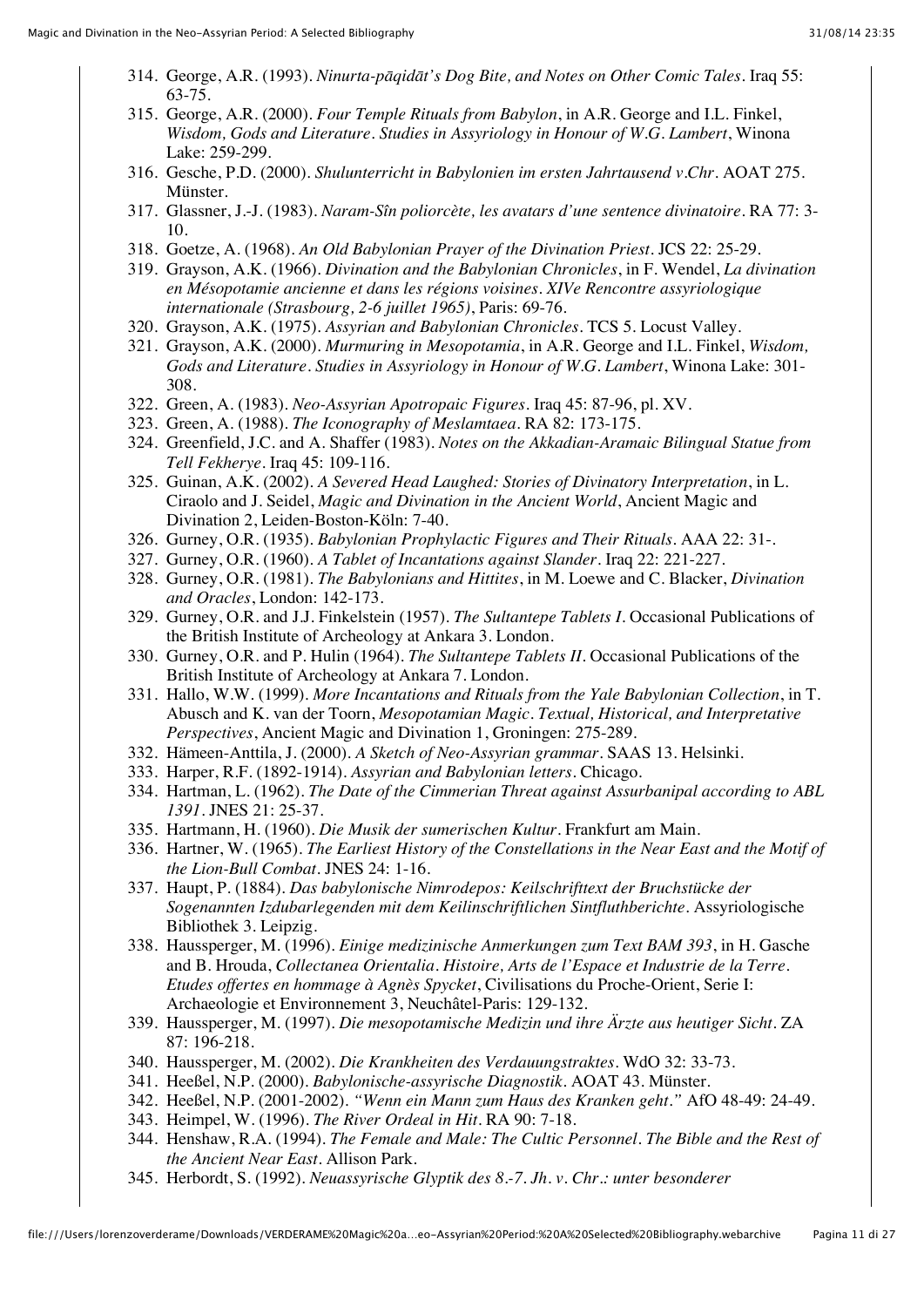314. George, A.R. (1993). *Ninurta-pāqidāt's Dog Bite, and Notes on Other Comic Tales*. Iraq 55: 63-75.
315. George, A.R. (2000). *Four Temple Rituals from Babylon*, in A.R. George and I.L. Finkel, *Wisdom, Gods and Literature. Studies in Assyriology in Honour of W.G. Lambert*, Winona Lake: 259-299.
316. Gesche, P.D. (2000). *Shulunterricht in Babylonien im ersten Jahrtausend v.Chr.* AOAT 275. Münster.
317. Glassner, J.-J. (1983). *Naram-Sîn poliorcète, les avatars d'une sentence divinatoire*. RA 77: 3-10.
318. Goetze, A. (1968). *An Old Babylonian Prayer of the Divination Priest*. JCS 22: 25-29.
319. Grayson, A.K. (1966). *Divination and the Babylonian Chronicles*, in F. Wendel, *La divination en Mésopotamie ancienne et dans les régions voisines. XIVe Rencontre assyriologique internationale (Strasbourg, 2-6 juillet 1965)*, Paris: 69-76.
320. Grayson, A.K. (1975). *Assyrian and Babylonian Chronicles*. TCS 5. Locust Valley.
321. Grayson, A.K. (2000). *Murmuring in Mesopotamia*, in A.R. George and I.L. Finkel, *Wisdom, Gods and Literature. Studies in Assyriology in Honour of W.G. Lambert*, Winona Lake: 301-308.
322. Green, A. (1983). *Neo-Assyrian Apotropaic Figures*. Iraq 45: 87-96, pl. XV.
323. Green, A. (1988). *The Iconography of Meslamtaea*. RA 82: 173-175.
324. Greenfield, J.C. and A. Shaffer (1983). *Notes on the Akkadian-Aramaic Bilingual Statue from Tell Fekherye*. Iraq 45: 109-116.
325. Guinan, A.K. (2002). *A Severed Head Laughed: Stories of Divinatory Interpretation*, in L. Ciraolo and J. Seidel, *Magic and Divination in the Ancient World*, Ancient Magic and Divination 2, Leiden-Boston-Köln: 7-40.
326. Gurney, O.R. (1935). *Babylonian Prophylactic Figures and Their Rituals*. AAA 22: 31-.
327. Gurney, O.R. (1960). *A Tablet of Incantations against Slander*. Iraq 22: 221-227.
328. Gurney, O.R. (1981). *The Babylonians and Hittites*, in M. Loewe and C. Blacker, *Divination and Oracles*, London: 142-173.
329. Gurney, O.R. and J.J. Finkelstein (1957). *The Sultantepe Tablets I*. Occasional Publications of the British Institute of Archeology at Ankara 3. London.
330. Gurney, O.R. and P. Hulin (1964). *The Sultantepe Tablets II*. Occasional Publications of the British Institute of Archeology at Ankara 7. London.
331. Hallo, W.W. (1999). *More Incantations and Rituals from the Yale Babylonian Collection*, in T. Abusch and K. van der Toorn, *Mesopotamian Magic. Textual, Historical, and Interpretative Perspectives*, Ancient Magic and Divination 1, Groningen: 275-289.
332. Hämeen-Anttila, J. (2000). *A Sketch of Neo-Assyrian grammar*. SAAS 13. Helsinki.
333. Harper, R.F. (1892-1914). *Assyrian and Babylonian letters*. Chicago.
334. Hartman, L. (1962). *The Date of the Cimmerian Threat against Assurbanipal according to ABL 1391*. JNES 21: 25-37.
335. Hartmann, H. (1960). *Die Musik der sumerischen Kultur*. Frankfurt am Main.
336. Hartner, W. (1965). *The Earliest History of the Constellations in the Near East and the Motif of the Lion-Bull Combat*. JNES 24: 1-16.
337. Haupt, P. (1884). *Das babylonische Nimrodepos: Keilschrifttext der Bruchstücke der Sogenannten Izdubarlegenden mit dem Keilinschriftlichen Sintfluthberichte*. Assyriologische Bibliothek 3. Leipzig.
338. Haussperger, M. (1996). *Einige medizinische Anmerkungen zum Text BAM 393*, in H. Gasche and B. Hrouda, *Collectanea Orientalia. Histoire, Arts de l'Espace et Industrie de la Terre. Etudes offertes en hommage à Agnès Spycket*, Civilisations du Proche-Orient, Serie I: Archaeologie et Environnement 3, Neuchâtel-Paris: 129-132.
339. Haussperger, M. (1997). *Die mesopotamische Medizin und ihre Ärzte aus heutiger Sicht*. ZA 87: 196-218.
340. Haussperger, M. (2002). *Die Krankheiten des Verdauungstraktes*. WdO 32: 33-73.
341. Heeßel, N.P. (2000). *Babylonische-assyrische Diagnostik*. AOAT 43. Münster.
342. Heeßel, N.P. (2001-2002). *"Wenn ein Mann zum Haus des Kranken geht."* AfO 48-49: 24-49.
343. Heimpel, W. (1996). *The River Ordeal in Hit*. RA 90: 7-18.
344. Henshaw, R.A. (1994). *The Female and Male: The Cultic Personnel. The Bible and the Rest of the Ancient Near East*. Allison Park.
345. Herbordt, S. (1992). *Neuassyrische Glyptik des 8.-7. Jh. v. Chr.: unter besonderer*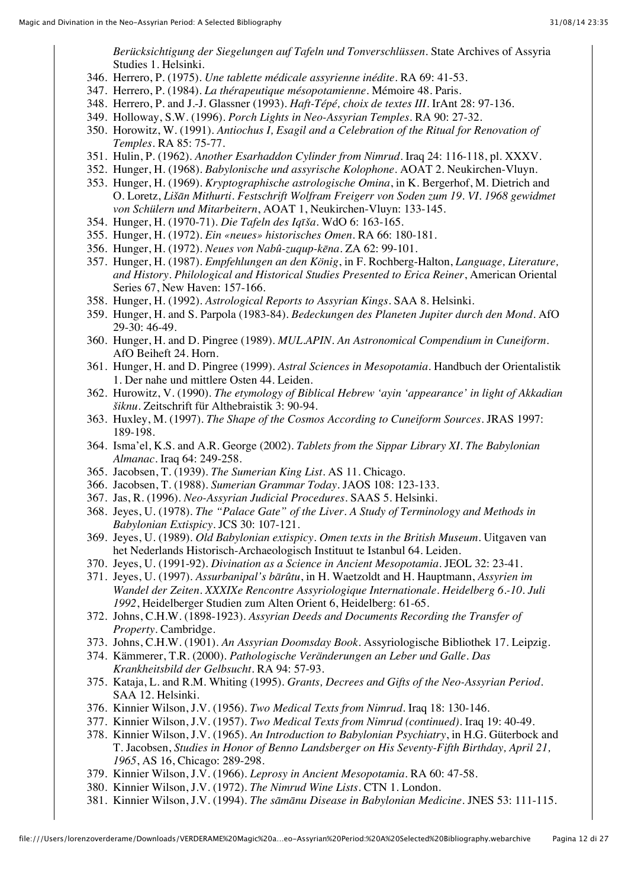*Berücksichtigung der Siegelungen auf Tafeln und Tonverschlüssen*. State Archives of Assyria Studies 1. Helsinki.

346. Herrero, P. (1975). *Une tablette médicale assyrienne inédite*. RA 69: 41-53.
347. Herrero, P. (1984). *La thérapeutique mésopotamienne*. Mémoire 48. Paris.
348. Herrero, P. and J.-J. Glassner (1993). *Haft-Tépé, choix de textes III*. IrAnt 28: 97-136.
349. Holloway, S.W. (1996). *Porch Lights in Neo-Assyrian Temples*. RA 90: 27-32.
350. Horowitz, W. (1991). *Antiochus I, Esagil and a Celebration of the Ritual for Renovation of Temples*. RA 85: 75-77.
351. Hulin, P. (1962). *Another Esarhaddon Cylinder from Nimrud*. Iraq 24: 116-118, pl. XXXV.
352. Hunger, H. (1968). *Babylonische und assyrische Kolophone*. AOAT 2. Neukirchen-Vluyn.
353. Hunger, H. (1969). *Kryptographische astrologische Omina*, in K. Bergerhof, M. Dietrich and O. Loretz, *Lišān Mithurti. Festschrift Wolfram Freigerr von Soden zum 19. VI. 1968 gewidmet von Schülern und Mitarbeitern*, AOAT 1, Neukirchen-Vluyn: 133-145.
354. Hunger, H. (1970-71). *Die Tafeln des Iqīša*. WdO 6: 163-165.
355. Hunger, H. (1972). *Ein «neues» historisches Omen*. RA 66: 180-181.
356. Hunger, H. (1972). *Neues von Nabû-zuqup-kēna*. ZA 62: 99-101.
357. Hunger, H. (1987). *Empfehlungen an den König*, in F. Rochberg-Halton, *Language, Literature, and History. Philological and Historical Studies Presented to Erica Reiner*, American Oriental Series 67, New Haven: 157-166.
358. Hunger, H. (1992). *Astrological Reports to Assyrian Kings*. SAA 8. Helsinki.
359. Hunger, H. and S. Parpola (1983-84). *Bedeckungen des Planeten Jupiter durch den Mond*. AfO 29-30: 46-49.
360. Hunger, H. and D. Pingree (1989). *MUL.APIN. An Astronomical Compendium in Cuneiform*. AfO Beiheft 24. Horn.
361. Hunger, H. and D. Pingree (1999). *Astral Sciences in Mesopotamia*. Handbuch der Orientalistik 1. Der nahe und mittlere Osten 44. Leiden.
362. Hurowitz, V. (1990). *The etymology of Biblical Hebrew 'ayin 'appearance' in light of Akkadian šiknu*. Zeitschrift für Althebraistik 3: 90-94.
363. Huxley, M. (1997). *The Shape of the Cosmos According to Cuneiform Sources*. JRAS 1997: 189-198.
364. Isma'el, K.S. and A.R. George (2002). *Tablets from the Sippar Library XI. The Babylonian Almanac*. Iraq 64: 249-258.
365. Jacobsen, T. (1939). *The Sumerian King List*. AS 11. Chicago.
366. Jacobsen, T. (1988). *Sumerian Grammar Today*. JAOS 108: 123-133.
367. Jas, R. (1996). *Neo-Assyrian Judicial Procedures*. SAAS 5. Helsinki.
368. Jeyes, U. (1978). *The "Palace Gate" of the Liver. A Study of Terminology and Methods in Babylonian Extispicy*. JCS 30: 107-121.
369. Jeyes, U. (1989). *Old Babylonian extispicy. Omen texts in the British Museum*. Uitgaven van het Nederlands Historisch-Archaeologisch Instituut te Istanbul 64. Leiden.
370. Jeyes, U. (1991-92). *Divination as a Science in Ancient Mesopotamia*. JEOL 32: 23-41.
371. Jeyes, U. (1997). *Assurbanipal's bārûtu*, in H. Waetzoldt and H. Hauptmann, *Assyrien im Wandel der Zeiten. XXXIXe Rencontre Assyriologique Internationale. Heidelberg 6.-10. Juli 1992*, Heidelberger Studien zum Alten Orient 6, Heidelberg: 61-65.
372. Johns, C.H.W. (1898-1923). *Assyrian Deeds and Documents Recording the Transfer of Property*. Cambridge.
373. Johns, C.H.W. (1901). *An Assyrian Doomsday Book*. Assyriologische Bibliothek 17. Leipzig.
374. Kämmerer, T.R. (2000). *Pathologische Veränderungen an Leber und Galle. Das Krankheitsbild der Gelbsucht*. RA 94: 57-93.
375. Kataja, L. and R.M. Whiting (1995). *Grants, Decrees and Gifts of the Neo-Assyrian Period*. SAA 12. Helsinki.
376. Kinnier Wilson, J.V. (1956). *Two Medical Texts from Nimrud*. Iraq 18: 130-146.
377. Kinnier Wilson, J.V. (1957). *Two Medical Texts from Nimrud (continued)*. Iraq 19: 40-49.
378. Kinnier Wilson, J.V. (1965). *An Introduction to Babylonian Psychiatry*, in H.G. Güterbock and T. Jacobsen, *Studies in Honor of Benno Landsberger on His Seventy-Fifth Birthday, April 21, 1965*, AS 16, Chicago: 289-298.
379. Kinnier Wilson, J.V. (1966). *Leprosy in Ancient Mesopotamia*. RA 60: 47-58.
380. Kinnier Wilson, J.V. (1972). *The Nimrud Wine Lists*. CTN 1. London.
381. Kinnier Wilson, J.V. (1994). *The sāmānu Disease in Babylonian Medicine*. JNES 53: 111-115.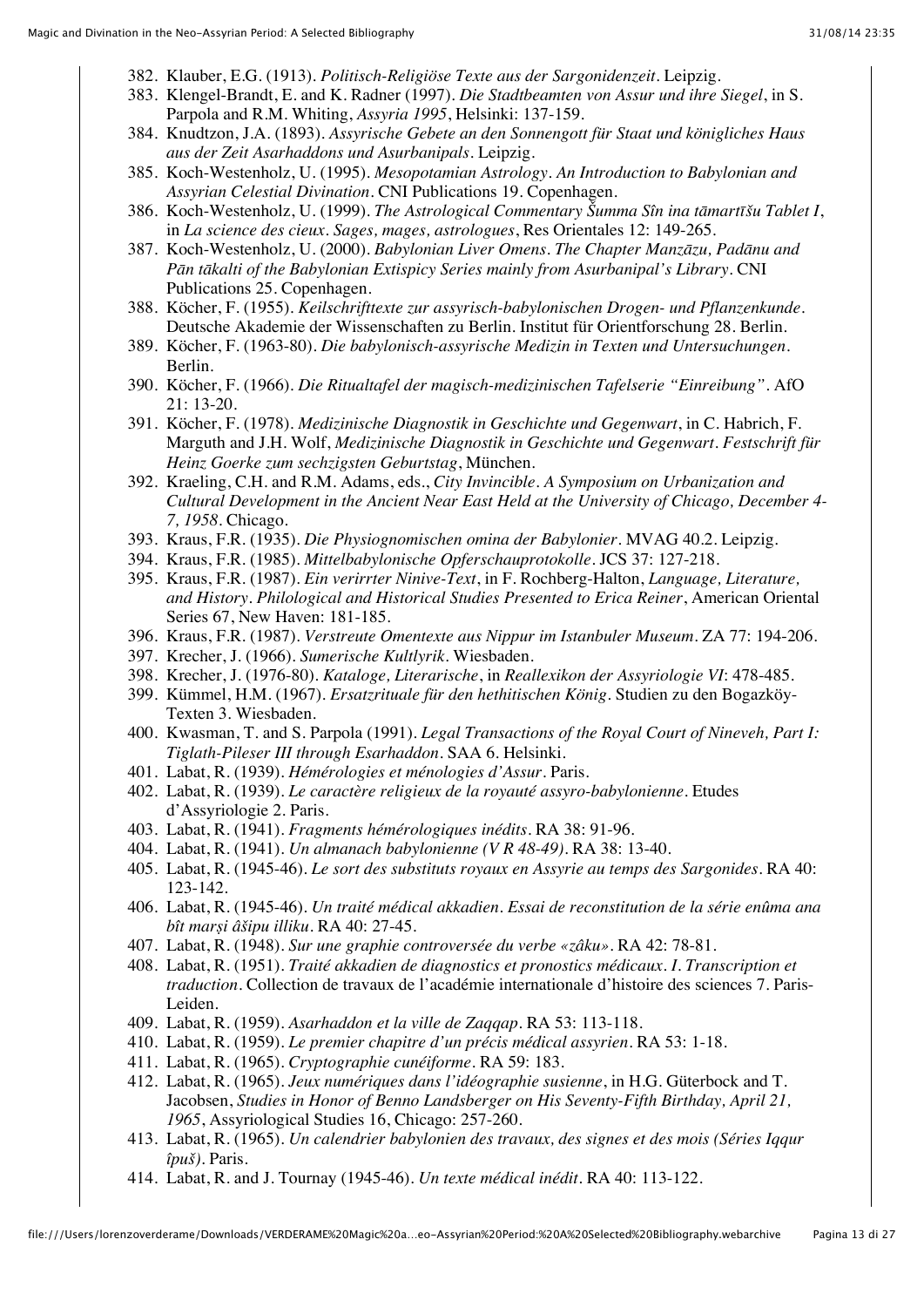382. Klauber, E.G. (1913). *Politisch-Religiöse Texte aus der Sargonidenzeit*. Leipzig.
383. Klengel-Brandt, E. and K. Radner (1997). *Die Stadtbeamten von Assur und ihre Siegel*, in S. Parpola and R.M. Whiting, *Assyria 1995*, Helsinki: 137-159.
384. Knudtzon, J.A. (1893). *Assyrische Gebete an den Sonnengott für Staat und königliches Haus aus der Zeit Asarhaddons und Asurbanipals*. Leipzig.
385. Koch-Westenholz, U. (1995). *Mesopotamian Astrology. An Introduction to Babylonian and Assyrian Celestial Divination*. CNI Publications 19. Copenhagen.
386. Koch-Westenholz, U. (1999). *The Astrological Commentary Šumma Sîn ina tāmartīšu Tablet I*, in *La science des cieux. Sages, mages, astrologues*, Res Orientales 12: 149-265.
387. Koch-Westenholz, U. (2000). *Babylonian Liver Omens. The Chapter Manzāzu, Padānu and Pān tākalti of the Babylonian Extispicy Series mainly from Asurbanipal's Library*. CNI Publications 25. Copenhagen.
388. Köcher, F. (1955). *Keilschrifttexte zur assyrisch-babylonischen Drogen- und Pflanzenkunde*. Deutsche Akademie der Wissenschaften zu Berlin. Institut für Orientforschung 28. Berlin.
389. Köcher, F. (1963-80). *Die babylonisch-assyrische Medizin in Texten und Untersuchungen*. Berlin.
390. Köcher, F. (1966). *Die Ritualtafel der magisch-medizinischen Tafelserie "Einreibung"*. AfO 21: 13-20.
391. Köcher, F. (1978). *Medizinische Diagnostik in Geschichte und Gegenwart*, in C. Habrich, F. Marguth and J.H. Wolf, *Medizinische Diagnostik in Geschichte und Gegenwart. Festschrift für Heinz Goerke zum sechzigsten Geburtstag*, München.
392. Kraeling, C.H. and R.M. Adams, eds., *City Invincible. A Symposium on Urbanization and Cultural Development in the Ancient Near East Held at the University of Chicago, December 4-7, 1958*. Chicago.
393. Kraus, F.R. (1935). *Die Physiognomischen omina der Babylonier*. MVAG 40.2. Leipzig.
394. Kraus, F.R. (1985). *Mittelbabylonische Opferschauprotokolle*. JCS 37: 127-218.
395. Kraus, F.R. (1987). *Ein verirrter Ninive-Text*, in F. Rochberg-Halton, *Language, Literature, and History. Philological and Historical Studies Presented to Erica Reiner*, American Oriental Series 67, New Haven: 181-185.
396. Kraus, F.R. (1987). *Verstreute Omentexte aus Nippur im Istanbuler Museum*. ZA 77: 194-206.
397. Krecher, J. (1966). *Sumerische Kultlyrik*. Wiesbaden.
398. Krecher, J. (1976-80). *Kataloge, Literarische*, in *Reallexikon der Assyriologie VI*: 478-485.
399. Kümmel, H.M. (1967). *Ersatzrituale für den hethitischen König*. Studien zu den Bogazköy-Texten 3. Wiesbaden.
400. Kwasman, T. and S. Parpola (1991). *Legal Transactions of the Royal Court of Nineveh, Part I: Tiglath-Pileser III through Esarhaddon*. SAA 6. Helsinki.
401. Labat, R. (1939). *Hémérologies et ménologies d'Assur*. Paris.
402. Labat, R. (1939). *Le caractère religieux de la royauté assyro-babylonienne*. Etudes d'Assyriologie 2. Paris.
403. Labat, R. (1941). *Fragments hémérologiques inédits*. RA 38: 91-96.
404. Labat, R. (1941). *Un almanach babylonienne (V R 48-49)*. RA 38: 13-40.
405. Labat, R. (1945-46). *Le sort des substituts royaux en Assyrie au temps des Sargonides*. RA 40: 123-142.
406. Labat, R. (1945-46). *Un traité médical akkadien. Essai de reconstitution de la série enûma ana bît marṣi âšipu illiku*. RA 40: 27-45.
407. Labat, R. (1948). *Sur une graphie controversée du verbe «zâku»*. RA 42: 78-81.
408. Labat, R. (1951). *Traité akkadien de diagnostics et pronostics médicaux. I. Transcription et traduction*. Collection de travaux de l'académie internationale d'histoire des sciences 7. Paris-Leiden.
409. Labat, R. (1959). *Asarhaddon et la ville de Zaqqap*. RA 53: 113-118.
410. Labat, R. (1959). *Le premier chapitre d'un précis médical assyrien*. RA 53: 1-18.
411. Labat, R. (1965). *Cryptographie cunéiforme*. RA 59: 183.
412. Labat, R. (1965). *Jeux numériques dans l'idéographie susienne*, in H.G. Güterbock and T. Jacobsen, *Studies in Honor of Benno Landsberger on His Seventy-Fifth Birthday, April 21, 1965*, Assyriological Studies 16, Chicago: 257-260.
413. Labat, R. (1965). *Un calendrier babylonien des travaux, des signes et des mois (Séries Iqqur îpuš)*. Paris.
414. Labat, R. and J. Tournay (1945-46). *Un texte médical inédit*. RA 40: 113-122.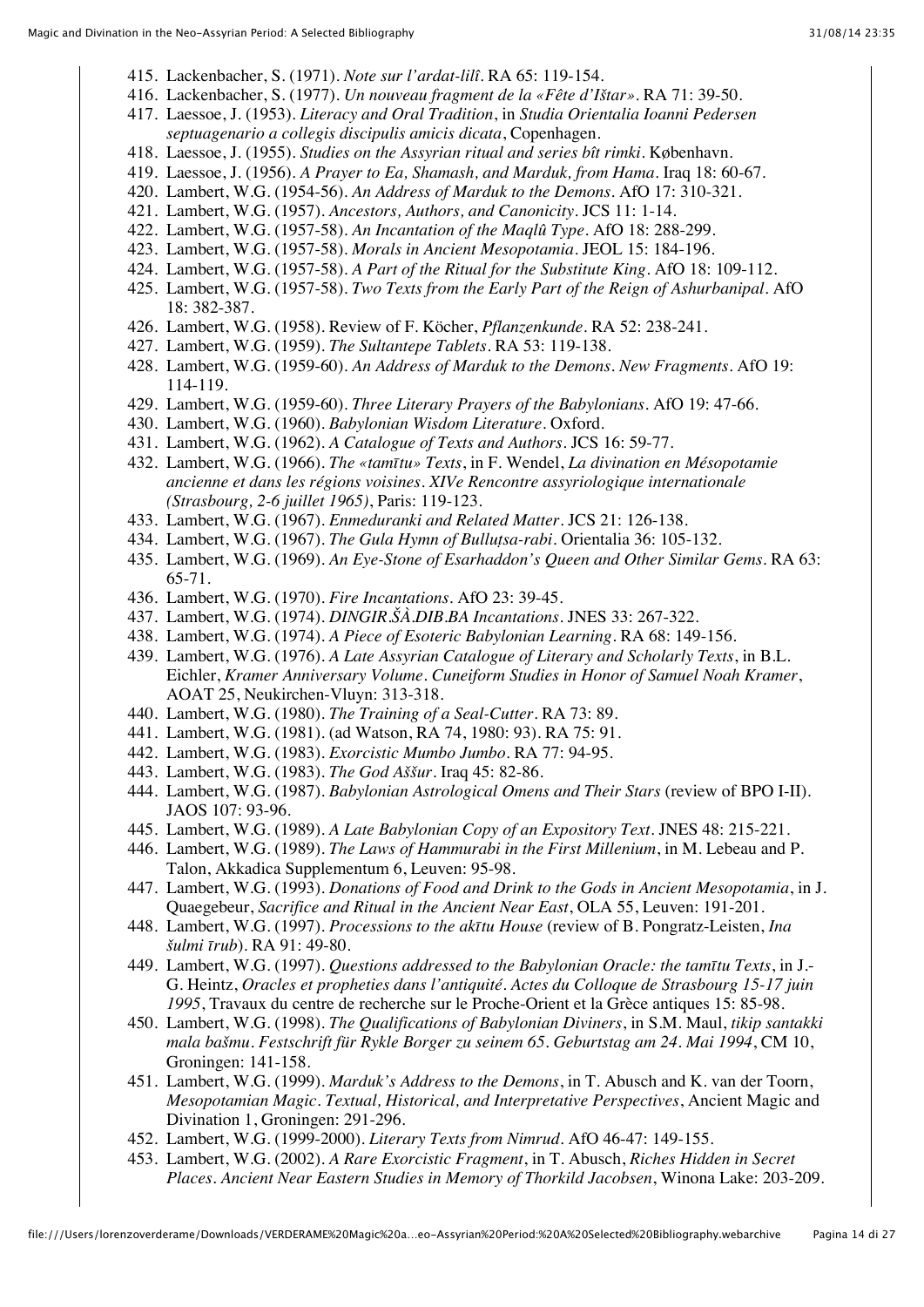415. Lackenbacher, S. (1971). *Note sur l'ardat-lilî*. RA 65: 119-154.
416. Lackenbacher, S. (1977). *Un nouveau fragment de la «Fête d'Ištar»*. RA 71: 39-50.
417. Laessoe, J. (1953). *Literacy and Oral Tradition*, in *Studia Orientalia Ioanni Pedersen septuagenario a collegis discipulis amicis dicata*, Copenhagen.
418. Laessoe, J. (1955). *Studies on the Assyrian ritual and series bît rimki*. København.
419. Laessoe, J. (1956). *A Prayer to Ea, Shamash, and Marduk, from Hama*. Iraq 18: 60-67.
420. Lambert, W.G. (1954-56). *An Address of Marduk to the Demons*. AfO 17: 310-321.
421. Lambert, W.G. (1957). *Ancestors, Authors, and Canonicity*. JCS 11: 1-14.
422. Lambert, W.G. (1957-58). *An Incantation of the Maqlû Type*. AfO 18: 288-299.
423. Lambert, W.G. (1957-58). *Morals in Ancient Mesopotamia*. JEOL 15: 184-196.
424. Lambert, W.G. (1957-58). *A Part of the Ritual for the Substitute King*. AfO 18: 109-112.
425. Lambert, W.G. (1957-58). *Two Texts from the Early Part of the Reign of Ashurbanipal*. AfO 18: 382-387.
426. Lambert, W.G. (1958). Review of F. Köcher, *Pflanzenkunde*. RA 52: 238-241.
427. Lambert, W.G. (1959). *The Sultantepe Tablets*. RA 53: 119-138.
428. Lambert, W.G. (1959-60). *An Address of Marduk to the Demons. New Fragments*. AfO 19: 114-119.
429. Lambert, W.G. (1959-60). *Three Literary Prayers of the Babylonians*. AfO 19: 47-66.
430. Lambert, W.G. (1960). *Babylonian Wisdom Literature*. Oxford.
431. Lambert, W.G. (1962). *A Catalogue of Texts and Authors*. JCS 16: 59-77.
432. Lambert, W.G. (1966). *The «tamītu» Texts*, in F. Wendel, *La divination en Mésopotamie ancienne et dans les régions voisines. XIVe Rencontre assyriologique internationale (Strasbourg, 2-6 juillet 1965)*, Paris: 119-123.
433. Lambert, W.G. (1967). *Enmeduranki and Related Matter*. JCS 21: 126-138.
434. Lambert, W.G. (1967). *The Gula Hymn of Bulluṭsa-rabi*. Orientalia 36: 105-132.
435. Lambert, W.G. (1969). *An Eye-Stone of Esarhaddon's Queen and Other Similar Gems*. RA 63: 65-71.
436. Lambert, W.G. (1970). *Fire Incantations*. AfO 23: 39-45.
437. Lambert, W.G. (1974). *DINGIR.ŠÀ.DIB.BA Incantations*. JNES 33: 267-322.
438. Lambert, W.G. (1974). *A Piece of Esoteric Babylonian Learning*. RA 68: 149-156.
439. Lambert, W.G. (1976). *A Late Assyrian Catalogue of Literary and Scholarly Texts*, in B.L. Eichler, *Kramer Anniversary Volume. Cuneiform Studies in Honor of Samuel Noah Kramer*, AOAT 25, Neukirchen-Vluyn: 313-318.
440. Lambert, W.G. (1980). *The Training of a Seal-Cutter*. RA 73: 89.
441. Lambert, W.G. (1981). (ad Watson, RA 74, 1980: 93). RA 75: 91.
442. Lambert, W.G. (1983). *Exorcistic Mumbo Jumbo*. RA 77: 94-95.
443. Lambert, W.G. (1983). *The God Aššur*. Iraq 45: 82-86.
444. Lambert, W.G. (1987). *Babylonian Astrological Omens and Their Stars* (review of BPO I-II). JAOS 107: 93-96.
445. Lambert, W.G. (1989). *A Late Babylonian Copy of an Expository Text*. JNES 48: 215-221.
446. Lambert, W.G. (1989). *The Laws of Hammurabi in the First Millenium*, in M. Lebeau and P. Talon, Akkadica Supplementum 6, Leuven: 95-98.
447. Lambert, W.G. (1993). *Donations of Food and Drink to the Gods in Ancient Mesopotamia*, in J. Quaegebeur, *Sacrifice and Ritual in the Ancient Near East*, OLA 55, Leuven: 191-201.
448. Lambert, W.G. (1997). *Processions to the akītu House* (review of B. Pongratz-Leisten, *Ina šulmi īrub*). RA 91: 49-80.
449. Lambert, W.G. (1997). *Questions addressed to the Babylonian Oracle: the tamītu Texts*, in J.-G. Heintz, *Oracles et propheties dans l'antiquité. Actes du Colloque de Strasbourg 15-17 juin 1995*, Travaux du centre de recherche sur le Proche-Orient et la Grèce antiques 15: 85-98.
450. Lambert, W.G. (1998). *The Qualifications of Babylonian Diviners*, in S.M. Maul, *tikip santakki mala bašmu. Festschrift für Rykle Borger zu seinem 65. Geburtstag am 24. Mai 1994*, CM 10, Groningen: 141-158.
451. Lambert, W.G. (1999). *Marduk's Address to the Demons*, in T. Abusch and K. van der Toorn, *Mesopotamian Magic. Textual, Historical, and Interpretative Perspectives*, Ancient Magic and Divination 1, Groningen: 291-296.
452. Lambert, W.G. (1999-2000). *Literary Texts from Nimrud*. AfO 46-47: 149-155.
453. Lambert, W.G. (2002). *A Rare Exorcistic Fragment*, in T. Abusch, *Riches Hidden in Secret Places. Ancient Near Eastern Studies in Memory of Thorkild Jacobsen*, Winona Lake: 203-209.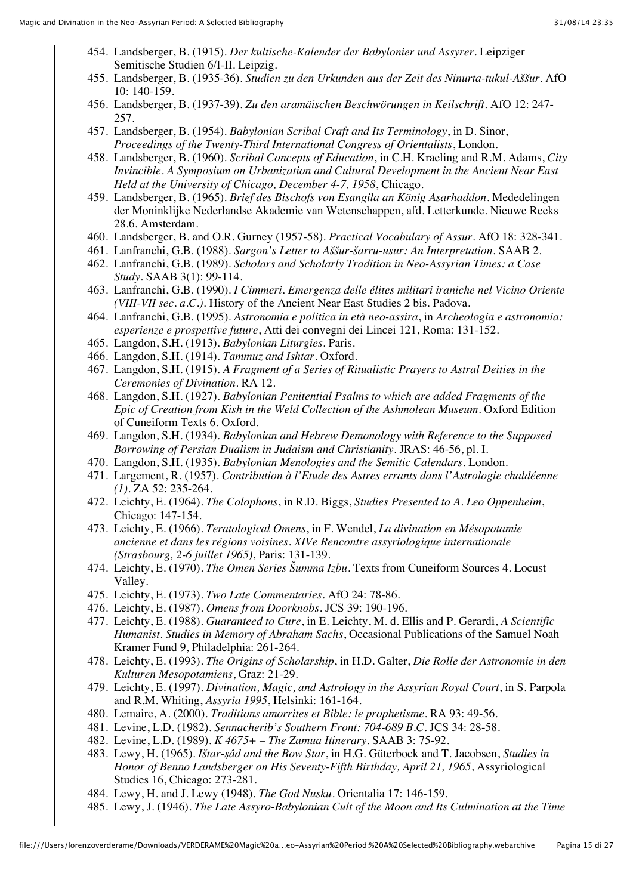454. Landsberger, B. (1915). *Der kultische-Kalender der Babylonier und Assyrer*. Leipziger Semitische Studien 6/I-II. Leipzig.
455. Landsberger, B. (1935-36). *Studien zu den Urkunden aus der Zeit des Ninurta-tukul-Aššur*. AfO 10: 140-159.
456. Landsberger, B. (1937-39). *Zu den aramäischen Beschwörungen in Keilschrift*. AfO 12: 247-257.
457. Landsberger, B. (1954). *Babylonian Scribal Craft and Its Terminology*, in D. Sinor, *Proceedings of the Twenty-Third International Congress of Orientalists*, London.
458. Landsberger, B. (1960). *Scribal Concepts of Education*, in C.H. Kraeling and R.M. Adams, *City Invincible. A Symposium on Urbanization and Cultural Development in the Ancient Near East Held at the University of Chicago, December 4-7, 1958*, Chicago.
459. Landsberger, B. (1965). *Brief des Bischofs von Esangila an König Asarhaddon*. Mededelingen der Moninklijke Nederlandse Akademie van Wetenschappen, afd. Letterkunde. Nieuwe Reeks 28.6. Amsterdam.
460. Landsberger, B. and O.R. Gurney (1957-58). *Practical Vocabulary of Assur*. AfO 18: 328-341.
461. Lanfranchi, G.B. (1988). *Sargon's Letter to Aššur-šarru-usur: An Interpretation*. SAAB 2.
462. Lanfranchi, G.B. (1989). *Scholars and Scholarly Tradition in Neo-Assyrian Times: a Case Study*. SAAB 3(1): 99-114.
463. Lanfranchi, G.B. (1990). *I Cimmeri. Emergenza delle élites militari iraniche nel Vicino Oriente (VIII-VII sec. a.C.)*. History of the Ancient Near East Studies 2 bis. Padova.
464. Lanfranchi, G.B. (1995). *Astronomia e politica in età neo-assira*, in *Archeologia e astronomia: esperienze e prospettive future*, Atti dei convegni dei Lincei 121, Roma: 131-152.
465. Langdon, S.H. (1913). *Babylonian Liturgies*. Paris.
466. Langdon, S.H. (1914). *Tammuz and Ishtar*. Oxford.
467. Langdon, S.H. (1915). *A Fragment of a Series of Ritualistic Prayers to Astral Deities in the Ceremonies of Divination*. RA 12.
468. Langdon, S.H. (1927). *Babylonian Penitential Psalms to which are added Fragments of the Epic of Creation from Kish in the Weld Collection of the Ashmolean Museum*. Oxford Edition of Cuneiform Texts 6. Oxford.
469. Langdon, S.H. (1934). *Babylonian and Hebrew Demonology with Reference to the Supposed Borrowing of Persian Dualism in Judaism and Christianity*. JRAS: 46-56, pl. I.
470. Langdon, S.H. (1935). *Babylonian Menologies and the Semitic Calendars*. London.
471. Largement, R. (1957). *Contribution à l'Etude des Astres errants dans l'Astrologie chaldéenne (1)*. ZA 52: 235-264.
472. Leichty, E. (1964). *The Colophons*, in R.D. Biggs, *Studies Presented to A. Leo Oppenheim*, Chicago: 147-154.
473. Leichty, E. (1966). *Teratological Omens*, in F. Wendel, *La divination en Mésopotamie ancienne et dans les régions voisines. XIVe Rencontre assyriologique internationale (Strasbourg, 2-6 juillet 1965)*, Paris: 131-139.
474. Leichty, E. (1970). *The Omen Series Šumma Izbu*. Texts from Cuneiform Sources 4. Locust Valley.
475. Leichty, E. (1973). *Two Late Commentaries*. AfO 24: 78-86.
476. Leichty, E. (1987). *Omens from Doorknobs*. JCS 39: 190-196.
477. Leichty, E. (1988). *Guaranteed to Cure*, in E. Leichty, M. d. Ellis and P. Gerardi, *A Scientific Humanist. Studies in Memory of Abraham Sachs*, Occasional Publications of the Samuel Noah Kramer Fund 9, Philadelphia: 261-264.
478. Leichty, E. (1993). *The Origins of Scholarship*, in H.D. Galter, *Die Rolle der Astronomie in den Kulturen Mesopotamiens*, Graz: 21-29.
479. Leichty, E. (1997). *Divination, Magic, and Astrology in the Assyrian Royal Court*, in S. Parpola and R.M. Whiting, *Assyria 1995*, Helsinki: 161-164.
480. Lemaire, A. (2000). *Traditions amorrites et Bible: le prophetisme*. RA 93: 49-56.
481. Levine, L.D. (1982). *Sennacherib's Southern Front: 704-689 B.C.* JCS 34: 28-58.
482. Levine, L.D. (1989). *K 4675+ – The Zamua Itinerary*. SAAB 3: 75-92.
483. Lewy, H. (1965). *Ištar-ṣâd and the Bow Star*, in H.G. Güterbock and T. Jacobsen, *Studies in Honor of Benno Landsberger on His Seventy-Fifth Birthday, April 21, 1965*, Assyriological Studies 16, Chicago: 273-281.
484. Lewy, H. and J. Lewy (1948). *The God Nusku*. Orientalia 17: 146-159.
485. Lewy, J. (1946). *The Late Assyro-Babylonian Cult of the Moon and Its Culmination at the Time*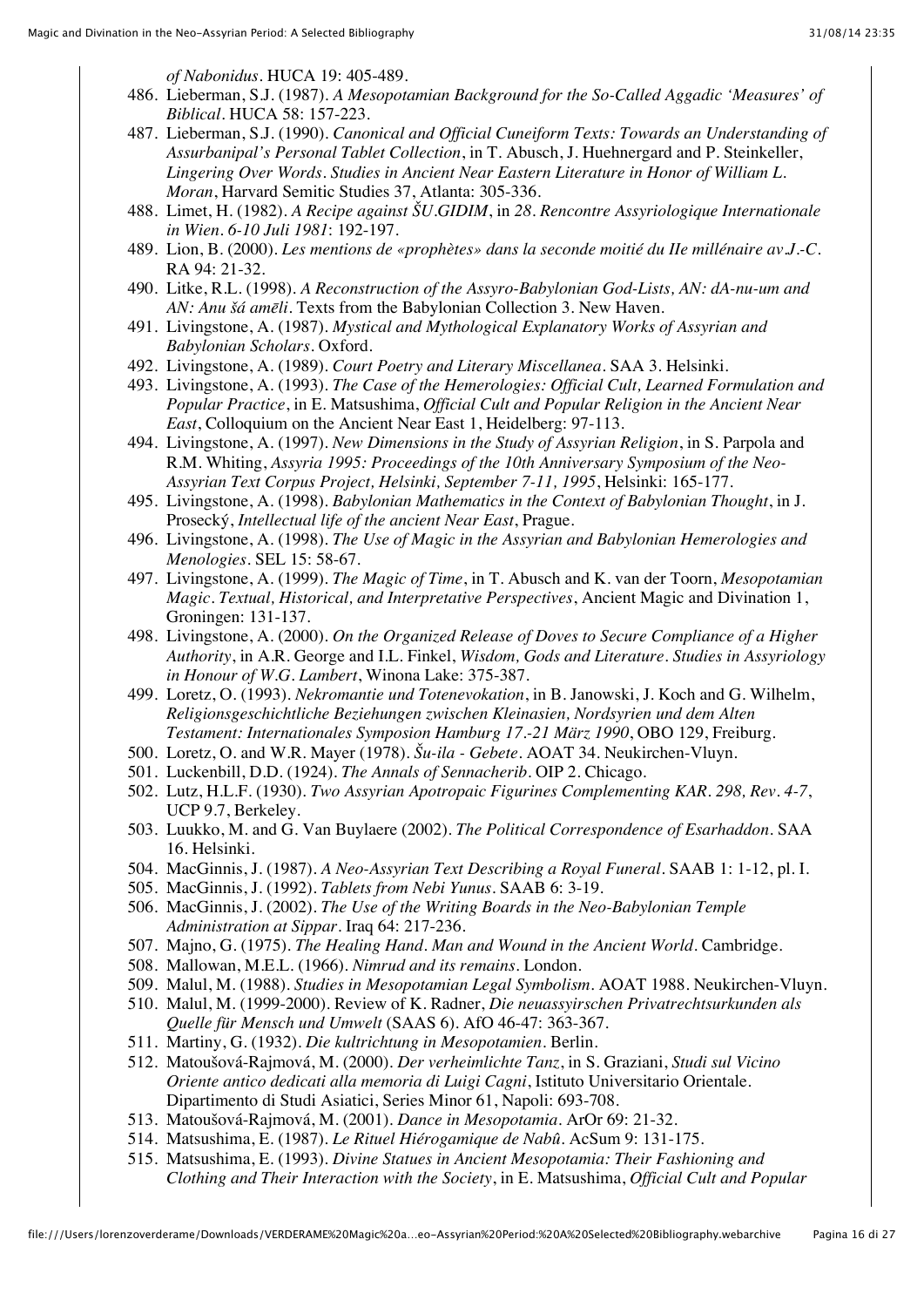*of Nabonidus*. HUCA 19: 405-489.

486. Lieberman, S.J. (1987). *A Mesopotamian Background for the So-Called Aggadic 'Measures' of Biblical*. HUCA 58: 157-223.
487. Lieberman, S.J. (1990). *Canonical and Official Cuneiform Texts: Towards an Understanding of Assurbanipal's Personal Tablet Collection*, in T. Abusch, J. Huehnergard and P. Steinkeller, *Lingering Over Words. Studies in Ancient Near Eastern Literature in Honor of William L. Moran*, Harvard Semitic Studies 37, Atlanta: 305-336.
488. Limet, H. (1982). *A Recipe against ŠU.GIDIM*, in *28. Rencontre Assyriologique Internationale in Wien. 6-10 Juli 1981*: 192-197.
489. Lion, B. (2000). *Les mentions de «prophètes» dans la seconde moitié du IIe millénaire av.J.-C.* RA 94: 21-32.
490. Litke, R.L. (1998). *A Reconstruction of the Assyro-Babylonian God-Lists, AN: dA-nu-um and AN: Anu šá amēli*. Texts from the Babylonian Collection 3. New Haven.
491. Livingstone, A. (1987). *Mystical and Mythological Explanatory Works of Assyrian and Babylonian Scholars*. Oxford.
492. Livingstone, A. (1989). *Court Poetry and Literary Miscellanea*. SAA 3. Helsinki.
493. Livingstone, A. (1993). *The Case of the Hemerologies: Official Cult, Learned Formulation and Popular Practice*, in E. Matsushima, *Official Cult and Popular Religion in the Ancient Near East*, Colloquium on the Ancient Near East 1, Heidelberg: 97-113.
494. Livingstone, A. (1997). *New Dimensions in the Study of Assyrian Religion*, in S. Parpola and R.M. Whiting, *Assyria 1995: Proceedings of the 10th Anniversary Symposium of the Neo-Assyrian Text Corpus Project, Helsinki, September 7-11, 1995*, Helsinki: 165-177.
495. Livingstone, A. (1998). *Babylonian Mathematics in the Context of Babylonian Thought*, in J. Prosecký, *Intellectual life of the ancient Near East*, Prague.
496. Livingstone, A. (1998). *The Use of Magic in the Assyrian and Babylonian Hemerologies and Menologies*. SEL 15: 58-67.
497. Livingstone, A. (1999). *The Magic of Time*, in T. Abusch and K. van der Toorn, *Mesopotamian Magic. Textual, Historical, and Interpretative Perspectives*, Ancient Magic and Divination 1, Groningen: 131-137.
498. Livingstone, A. (2000). *On the Organized Release of Doves to Secure Compliance of a Higher Authority*, in A.R. George and I.L. Finkel, *Wisdom, Gods and Literature. Studies in Assyriology in Honour of W.G. Lambert*, Winona Lake: 375-387.
499. Loretz, O. (1993). *Nekromantie und Totenevokation*, in B. Janowski, J. Koch and G. Wilhelm, *Religionsgeschichtliche Beziehungen zwischen Kleinasien, Nordsyrien und dem Alten Testament: Internationales Symposion Hamburg 17.-21 März 1990*, OBO 129, Freiburg.
500. Loretz, O. and W.R. Mayer (1978). *Šu-ila - Gebete*. AOAT 34. Neukirchen-Vluyn.
501. Luckenbill, D.D. (1924). *The Annals of Sennacherib*. OIP 2. Chicago.
502. Lutz, H.L.F. (1930). *Two Assyrian Apotropaic Figurines Complementing KAR. 298, Rev. 4-7*, UCP 9.7, Berkeley.
503. Luukko, M. and G. Van Buylaere (2002). *The Political Correspondence of Esarhaddon*. SAA 16. Helsinki.
504. MacGinnis, J. (1987). *A Neo-Assyrian Text Describing a Royal Funeral*. SAAB 1: 1-12, pl. I.
505. MacGinnis, J. (1992). *Tablets from Nebi Yunus*. SAAB 6: 3-19.
506. MacGinnis, J. (2002). *The Use of the Writing Boards in the Neo-Babylonian Temple Administration at Sippar*. Iraq 64: 217-236.
507. Majno, G. (1975). *The Healing Hand. Man and Wound in the Ancient World*. Cambridge.
508. Mallowan, M.E.L. (1966). *Nimrud and its remains*. London.
509. Malul, M. (1988). *Studies in Mesopotamian Legal Symbolism*. AOAT 1988. Neukirchen-Vluyn.
510. Malul, M. (1999-2000). Review of K. Radner, *Die neuassyirschen Privatrechtsurkunden als Quelle für Mensch und Umwelt* (SAAS 6). AfO 46-47: 363-367.
511. Martiny, G. (1932). *Die kultrichtung in Mesopotamien*. Berlin.
512. Matoušová-Rajmová, M. (2000). *Der verheimlichte Tanz*, in S. Graziani, *Studi sul Vicino Oriente antico dedicati alla memoria di Luigi Cagni*, Istituto Universitario Orientale. Dipartimento di Studi Asiatici, Series Minor 61, Napoli: 693-708.
513. Matoušová-Rajmová, M. (2001). *Dance in Mesopotamia*. ArOr 69: 21-32.
514. Matsushima, E. (1987). *Le Rituel Hiérogamique de Nabû*. AcSum 9: 131-175.
515. Matsushima, E. (1993). *Divine Statues in Ancient Mesopotamia: Their Fashioning and Clothing and Their Interaction with the Society*, in E. Matsushima, *Official Cult and Popular*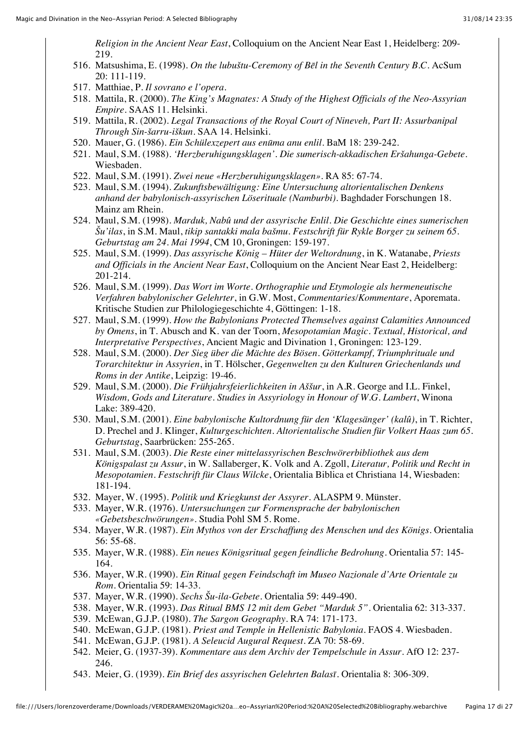*Religion in the Ancient Near East*, Colloquium on the Ancient Near East 1, Heidelberg: 209-219.

516. Matsushima, E. (1998). *On the lubuštu-Ceremony of Bēl in the Seventh Century B.C.* AcSum 20: 111-119.
517. Matthiae, P. *Il sovrano e l'opera*.
518. Mattila, R. (2000). *The King's Magnates: A Study of the Highest Officials of the Neo-Assyrian Empire*. SAAS 11. Helsinki.
519. Mattila, R. (2002). *Legal Transactions of the Royal Court of Nineveh, Part II: Assurbanipal Through Sin-šarru-iškun*. SAA 14. Helsinki.
520. Mauer, G. (1986). *Ein Schülexzepert aus enūma anu enlil*. BaM 18: 239-242.
521. Maul, S.M. (1988). *'Herzberuhigungsklagen'. Die sumerisch-akkadischen Eršahunga-Gebete*. Wiesbaden.
522. Maul, S.M. (1991). *Zwei neue «Herzberuhigungsklagen»*. RA 85: 67-74.
523. Maul, S.M. (1994). *Zukunftsbewältigung: Eine Untersuchung altorientalischen Denkens anhand der babylonisch-assyrischen Löserituale (Namburbi)*. Baghdader Forschungen 18. Mainz am Rhein.
524. Maul, S.M. (1998). *Marduk, Nabû und der assyrische Enlil. Die Geschichte eines sumerischen Šu'ilas*, in S.M. Maul, *tikip santakki mala bašmu. Festschrift für Rykle Borger zu seinem 65. Geburtstag am 24. Mai 1994*, CM 10, Groningen: 159-197.
525. Maul, S.M. (1999). *Das assyrische König – Hüter der Weltordnung*, in K. Watanabe, *Priests and Officials in the Ancient Near East*, Colloquium on the Ancient Near East 2, Heidelberg: 201-214.
526. Maul, S.M. (1999). *Das Wort im Worte. Orthographie und Etymologie als hermeneutische Verfahren babylonischer Gelehrter*, in G.W. Most, *Commentaries/Kommentare*, Aporemata. Kritische Studien zur Philologiegeschichte 4, Göttingen: 1-18.
527. Maul, S.M. (1999). *How the Babylonians Protected Themselves against Calamities Announced by Omens*, in T. Abusch and K. van der Toorn, *Mesopotamian Magic. Textual, Historical, and Interpretative Perspectives*, Ancient Magic and Divination 1, Groningen: 123-129.
528. Maul, S.M. (2000). *Der Sieg über die Mächte des Bösen. Götterkampf, Triumphrituale und Torarchitektur in Assyrien*, in T. Hölscher, *Gegenwelten zu den Kulturen Griechenlands und Roms in der Antike*, Leipzig: 19-46.
529. Maul, S.M. (2000). *Die Frühjahrsfeierlichkeiten in Aššur*, in A.R. George and I.L. Finkel, *Wisdom, Gods and Literature. Studies in Assyriology in Honour of W.G. Lambert*, Winona Lake: 389-420.
530. Maul, S.M. (2001). *Eine babylonische Kultordnung für den 'Klagesänger' (kalû)*, in T. Richter, D. Prechel and J. Klinger, *Kulturgeschichten. Altorientalische Studien für Volkert Haas zum 65. Geburtstag*, Saarbrücken: 255-265.
531. Maul, S.M. (2003). *Die Reste einer mittelassyrischen Beschwörerbibliothek aus dem Königspalast zu Assur*, in W. Sallaberger, K. Volk and A. Zgoll, *Literatur, Politik und Recht in Mesopotamien. Festschrift für Claus Wilcke*, Orientalia Biblica et Christiana 14, Wiesbaden: 181-194.
532. Mayer, W. (1995). *Politik und Kriegkunst der Assyrer*. ALASPM 9. Münster.
533. Mayer, W.R. (1976). *Untersuchungen zur Formensprache der babylonischen «Gebetsbeschwörungen»*. Studia Pohl SM 5. Rome.
534. Mayer, W.R. (1987). *Ein Mythos von der Erschaffung des Menschen und des Königs*. Orientalia 56: 55-68.
535. Mayer, W.R. (1988). *Ein neues Königsritual gegen feindliche Bedrohung*. Orientalia 57: 145-164.
536. Mayer, W.R. (1990). *Ein Ritual gegen Feindschaft im Museo Nazionale d'Arte Orientale zu Rom*. Orientalia 59: 14-33.
537. Mayer, W.R. (1990). *Sechs Šu-ila-Gebete*. Orientalia 59: 449-490.
538. Mayer, W.R. (1993). *Das Ritual BMS 12 mit dem Gebet "Marduk 5"*. Orientalia 62: 313-337.
539. McEwan, G.J.P. (1980). *The Sargon Geography*. RA 74: 171-173.
540. McEwan, G.J.P. (1981). *Priest and Temple in Hellenistic Babylonia*. FAOS 4. Wiesbaden.
541. McEwan, G.J.P. (1981). *A Seleucid Augural Request*. ZA 70: 58-69.
542. Meier, G. (1937-39). *Kommentare aus dem Archiv der Tempelschule in Assur*. AfO 12: 237-246.
543. Meier, G. (1939). *Ein Brief des assyrischen Gelehrten Balasī*. Orientalia 8: 306-309.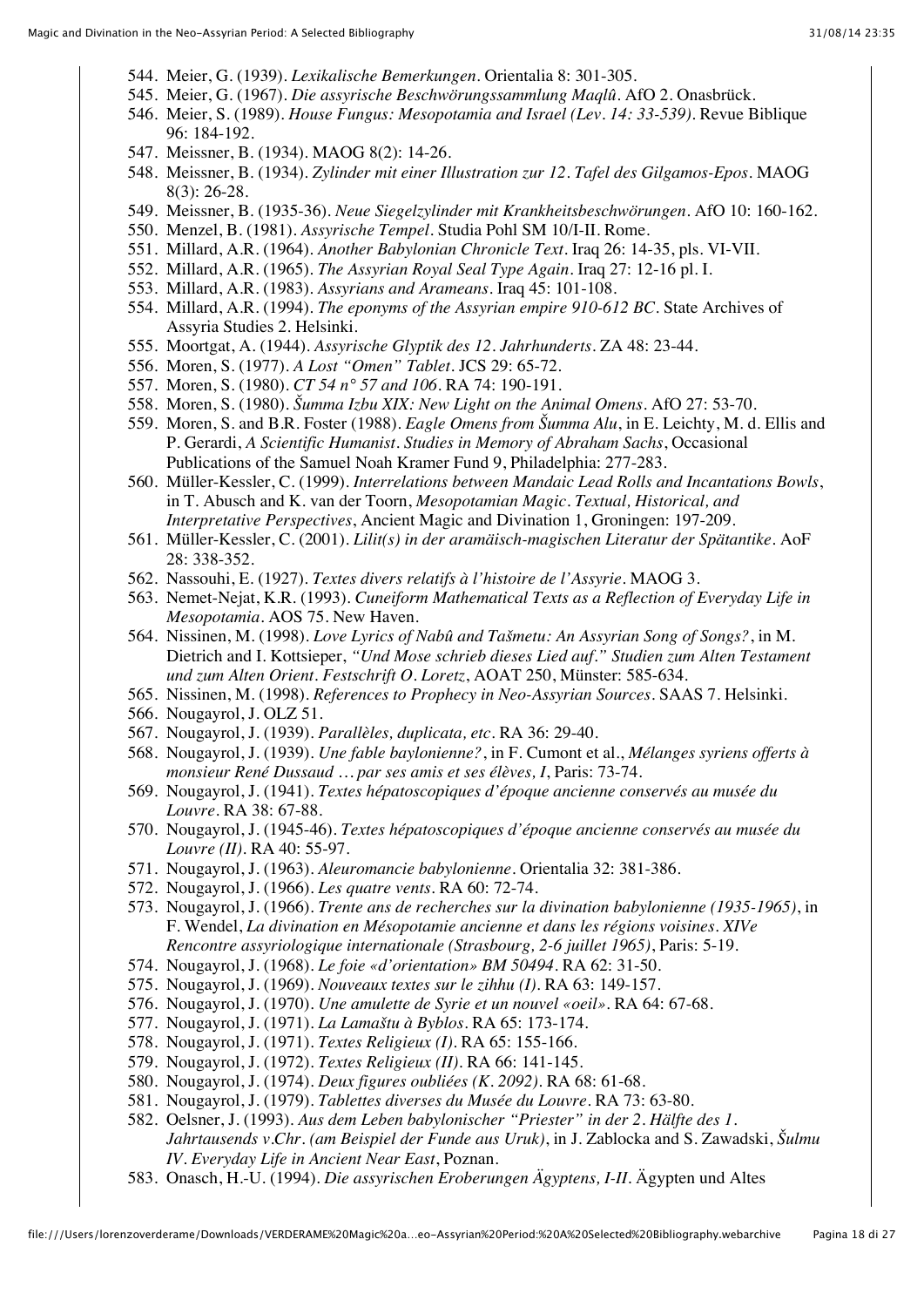544. Meier, G. (1939). *Lexikalische Bemerkungen*. Orientalia 8: 301-305.
545. Meier, G. (1967). *Die assyrische Beschwörungssammlung Maqlû*. AfO 2. Onasbrück.
546. Meier, S. (1989). *House Fungus: Mesopotamia and Israel (Lev. 14: 33-539)*. Revue Biblique 96: 184-192.
547. Meissner, B. (1934). MAOG 8(2): 14-26.
548. Meissner, B. (1934). *Zylinder mit einer Illustration zur 12. Tafel des Gilgamos-Epos*. MAOG 8(3): 26-28.
549. Meissner, B. (1935-36). *Neue Siegelzylinder mit Krankheitsbeschwörungen*. AfO 10: 160-162.
550. Menzel, B. (1981). *Assyrische Tempel*. Studia Pohl SM 10/I-II. Rome.
551. Millard, A.R. (1964). *Another Babylonian Chronicle Text*. Iraq 26: 14-35, pls. VI-VII.
552. Millard, A.R. (1965). *The Assyrian Royal Seal Type Again*. Iraq 27: 12-16 pl. I.
553. Millard, A.R. (1983). *Assyrians and Arameans*. Iraq 45: 101-108.
554. Millard, A.R. (1994). *The eponyms of the Assyrian empire 910-612 BC*. State Archives of Assyria Studies 2. Helsinki.
555. Moortgat, A. (1944). *Assyrische Glyptik des 12. Jahrhunderts*. ZA 48: 23-44.
556. Moren, S. (1977). *A Lost "Omen" Tablet*. JCS 29: 65-72.
557. Moren, S. (1980). *CT 54 n° 57 and 106*. RA 74: 190-191.
558. Moren, S. (1980). *Šumma Izbu XIX: New Light on the Animal Omens*. AfO 27: 53-70.
559. Moren, S. and B.R. Foster (1988). *Eagle Omens from Šumma Alu*, in E. Leichty, M. d. Ellis and P. Gerardi, *A Scientific Humanist. Studies in Memory of Abraham Sachs*, Occasional Publications of the Samuel Noah Kramer Fund 9, Philadelphia: 277-283.
560. Müller-Kessler, C. (1999). *Interrelations between Mandaic Lead Rolls and Incantations Bowls*, in T. Abusch and K. van der Toorn, *Mesopotamian Magic. Textual, Historical, and Interpretative Perspectives*, Ancient Magic and Divination 1, Groningen: 197-209.
561. Müller-Kessler, C. (2001). *Lilit(s) in der aramäisch-magischen Literatur der Spätantike*. AoF 28: 338-352.
562. Nassouhi, E. (1927). *Textes divers relatifs à l'histoire de l'Assyrie*. MAOG 3.
563. Nemet-Nejat, K.R. (1993). *Cuneiform Mathematical Texts as a Reflection of Everyday Life in Mesopotamia*. AOS 75. New Haven.
564. Nissinen, M. (1998). *Love Lyrics of Nabû and Tašmetu: An Assyrian Song of Songs?*, in M. Dietrich and I. Kottsieper, *"Und Mose schrieb dieses Lied auf." Studien zum Alten Testament und zum Alten Orient. Festschrift O. Loretz*, AOAT 250, Münster: 585-634.
565. Nissinen, M. (1998). *References to Prophecy in Neo-Assyrian Sources*. SAAS 7. Helsinki.
566. Nougayrol, J. OLZ 51.
567. Nougayrol, J. (1939). *Parallèles, duplicata, etc*. RA 36: 29-40.
568. Nougayrol, J. (1939). *Une fable baylonienne?*, in F. Cumont et al., *Mélanges syriens offerts à monsieur René Dussaud … par ses amis et ses élèves, I*, Paris: 73-74.
569. Nougayrol, J. (1941). *Textes hépatoscopiques d'époque ancienne conservés au musée du Louvre*. RA 38: 67-88.
570. Nougayrol, J. (1945-46). *Textes hépatoscopiques d'époque ancienne conservés au musée du Louvre (II)*. RA 40: 55-97.
571. Nougayrol, J. (1963). *Aleuromancie babylonienne*. Orientalia 32: 381-386.
572. Nougayrol, J. (1966). *Les quatre vents*. RA 60: 72-74.
573. Nougayrol, J. (1966). *Trente ans de recherches sur la divination babylonienne (1935-1965)*, in F. Wendel, *La divination en Mésopotamie ancienne et dans les régions voisines. XIVe Rencontre assyriologique internationale (Strasbourg, 2-6 juillet 1965)*, Paris: 5-19.
574. Nougayrol, J. (1968). *Le foie «d'orientation» BM 50494*. RA 62: 31-50.
575. Nougayrol, J. (1969). *Nouveaux textes sur le zihhu (I)*. RA 63: 149-157.
576. Nougayrol, J. (1970). *Une amulette de Syrie et un nouvel «oeil»*. RA 64: 67-68.
577. Nougayrol, J. (1971). *La Lamaštu à Byblos*. RA 65: 173-174.
578. Nougayrol, J. (1971). *Textes Religieux (I)*. RA 65: 155-166.
579. Nougayrol, J. (1972). *Textes Religieux (II)*. RA 66: 141-145.
580. Nougayrol, J. (1974). *Deux figures oubliées (K. 2092)*. RA 68: 61-68.
581. Nougayrol, J. (1979). *Tablettes diverses du Musée du Louvre*. RA 73: 63-80.
582. Oelsner, J. (1993). *Aus dem Leben babylonischer "Priester" in der 2. Hälfte des 1. Jahrtausends v.Chr. (am Beispiel der Funde aus Uruk)*, in J. Zablocka and S. Zawadski, *Šulmu IV. Everyday Life in Ancient Near East*, Poznan.
583. Onasch, H.-U. (1994). *Die assyrischen Eroberungen Ägyptens, I-II*. Ägypten und Altes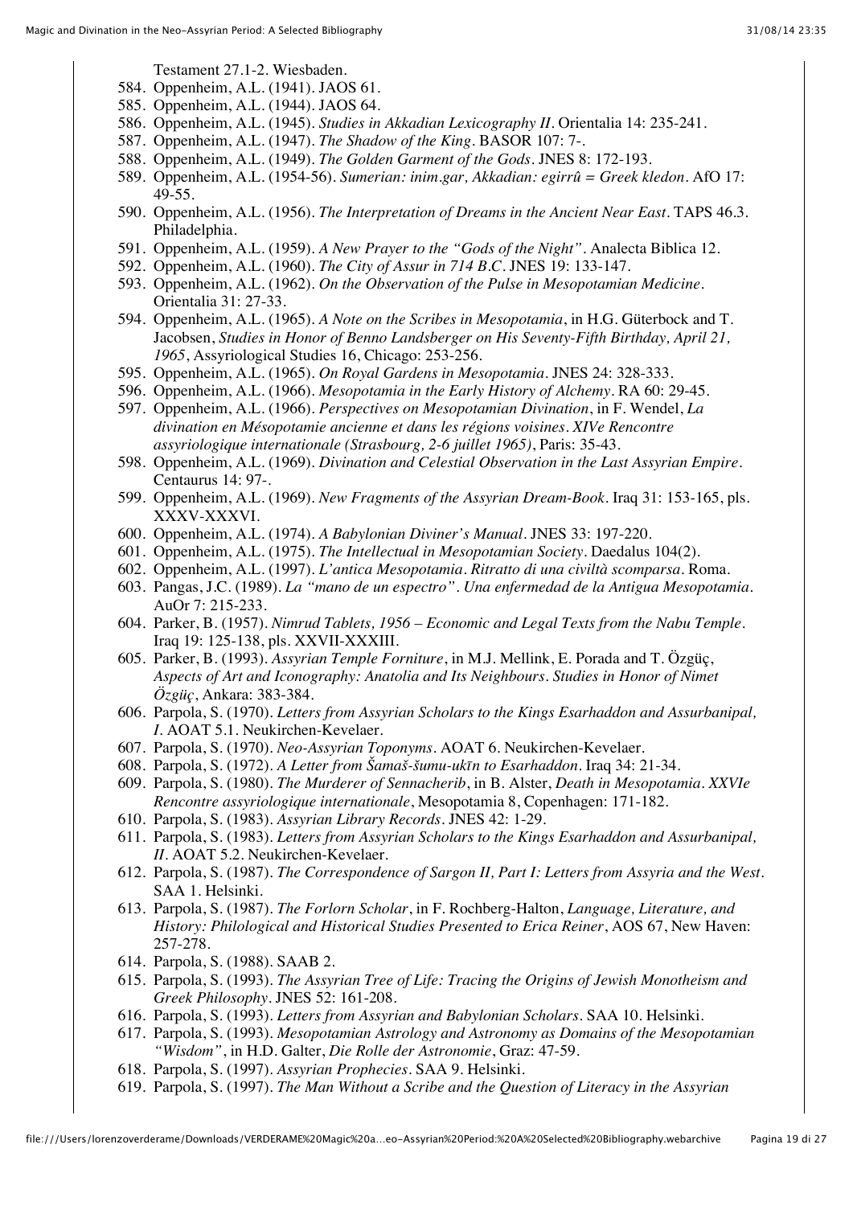Testament 27.1-2. Wiesbaden.

584. Oppenheim, A.L. (1941). JAOS 61.
585. Oppenheim, A.L. (1944). JAOS 64.
586. Oppenheim, A.L. (1945). *Studies in Akkadian Lexicography II*. Orientalia 14: 235-241.
587. Oppenheim, A.L. (1947). *The Shadow of the King*. BASOR 107: 7-.
588. Oppenheim, A.L. (1949). *The Golden Garment of the Gods*. JNES 8: 172-193.
589. Oppenheim, A.L. (1954-56). *Sumerian: inim.gar, Akkadian: egirrû = Greek kledon*. AfO 17: 49-55.
590. Oppenheim, A.L. (1956). *The Interpretation of Dreams in the Ancient Near East*. TAPS 46.3. Philadelphia.
591. Oppenheim, A.L. (1959). *A New Prayer to the "Gods of the Night"*. Analecta Biblica 12.
592. Oppenheim, A.L. (1960). *The City of Assur in 714 B.C*. JNES 19: 133-147.
593. Oppenheim, A.L. (1962). *On the Observation of the Pulse in Mesopotamian Medicine*. Orientalia 31: 27-33.
594. Oppenheim, A.L. (1965). *A Note on the Scribes in Mesopotamia*, in H.G. Güterbock and T. Jacobsen, *Studies in Honor of Benno Landsberger on His Seventy-Fifth Birthday, April 21, 1965*, Assyriological Studies 16, Chicago: 253-256.
595. Oppenheim, A.L. (1965). *On Royal Gardens in Mesopotamia*. JNES 24: 328-333.
596. Oppenheim, A.L. (1966). *Mesopotamia in the Early History of Alchemy*. RA 60: 29-45.
597. Oppenheim, A.L. (1966). *Perspectives on Mesopotamian Divination*, in F. Wendel, *La divination en Mésopotamie ancienne et dans les régions voisines. XIVe Rencontre assyriologique internationale (Strasbourg, 2-6 juillet 1965)*, Paris: 35-43.
598. Oppenheim, A.L. (1969). *Divination and Celestial Observation in the Last Assyrian Empire*. Centaurus 14: 97-.
599. Oppenheim, A.L. (1969). *New Fragments of the Assyrian Dream-Book*. Iraq 31: 153-165, pls. XXXV-XXXVI.
600. Oppenheim, A.L. (1974). *A Babylonian Diviner's Manual*. JNES 33: 197-220.
601. Oppenheim, A.L. (1975). *The Intellectual in Mesopotamian Society*. Daedalus 104(2).
602. Oppenheim, A.L. (1997). *L'antica Mesopotamia. Ritratto di una civiltà scomparsa*. Roma.
603. Pangas, J.C. (1989). *La "mano de un espectro". Una enfermedad de la Antigua Mesopotamia*. AuOr 7: 215-233.
604. Parker, B. (1957). *Nimrud Tablets, 1956 – Economic and Legal Texts from the Nabu Temple*. Iraq 19: 125-138, pls. XXVII-XXXIII.
605. Parker, B. (1993). *Assyrian Temple Forniture*, in M.J. Mellink, E. Porada and T. Özgüç, *Aspects of Art and Iconography: Anatolia and Its Neighbours. Studies in Honor of Nimet Özgüç*, Ankara: 383-384.
606. Parpola, S. (1970). *Letters from Assyrian Scholars to the Kings Esarhaddon and Assurbanipal, I*. AOAT 5.1. Neukirchen-Kevelaer.
607. Parpola, S. (1970). *Neo-Assyrian Toponyms*. AOAT 6. Neukirchen-Kevelaer.
608. Parpola, S. (1972). *A Letter from Šamaš-šumu-ukīn to Esarhaddon*. Iraq 34: 21-34.
609. Parpola, S. (1980). *The Murderer of Sennacherib*, in B. Alster, *Death in Mesopotamia. XXVIe Rencontre assyriologique internationale*, Mesopotamia 8, Copenhagen: 171-182.
610. Parpola, S. (1983). *Assyrian Library Records*. JNES 42: 1-29.
611. Parpola, S. (1983). *Letters from Assyrian Scholars to the Kings Esarhaddon and Assurbanipal, II*. AOAT 5.2. Neukirchen-Kevelaer.
612. Parpola, S. (1987). *The Correspondence of Sargon II, Part I: Letters from Assyria and the West*. SAA 1. Helsinki.
613. Parpola, S. (1987). *The Forlorn Scholar*, in F. Rochberg-Halton, *Language, Literature, and History: Philological and Historical Studies Presented to Erica Reiner*, AOS 67, New Haven: 257-278.
614. Parpola, S. (1988). SAAB 2.
615. Parpola, S. (1993). *The Assyrian Tree of Life: Tracing the Origins of Jewish Monotheism and Greek Philosophy*. JNES 52: 161-208.
616. Parpola, S. (1993). *Letters from Assyrian and Babylonian Scholars*. SAA 10. Helsinki.
617. Parpola, S. (1993). *Mesopotamian Astrology and Astronomy as Domains of the Mesopotamian "Wisdom"*, in H.D. Galter, *Die Rolle der Astronomie*, Graz: 47-59.
618. Parpola, S. (1997). *Assyrian Prophecies*. SAA 9. Helsinki.
619. Parpola, S. (1997). *The Man Without a Scribe and the Question of Literacy in the Assyrian*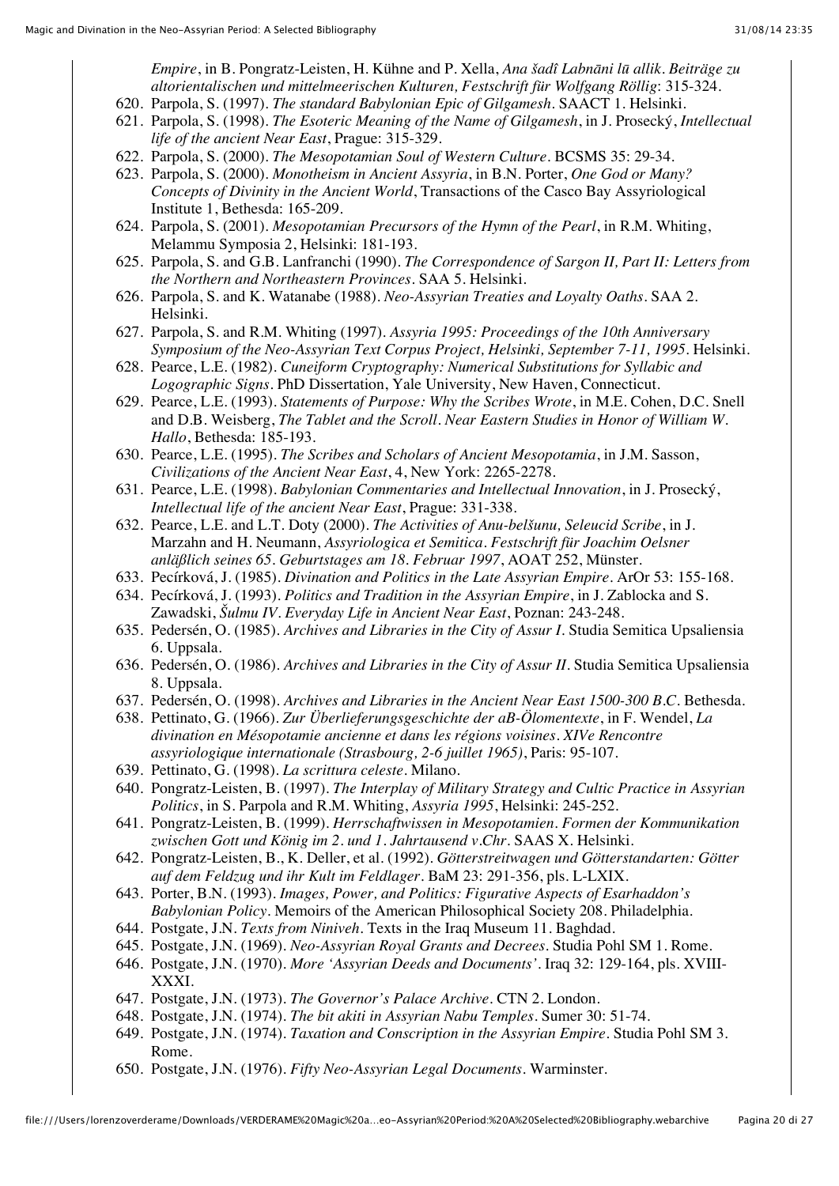*Empire*, in B. Pongratz-Leisten, H. Kühne and P. Xella, *Ana šadî Labnāni lū allik. Beiträge zu altorientalischen und mittelmeerischen Kulturen, Festschrift für Wolfgang Röllig*: 315-324.

620. Parpola, S. (1997). *The standard Babylonian Epic of Gilgamesh*. SAACT 1. Helsinki.
621. Parpola, S. (1998). *The Esoteric Meaning of the Name of Gilgamesh*, in J. Prosecký, *Intellectual life of the ancient Near East*, Prague: 315-329.
622. Parpola, S. (2000). *The Mesopotamian Soul of Western Culture*. BCSMS 35: 29-34.
623. Parpola, S. (2000). *Monotheism in Ancient Assyria*, in B.N. Porter, *One God or Many? Concepts of Divinity in the Ancient World*, Transactions of the Casco Bay Assyriological Institute 1, Bethesda: 165-209.
624. Parpola, S. (2001). *Mesopotamian Precursors of the Hymn of the Pearl*, in R.M. Whiting, Melammu Symposia 2, Helsinki: 181-193.
625. Parpola, S. and G.B. Lanfranchi (1990). *The Correspondence of Sargon II, Part II: Letters from the Northern and Northeastern Provinces*. SAA 5. Helsinki.
626. Parpola, S. and K. Watanabe (1988). *Neo-Assyrian Treaties and Loyalty Oaths*. SAA 2. Helsinki.
627. Parpola, S. and R.M. Whiting (1997). *Assyria 1995: Proceedings of the 10th Anniversary Symposium of the Neo-Assyrian Text Corpus Project, Helsinki, September 7-11, 1995*. Helsinki.
628. Pearce, L.E. (1982). *Cuneiform Cryptography: Numerical Substitutions for Syllabic and Logographic Signs*. PhD Dissertation, Yale University, New Haven, Connecticut.
629. Pearce, L.E. (1993). *Statements of Purpose: Why the Scribes Wrote*, in M.E. Cohen, D.C. Snell and D.B. Weisberg, *The Tablet and the Scroll. Near Eastern Studies in Honor of William W. Hallo*, Bethesda: 185-193.
630. Pearce, L.E. (1995). *The Scribes and Scholars of Ancient Mesopotamia*, in J.M. Sasson, *Civilizations of the Ancient Near East*, 4, New York: 2265-2278.
631. Pearce, L.E. (1998). *Babylonian Commentaries and Intellectual Innovation*, in J. Prosecký, *Intellectual life of the ancient Near East*, Prague: 331-338.
632. Pearce, L.E. and L.T. Doty (2000). *The Activities of Anu-belšunu, Seleucid Scribe*, in J. Marzahn and H. Neumann, *Assyriologica et Semitica. Festschrift für Joachim Oelsner anläßlich seines 65. Geburtstages am 18. Februar 1997*, AOAT 252, Münster.
633. Pecírková, J. (1985). *Divination and Politics in the Late Assyrian Empire*. ArOr 53: 155-168.
634. Pecírková, J. (1993). *Politics and Tradition in the Assyrian Empire*, in J. Zablocka and S. Zawadski, *Šulmu IV. Everyday Life in Ancient Near East*, Poznan: 243-248.
635. Pedersén, O. (1985). *Archives and Libraries in the City of Assur I*. Studia Semitica Upsaliensia 6. Uppsala.
636. Pedersén, O. (1986). *Archives and Libraries in the City of Assur II*. Studia Semitica Upsaliensia 8. Uppsala.
637. Pedersén, O. (1998). *Archives and Libraries in the Ancient Near East 1500-300 B.C.* Bethesda.
638. Pettinato, G. (1966). *Zur Überlieferungsgeschichte der aB-Ölomentexte*, in F. Wendel, *La divination en Mésopotamie ancienne et dans les régions voisines. XIVe Rencontre assyriologique internationale (Strasbourg, 2-6 juillet 1965)*, Paris: 95-107.
639. Pettinato, G. (1998). *La scrittura celeste*. Milano.
640. Pongratz-Leisten, B. (1997). *The Interplay of Military Strategy and Cultic Practice in Assyrian Politics*, in S. Parpola and R.M. Whiting, *Assyria 1995*, Helsinki: 245-252.
641. Pongratz-Leisten, B. (1999). *Herrschaftswissen in Mesopotamien. Formen der Kommunikation zwischen Gott und König im 2. und 1. Jahrtausend v.Chr*. SAAS X. Helsinki.
642. Pongratz-Leisten, B., K. Deller, et al. (1992). *Götterstreitwagen und Götterstandarten: Götter auf dem Feldzug und ihr Kult im Feldlager*. BaM 23: 291-356, pls. L-LXIX.
643. Porter, B.N. (1993). *Images, Power, and Politics: Figurative Aspects of Esarhaddon's Babylonian Policy*. Memoirs of the American Philosophical Society 208. Philadelphia.
644. Postgate, J.N. *Texts from Niniveh*. Texts in the Iraq Museum 11. Baghdad.
645. Postgate, J.N. (1969). *Neo-Assyrian Royal Grants and Decrees*. Studia Pohl SM 1. Rome.
646. Postgate, J.N. (1970). *More 'Assyrian Deeds and Documents'*. Iraq 32: 129-164, pls. XVIII-XXXI.
647. Postgate, J.N. (1973). *The Governor's Palace Archive*. CTN 2. London.
648. Postgate, J.N. (1974). *The bit akiti in Assyrian Nabu Temples*. Sumer 30: 51-74.
649. Postgate, J.N. (1974). *Taxation and Conscription in the Assyrian Empire*. Studia Pohl SM 3. Rome.
650. Postgate, J.N. (1976). *Fifty Neo-Assyrian Legal Documents*. Warminster.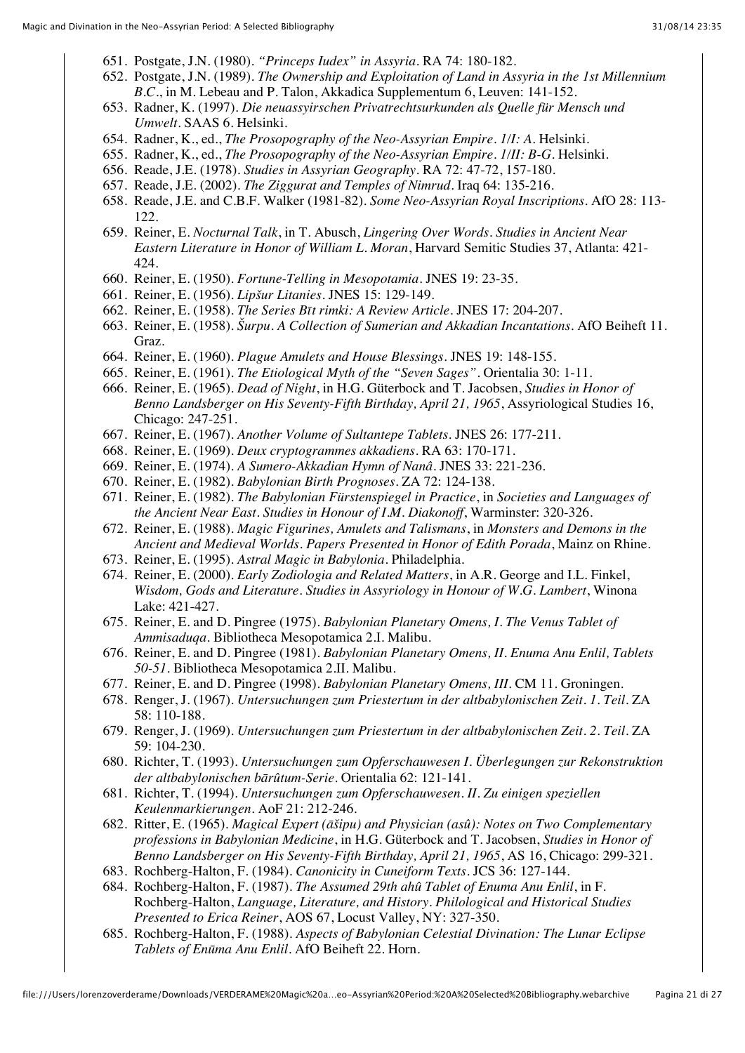651. Postgate, J.N. (1980). *"Princeps Iudex" in Assyria*. RA 74: 180-182.
652. Postgate, J.N. (1989). *The Ownership and Exploitation of Land in Assyria in the 1st Millennium B.C.*, in M. Lebeau and P. Talon, Akkadica Supplementum 6, Leuven: 141-152.
653. Radner, K. (1997). *Die neuassyirschen Privatrechtsurkunden als Quelle für Mensch und Umwelt*. SAAS 6. Helsinki.
654. Radner, K., ed., *The Prosopography of the Neo-Assyrian Empire. 1/I: A*. Helsinki.
655. Radner, K., ed., *The Prosopography of the Neo-Assyrian Empire. 1/II: B-G*. Helsinki.
656. Reade, J.E. (1978). *Studies in Assyrian Geography*. RA 72: 47-72, 157-180.
657. Reade, J.E. (2002). *The Ziggurat and Temples of Nimrud*. Iraq 64: 135-216.
658. Reade, J.E. and C.B.F. Walker (1981-82). *Some Neo-Assyrian Royal Inscriptions*. AfO 28: 113-122.
659. Reiner, E. *Nocturnal Talk*, in T. Abusch, *Lingering Over Words. Studies in Ancient Near Eastern Literature in Honor of William L. Moran*, Harvard Semitic Studies 37, Atlanta: 421-424.
660. Reiner, E. (1950). *Fortune-Telling in Mesopotamia*. JNES 19: 23-35.
661. Reiner, E. (1956). *Lipšur Litanies*. JNES 15: 129-149.
662. Reiner, E. (1958). *The Series Bīt rimki: A Review Article*. JNES 17: 204-207.
663. Reiner, E. (1958). *Šurpu. A Collection of Sumerian and Akkadian Incantations*. AfO Beiheft 11. Graz.
664. Reiner, E. (1960). *Plague Amulets and House Blessings*. JNES 19: 148-155.
665. Reiner, E. (1961). *The Etiological Myth of the "Seven Sages"*. Orientalia 30: 1-11.
666. Reiner, E. (1965). *Dead of Night*, in H.G. Güterbock and T. Jacobsen, *Studies in Honor of Benno Landsberger on His Seventy-Fifth Birthday, April 21, 1965*, Assyriological Studies 16, Chicago: 247-251.
667. Reiner, E. (1967). *Another Volume of Sultantepe Tablets*. JNES 26: 177-211.
668. Reiner, E. (1969). *Deux cryptogrammes akkadiens*. RA 63: 170-171.
669. Reiner, E. (1974). *A Sumero-Akkadian Hymn of Nanâ*. JNES 33: 221-236.
670. Reiner, E. (1982). *Babylonian Birth Prognoses*. ZA 72: 124-138.
671. Reiner, E. (1982). *The Babylonian Fürstenspiegel in Practice*, in *Societies and Languages of the Ancient Near East. Studies in Honour of I.M. Diakonoff*, Warminster: 320-326.
672. Reiner, E. (1988). *Magic Figurines, Amulets and Talismans*, in *Monsters and Demons in the Ancient and Medieval Worlds. Papers Presented in Honor of Edith Porada*, Mainz on Rhine.
673. Reiner, E. (1995). *Astral Magic in Babylonia*. Philadelphia.
674. Reiner, E. (2000). *Early Zodiologia and Related Matters*, in A.R. George and I.L. Finkel, *Wisdom, Gods and Literature. Studies in Assyriology in Honour of W.G. Lambert*, Winona Lake: 421-427.
675. Reiner, E. and D. Pingree (1975). *Babylonian Planetary Omens, I. The Venus Tablet of Ammisaduqa*. Bibliotheca Mesopotamica 2.I. Malibu.
676. Reiner, E. and D. Pingree (1981). *Babylonian Planetary Omens, II. Enuma Anu Enlil, Tablets 50-51*. Bibliotheca Mesopotamica 2.II. Malibu.
677. Reiner, E. and D. Pingree (1998). *Babylonian Planetary Omens, III*. CM 11. Groningen.
678. Renger, J. (1967). *Untersuchungen zum Priestertum in der altbabylonischen Zeit. 1. Teil*. ZA 58: 110-188.
679. Renger, J. (1969). *Untersuchungen zum Priestertum in der altbabylonischen Zeit. 2. Teil*. ZA 59: 104-230.
680. Richter, T. (1993). *Untersuchungen zum Opferschauwesen I. Überlegungen zur Rekonstruktion der altbabylonischen bārûtum-Serie*. Orientalia 62: 121-141.
681. Richter, T. (1994). *Untersuchungen zum Opferschauwesen. II. Zu einigen speziellen Keulenmarkierungen*. AoF 21: 212-246.
682. Ritter, E. (1965). *Magical Expert (āšipu) and Physician (asû): Notes on Two Complementary professions in Babylonian Medicine*, in H.G. Güterbock and T. Jacobsen, *Studies in Honor of Benno Landsberger on His Seventy-Fifth Birthday, April 21, 1965*, AS 16, Chicago: 299-321.
683. Rochberg-Halton, F. (1984). *Canonicity in Cuneiform Texts*. JCS 36: 127-144.
684. Rochberg-Halton, F. (1987). *The Assumed 29th ahû Tablet of Enuma Anu Enlil*, in F. Rochberg-Halton, *Language, Literature, and History. Philological and Historical Studies Presented to Erica Reiner*, AOS 67, Locust Valley, NY: 327-350.
685. Rochberg-Halton, F. (1988). *Aspects of Babylonian Celestial Divination: The Lunar Eclipse Tablets of Enūma Anu Enlil*. AfO Beiheft 22. Horn.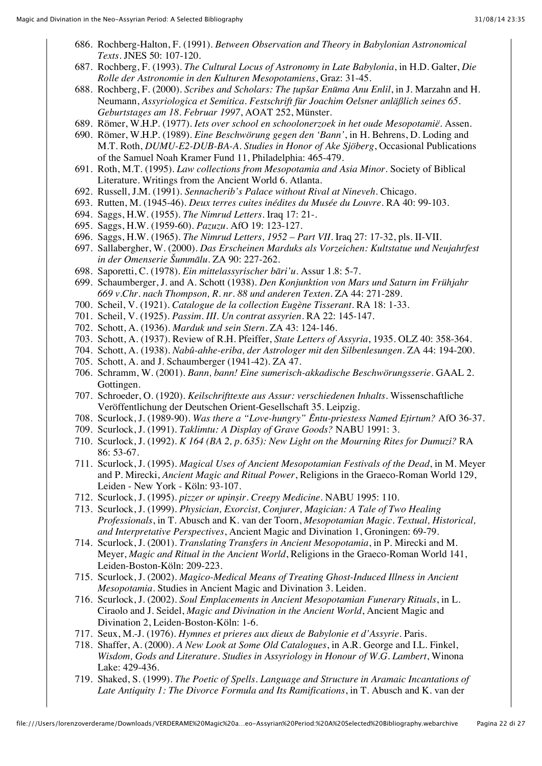686. Rochberg-Halton, F. (1991). *Between Observation and Theory in Babylonian Astronomical Texts*. JNES 50: 107-120.
687. Rochberg, F. (1993). *The Cultural Locus of Astronomy in Late Babylonia*, in H.D. Galter, *Die Rolle der Astronomie in den Kulturen Mesopotamiens*, Graz: 31-45.
688. Rochberg, F. (2000). *Scribes and Scholars: The ṭupšar Enūma Anu Enlil*, in J. Marzahn and H. Neumann, *Assyriologica et Semitica. Festschrift für Joachim Oelsner anläßlich seines 65. Geburtstages am 18. Februar 1997*, AOAT 252, Münster.
689. Römer, W.H.P. (1977). *Iets over school en schoolonerzoek in het oude Mesopotamië*. Assen.
690. Römer, W.H.P. (1989). *Eine Beschwörung gegen den 'Bann'*, in H. Behrens, D. Loding and M.T. Roth, *DUMU-E2-DUB-BA-A. Studies in Honor of Ake Sjöberg*, Occasional Publications of the Samuel Noah Kramer Fund 11, Philadelphia: 465-479.
691. Roth, M.T. (1995). *Law collections from Mesopotamia and Asia Minor*. Society of Biblical Literature. Writings from the Ancient World 6. Atlanta.
692. Russell, J.M. (1991). *Sennacherib's Palace without Rival at Nineveh*. Chicago.
693. Rutten, M. (1945-46). *Deux terres cuites inédites du Musée du Louvre*. RA 40: 99-103.
694. Saggs, H.W. (1955). *The Nimrud Letters*. Iraq 17: 21-.
695. Saggs, H.W. (1959-60). *Pazuzu*. AfO 19: 123-127.
696. Saggs, H.W. (1965). *The Nimrud Letters, 1952 – Part VII*. Iraq 27: 17-32, pls. II-VII.
697. Sallabergher, W. (2000). *Das Erscheinen Marduks als Vorzeichen: Kultstatue und Neujahrfest in der Omenserie Šummālu*. ZA 90: 227-262.
698. Saporetti, C. (1978). *Ein mittelassyrischer bāri'u*. Assur 1.8: 5-7.
699. Schaumberger, J. and A. Schott (1938). *Den Konjunktion von Mars und Saturn im Frühjahr 669 v.Chr. nach Thompson, R. nr. 88 und anderen Texten*. ZA 44: 271-289.
700. Scheil, V. (1921). *Catalogue de la collection Eugène Tisserant*. RA 18: 1-33.
701. Scheil, V. (1925). *Passim. III. Un contrat assyrien*. RA 22: 145-147.
702. Schott, A. (1936). *Marduk und sein Stern*. ZA 43: 124-146.
703. Schott, A. (1937). Review of R.H. Pfeiffer, *State Letters of Assyria*, 1935. OLZ 40: 358-364.
704. Schott, A. (1938). *Nabû-ahhe-eriba, der Astrologer mit den Silbenlesungen*. ZA 44: 194-200.
705. Schott, A. and J. Schaumberger (1941-42). ZA 47.
706. Schramm, W. (2001). *Bann, bann! Eine sumerisch-akkadische Beschwörungsserie*. GAAL 2. Gottingen.
707. Schroeder, O. (1920). *Keilschrifttexte aus Assur: verschiedenen Inhalts*. Wissenschaftliche Veröffentlichung der Deutschen Orient-Gesellschaft 35. Leipzig.
708. Scurlock, J. (1989-90). *Was there a "Love-hungry" Ēntu-priestess Named Eṭirtum?* AfO 36-37.
709. Scurlock, J. (1991). *Taklimtu: A Display of Grave Goods?* NABU 1991: 3.
710. Scurlock, J. (1992). *K 164 (BA 2, p. 635): New Light on the Mourning Rites for Dumuzi?* RA 86: 53-67.
711. Scurlock, J. (1995). *Magical Uses of Ancient Mesopotamian Festivals of the Dead*, in M. Meyer and P. Mirecki, *Ancient Magic and Ritual Power*, Religions in the Graeco-Roman World 129, Leiden - New York - Köln: 93-107.
712. Scurlock, J. (1995). *pizzer or upinṣir. Creepy Medicine*. NABU 1995: 110.
713. Scurlock, J. (1999). *Physician, Exorcist, Conjurer, Magician: A Tale of Two Healing Professionals*, in T. Abusch and K. van der Toorn, *Mesopotamian Magic. Textual, Historical, and Interpretative Perspectives*, Ancient Magic and Divination 1, Groningen: 69-79.
714. Scurlock, J. (2001). *Translating Transfers in Ancient Mesopotamia*, in P. Mirecki and M. Meyer, *Magic and Ritual in the Ancient World*, Religions in the Graeco-Roman World 141, Leiden-Boston-Köln: 209-223.
715. Scurlock, J. (2002). *Magico-Medical Means of Treating Ghost-Induced Illness in Ancient Mesopotamia*. Studies in Ancient Magic and Divination 3. Leiden.
716. Scurlock, J. (2002). *Soul Emplacements in Ancient Mesopotamian Funerary Rituals*, in L. Ciraolo and J. Seidel, *Magic and Divination in the Ancient World*, Ancient Magic and Divination 2, Leiden-Boston-Köln: 1-6.
717. Seux, M.-J. (1976). *Hymnes et prieres aux dieux de Babylonie et d'Assyrie*. Paris.
718. Shaffer, A. (2000). *A New Look at Some Old Catalogues*, in A.R. George and I.L. Finkel, *Wisdom, Gods and Literature. Studies in Assyriology in Honour of W.G. Lambert*, Winona Lake: 429-436.
719. Shaked, S. (1999). *The Poetic of Spells. Language and Structure in Aramaic Incantations of Late Antiquity 1: The Divorce Formula and Its Ramifications*, in T. Abusch and K. van der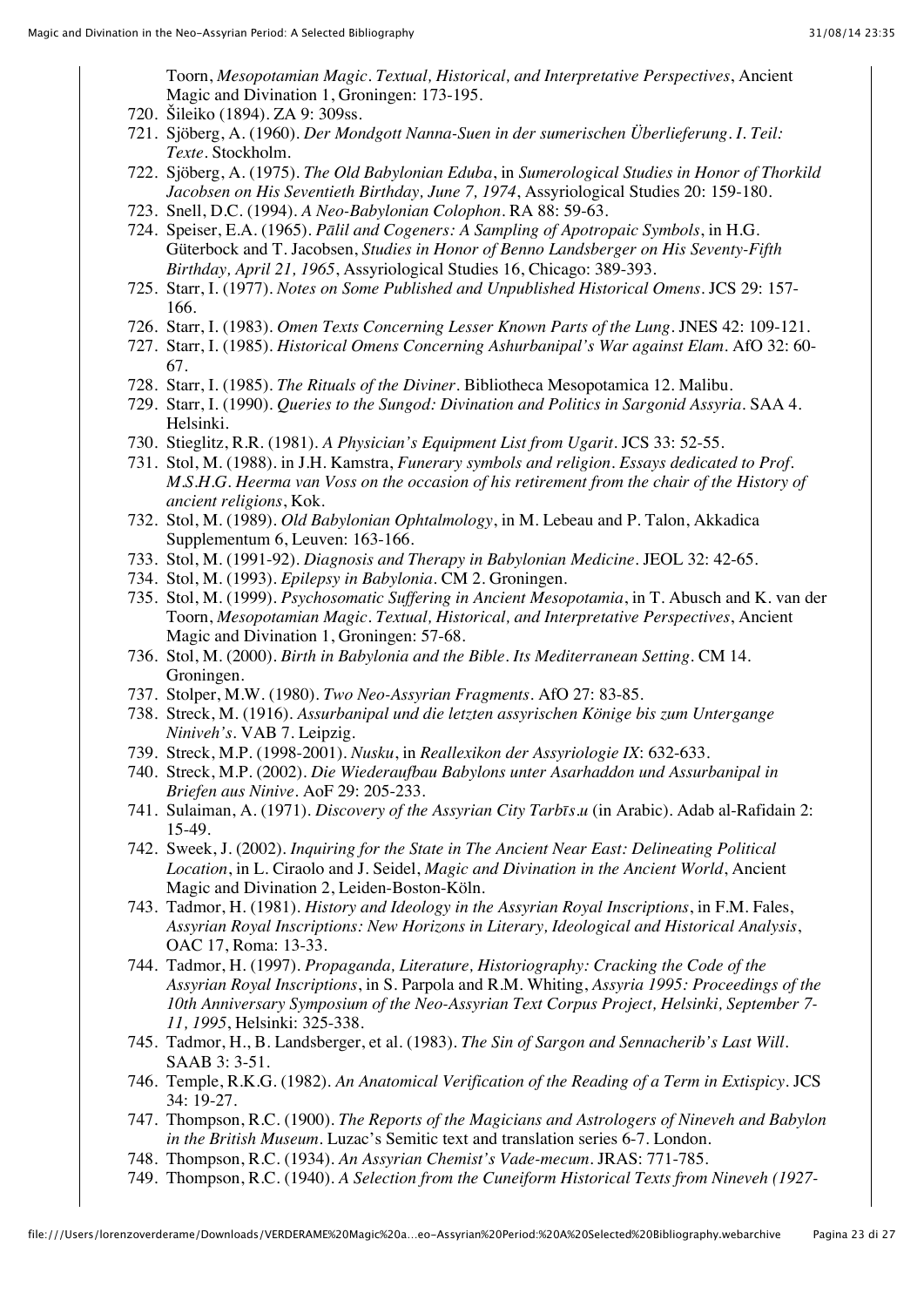Toorn, *Mesopotamian Magic. Textual, Historical, and Interpretative Perspectives*, Ancient Magic and Divination 1, Groningen: 173-195.

720. Šileiko (1894). ZA 9: 309ss.
721. Sjöberg, A. (1960). *Der Mondgott Nanna-Suen in der sumerischen Überlieferung. I. Teil: Texte*. Stockholm.
722. Sjöberg, A. (1975). *The Old Babylonian Eduba*, in *Sumerological Studies in Honor of Thorkild Jacobsen on His Seventieth Birthday, June 7, 1974*, Assyriological Studies 20: 159-180.
723. Snell, D.C. (1994). *A Neo-Babylonian Colophon*. RA 88: 59-63.
724. Speiser, E.A. (1965). *Pālil and Cogeners: A Sampling of Apotropaic Symbols*, in H.G. Güterbock and T. Jacobsen, *Studies in Honor of Benno Landsberger on His Seventy-Fifth Birthday, April 21, 1965*, Assyriological Studies 16, Chicago: 389-393.
725. Starr, I. (1977). *Notes on Some Published and Unpublished Historical Omens*. JCS 29: 157-166.
726. Starr, I. (1983). *Omen Texts Concerning Lesser Known Parts of the Lung*. JNES 42: 109-121.
727. Starr, I. (1985). *Historical Omens Concerning Ashurbanipal's War against Elam*. AfO 32: 60-67.
728. Starr, I. (1985). *The Rituals of the Diviner*. Bibliotheca Mesopotamica 12. Malibu.
729. Starr, I. (1990). *Queries to the Sungod: Divination and Politics in Sargonid Assyria*. SAA 4. Helsinki.
730. Stieglitz, R.R. (1981). *A Physician's Equipment List from Ugarit*. JCS 33: 52-55.
731. Stol, M. (1988). in J.H. Kamstra, *Funerary symbols and religion. Essays dedicated to Prof. M.S.H.G. Heerma van Voss on the occasion of his retirement from the chair of the History of ancient religions*, Kok.
732. Stol, M. (1989). *Old Babylonian Ophtalmology*, in M. Lebeau and P. Talon, Akkadica Supplementum 6, Leuven: 163-166.
733. Stol, M. (1991-92). *Diagnosis and Therapy in Babylonian Medicine*. JEOL 32: 42-65.
734. Stol, M. (1993). *Epilepsy in Babylonia*. CM 2. Groningen.
735. Stol, M. (1999). *Psychosomatic Suffering in Ancient Mesopotamia*, in T. Abusch and K. van der Toorn, *Mesopotamian Magic. Textual, Historical, and Interpretative Perspectives*, Ancient Magic and Divination 1, Groningen: 57-68.
736. Stol, M. (2000). *Birth in Babylonia and the Bible. Its Mediterranean Setting*. CM 14. Groningen.
737. Stolper, M.W. (1980). *Two Neo-Assyrian Fragments*. AfO 27: 83-85.
738. Streck, M. (1916). *Assurbanipal und die letzten assyrischen Könige bis zum Untergange Niniveh's*. VAB 7. Leipzig.
739. Streck, M.P. (1998-2001). *Nusku*, in *Reallexikon der Assyriologie IX*: 632-633.
740. Streck, M.P. (2002). *Die Wiederaufbau Babylons unter Asarhaddon und Assurbanipal in Briefen aus Ninive*. AoF 29: 205-233.
741. Sulaiman, A. (1971). *Discovery of the Assyrian City Tarbīs.u* (in Arabic). Adab al-Rafidain 2: 15-49.
742. Sweek, J. (2002). *Inquiring for the State in The Ancient Near East: Delineating Political Location*, in L. Ciraolo and J. Seidel, *Magic and Divination in the Ancient World*, Ancient Magic and Divination 2, Leiden-Boston-Köln.
743. Tadmor, H. (1981). *History and Ideology in the Assyrian Royal Inscriptions*, in F.M. Fales, *Assyrian Royal Inscriptions: New Horizons in Literary, Ideological and Historical Analysis*, OAC 17, Roma: 13-33.
744. Tadmor, H. (1997). *Propaganda, Literature, Historiography: Cracking the Code of the Assyrian Royal Inscriptions*, in S. Parpola and R.M. Whiting, *Assyria 1995: Proceedings of the 10th Anniversary Symposium of the Neo-Assyrian Text Corpus Project, Helsinki, September 7-11, 1995*, Helsinki: 325-338.
745. Tadmor, H., B. Landsberger, et al. (1983). *The Sin of Sargon and Sennacherib's Last Will*. SAAB 3: 3-51.
746. Temple, R.K.G. (1982). *An Anatomical Verification of the Reading of a Term in Extispicy*. JCS 34: 19-27.
747. Thompson, R.C. (1900). *The Reports of the Magicians and Astrologers of Nineveh and Babylon in the British Museum*. Luzac's Semitic text and translation series 6-7. London.
748. Thompson, R.C. (1934). *An Assyrian Chemist's Vade-mecum*. JRAS: 771-785.
749. Thompson, R.C. (1940). *A Selection from the Cuneiform Historical Texts from Nineveh (1927-*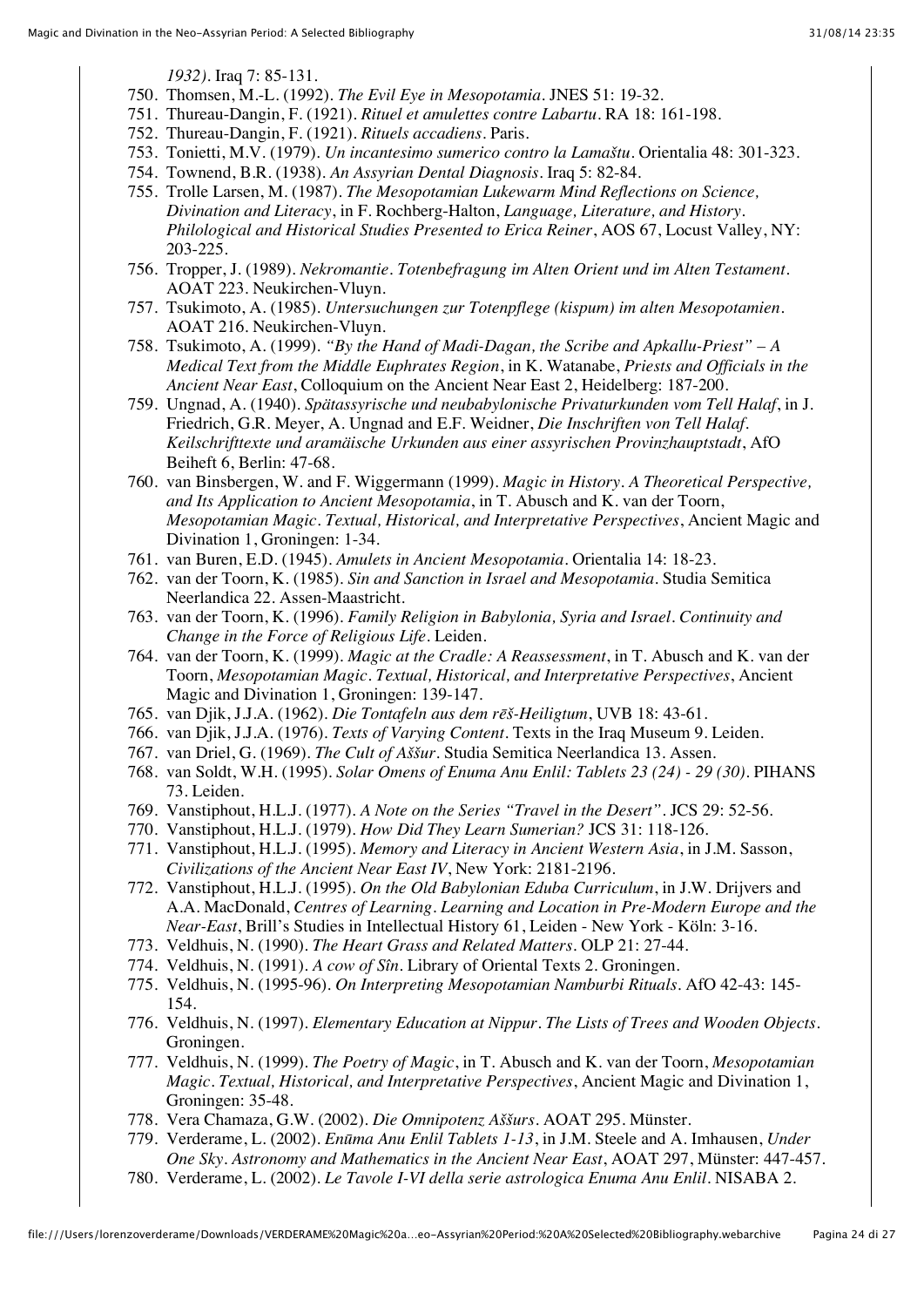*1932)*. Iraq 7: 85-131.

750. Thomsen, M.-L. (1992). *The Evil Eye in Mesopotamia*. JNES 51: 19-32.
751. Thureau-Dangin, F. (1921). *Rituel et amulettes contre Labartu*. RA 18: 161-198.
752. Thureau-Dangin, F. (1921). *Rituels accadiens*. Paris.
753. Tonietti, M.V. (1979). *Un incantesimo sumerico contro la Lamaštu*. Orientalia 48: 301-323.
754. Townend, B.R. (1938). *An Assyrian Dental Diagnosis*. Iraq 5: 82-84.
755. Trolle Larsen, M. (1987). *The Mesopotamian Lukewarm Mind Reflections on Science, Divination and Literacy*, in F. Rochberg-Halton, *Language, Literature, and History. Philological and Historical Studies Presented to Erica Reiner*, AOS 67, Locust Valley, NY: 203-225.
756. Tropper, J. (1989). *Nekromantie. Totenbefragung im Alten Orient und im Alten Testament*. AOAT 223. Neukirchen-Vluyn.
757. Tsukimoto, A. (1985). *Untersuchungen zur Totenpflege (kispum) im alten Mesopotamien*. AOAT 216. Neukirchen-Vluyn.
758. Tsukimoto, A. (1999). *"By the Hand of Madi-Dagan, the Scribe and Apkallu-Priest" – A Medical Text from the Middle Euphrates Region*, in K. Watanabe, *Priests and Officials in the Ancient Near East*, Colloquium on the Ancient Near East 2, Heidelberg: 187-200.
759. Ungnad, A. (1940). *Spätassyrische und neubabylonische Privaturkunden vom Tell Halaf*, in J. Friedrich, G.R. Meyer, A. Ungnad and E.F. Weidner, *Die Inschriften von Tell Halaf. Keilschrifttexte und aramäische Urkunden aus einer assyrischen Provinzhauptstadt*, AfO Beiheft 6, Berlin: 47-68.
760. van Binsbergen, W. and F. Wiggermann (1999). *Magic in History. A Theoretical Perspective, and Its Application to Ancient Mesopotamia*, in T. Abusch and K. van der Toorn, *Mesopotamian Magic. Textual, Historical, and Interpretative Perspectives*, Ancient Magic and Divination 1, Groningen: 1-34.
761. van Buren, E.D. (1945). *Amulets in Ancient Mesopotamia*. Orientalia 14: 18-23.
762. van der Toorn, K. (1985). *Sin and Sanction in Israel and Mesopotamia*. Studia Semitica Neerlandica 22. Assen-Maastricht.
763. van der Toorn, K. (1996). *Family Religion in Babylonia, Syria and Israel. Continuity and Change in the Force of Religious Life*. Leiden.
764. van der Toorn, K. (1999). *Magic at the Cradle: A Reassessment*, in T. Abusch and K. van der Toorn, *Mesopotamian Magic. Textual, Historical, and Interpretative Perspectives*, Ancient Magic and Divination 1, Groningen: 139-147.
765. van Djik, J.J.A. (1962). *Die Tontafeln aus dem rēš-Heiligtum*, UVB 18: 43-61.
766. van Djik, J.J.A. (1976). *Texts of Varying Content*. Texts in the Iraq Museum 9. Leiden.
767. van Driel, G. (1969). *The Cult of Aššur*. Studia Semitica Neerlandica 13. Assen.
768. van Soldt, W.H. (1995). *Solar Omens of Enuma Anu Enlil: Tablets 23 (24) - 29 (30)*. PIHANS 73. Leiden.
769. Vanstiphout, H.L.J. (1977). *A Note on the Series "Travel in the Desert"*. JCS 29: 52-56.
770. Vanstiphout, H.L.J. (1979). *How Did They Learn Sumerian?* JCS 31: 118-126.
771. Vanstiphout, H.L.J. (1995). *Memory and Literacy in Ancient Western Asia*, in J.M. Sasson, *Civilizations of the Ancient Near East IV*, New York: 2181-2196.
772. Vanstiphout, H.L.J. (1995). *On the Old Babylonian Eduba Curriculum*, in J.W. Drijvers and A.A. MacDonald, *Centres of Learning. Learning and Location in Pre-Modern Europe and the Near-East*, Brill's Studies in Intellectual History 61, Leiden - New York - Köln: 3-16.
773. Veldhuis, N. (1990). *The Heart Grass and Related Matters*. OLP 21: 27-44.
774. Veldhuis, N. (1991). *A cow of Sîn*. Library of Oriental Texts 2. Groningen.
775. Veldhuis, N. (1995-96). *On Interpreting Mesopotamian Namburbi Rituals*. AfO 42-43: 145-154.
776. Veldhuis, N. (1997). *Elementary Education at Nippur. The Lists of Trees and Wooden Objects*. Groningen.
777. Veldhuis, N. (1999). *The Poetry of Magic*, in T. Abusch and K. van der Toorn, *Mesopotamian Magic. Textual, Historical, and Interpretative Perspectives*, Ancient Magic and Divination 1, Groningen: 35-48.
778. Vera Chamaza, G.W. (2002). *Die Omnipotenz Aššurs*. AOAT 295. Münster.
779. Verderame, L. (2002). *Enūma Anu Enlil Tablets 1-13*, in J.M. Steele and A. Imhausen, *Under One Sky. Astronomy and Mathematics in the Ancient Near East*, AOAT 297, Münster: 447-457.
780. Verderame, L. (2002). *Le Tavole I-VI della serie astrologica Enuma Anu Enlil*. NISABA 2.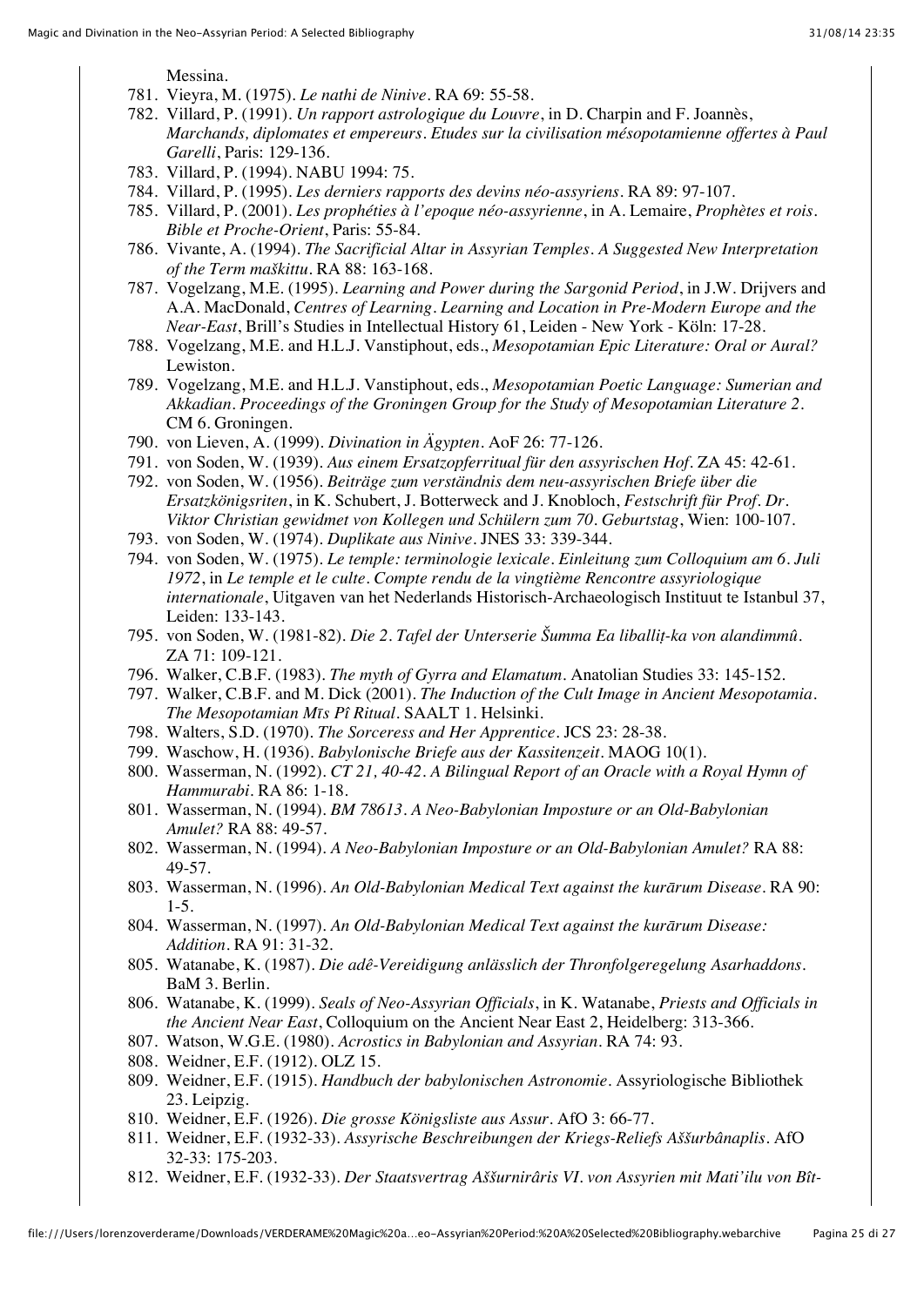Messina.

781. Vieyra, M. (1975). *Le nathi de Ninive*. RA 69: 55-58.
782. Villard, P. (1991). *Un rapport astrologique du Louvre*, in D. Charpin and F. Joannès, *Marchands, diplomates et empereurs. Etudes sur la civilisation mésopotamienne offertes à Paul Garelli*, Paris: 129-136.
783. Villard, P. (1994). NABU 1994: 75.
784. Villard, P. (1995). *Les derniers rapports des devins néo-assyriens*. RA 89: 97-107.
785. Villard, P. (2001). *Les prophéties à l'epoque néo-assyrienne*, in A. Lemaire, *Prophètes et rois. Bible et Proche-Orient*, Paris: 55-84.
786. Vivante, A. (1994). *The Sacrificial Altar in Assyrian Temples. A Suggested New Interpretation of the Term maškittu*. RA 88: 163-168.
787. Vogelzang, M.E. (1995). *Learning and Power during the Sargonid Period*, in J.W. Drijvers and A.A. MacDonald, *Centres of Learning. Learning and Location in Pre-Modern Europe and the Near-East*, Brill's Studies in Intellectual History 61, Leiden - New York - Köln: 17-28.
788. Vogelzang, M.E. and H.L.J. Vanstiphout, eds., *Mesopotamian Epic Literature: Oral or Aural?* Lewiston.
789. Vogelzang, M.E. and H.L.J. Vanstiphout, eds., *Mesopotamian Poetic Language: Sumerian and Akkadian. Proceedings of the Groningen Group for the Study of Mesopotamian Literature 2*. CM 6. Groningen.
790. von Lieven, A. (1999). *Divination in Ägypten*. AoF 26: 77-126.
791. von Soden, W. (1939). *Aus einem Ersatzopferritual für den assyrischen Hof*. ZA 45: 42-61.
792. von Soden, W. (1956). *Beiträge zum verständnis dem neu-assyrischen Briefe über die Ersatzkönigsriten*, in K. Schubert, J. Botterweck and J. Knobloch, *Festschrift für Prof. Dr. Viktor Christian gewidmet von Kollegen und Schülern zum 70. Geburtstag*, Wien: 100-107.
793. von Soden, W. (1974). *Duplikate aus Ninive*. JNES 33: 339-344.
794. von Soden, W. (1975). *Le temple: terminologie lexicale. Einleitung zum Colloquium am 6. Juli 1972*, in *Le temple et le culte. Compte rendu de la vingtième Rencontre assyriologique internationale*, Uitgaven van het Nederlands Historisch-Archaeologisch Instituut te Istanbul 37, Leiden: 133-143.
795. von Soden, W. (1981-82). *Die 2. Tafel der Unterserie Šumma Ea liballiṭ-ka von alandimmû*. ZA 71: 109-121.
796. Walker, C.B.F. (1983). *The myth of Gyrra and Elamatum*. Anatolian Studies 33: 145-152.
797. Walker, C.B.F. and M. Dick (2001). *The Induction of the Cult Image in Ancient Mesopotamia. The Mesopotamian Mīs Pî Ritual*. SAALT 1. Helsinki.
798. Walters, S.D. (1970). *The Sorceress and Her Apprentice*. JCS 23: 28-38.
799. Waschow, H. (1936). *Babylonische Briefe aus der Kassitenzeit*. MAOG 10(1).
800. Wasserman, N. (1992). *CT 21, 40-42. A Bilingual Report of an Oracle with a Royal Hymn of Hammurabi*. RA 86: 1-18.
801. Wasserman, N. (1994). *BM 78613. A Neo-Babylonian Imposture or an Old-Babylonian Amulet?* RA 88: 49-57.
802. Wasserman, N. (1994). *A Neo-Babylonian Imposture or an Old-Babylonian Amulet?* RA 88: 49-57.
803. Wasserman, N. (1996). *An Old-Babylonian Medical Text against the kurārum Disease*. RA 90: 1-5.
804. Wasserman, N. (1997). *An Old-Babylonian Medical Text against the kurārum Disease: Addition*. RA 91: 31-32.
805. Watanabe, K. (1987). *Die adê-Vereidigung anlässlich der Thronfolgeregelung Asarhaddons*. BaM 3. Berlin.
806. Watanabe, K. (1999). *Seals of Neo-Assyrian Officials*, in K. Watanabe, *Priests and Officials in the Ancient Near East*, Colloquium on the Ancient Near East 2, Heidelberg: 313-366.
807. Watson, W.G.E. (1980). *Acrostics in Babylonian and Assyrian*. RA 74: 93.
808. Weidner, E.F. (1912). OLZ 15.
809. Weidner, E.F. (1915). *Handbuch der babylonischen Astronomie*. Assyriologische Bibliothek 23. Leipzig.
810. Weidner, E.F. (1926). *Die grosse Königsliste aus Assur*. AfO 3: 66-77.
811. Weidner, E.F. (1932-33). *Assyrische Beschreibungen der Kriegs-Reliefs Aššurbânaplis*. AfO 32-33: 175-203.
812. Weidner, E.F. (1932-33). *Der Staatsvertrag Aššurnirâris VI. von Assyrien mit Mati'ilu von Bît-*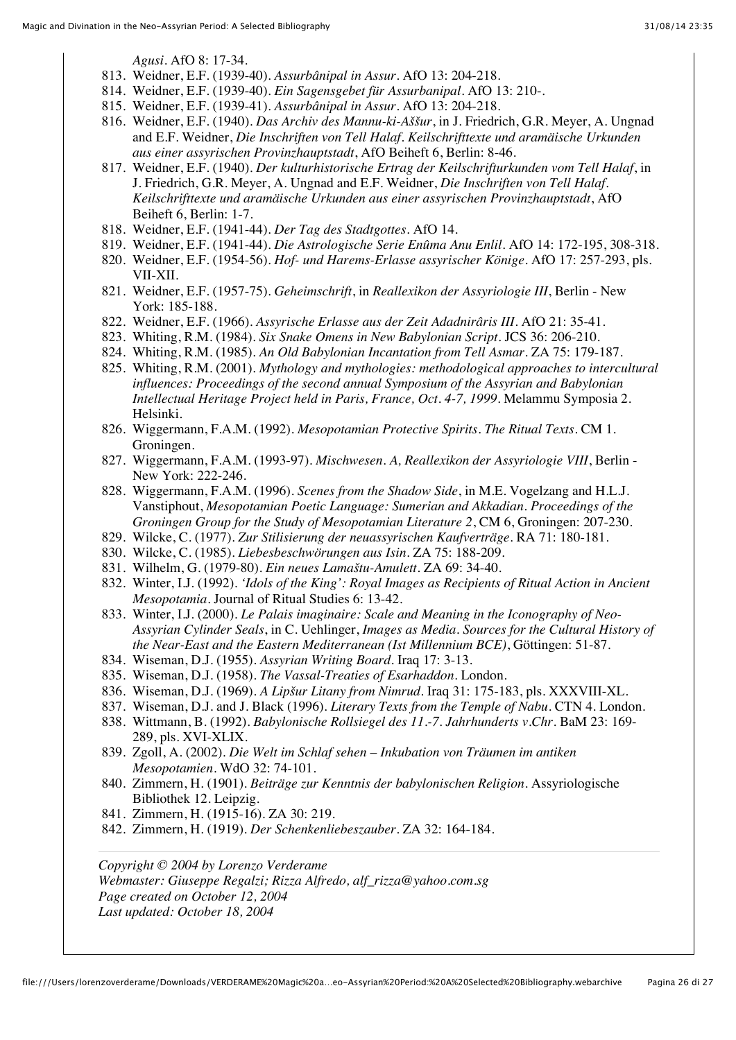*Agusi*. AfO 8: 17-34.

813. Weidner, E.F. (1939-40). *Assurbânipal in Assur*. AfO 13: 204-218.
814. Weidner, E.F. (1939-40). *Ein Sagensgebet für Assurbanipal*. AfO 13: 210-.
815. Weidner, E.F. (1939-41). *Assurbânipal in Assur*. AfO 13: 204-218.
816. Weidner, E.F. (1940). *Das Archiv des Mannu-ki-Aššur*, in J. Friedrich, G.R. Meyer, A. Ungnad and E.F. Weidner, *Die Inschriften von Tell Halaf. Keilschrifttexte und aramäische Urkunden aus einer assyrischen Provinzhauptstadt*, AfO Beiheft 6, Berlin: 8-46.
817. Weidner, E.F. (1940). *Der kulturhistorische Ertrag der Keilschrifturkunden vom Tell Halaf*, in J. Friedrich, G.R. Meyer, A. Ungnad and E.F. Weidner, *Die Inschriften von Tell Halaf. Keilschrifttexte und aramäische Urkunden aus einer assyrischen Provinzhauptstadt*, AfO Beiheft 6, Berlin: 1-7.
818. Weidner, E.F. (1941-44). *Der Tag des Stadtgottes*. AfO 14.
819. Weidner, E.F. (1941-44). *Die Astrologische Serie Enûma Anu Enlil*. AfO 14: 172-195, 308-318.
820. Weidner, E.F. (1954-56). *Hof- und Harems-Erlasse assyrischer Könige*. AfO 17: 257-293, pls. VII-XII.
821. Weidner, E.F. (1957-75). *Geheimschrift*, in *Reallexikon der Assyriologie III*, Berlin - New York: 185-188.
822. Weidner, E.F. (1966). *Assyrische Erlasse aus der Zeit Adadnirâris III*. AfO 21: 35-41.
823. Whiting, R.M. (1984). *Six Snake Omens in New Babylonian Script*. JCS 36: 206-210.
824. Whiting, R.M. (1985). *An Old Babylonian Incantation from Tell Asmar*. ZA 75: 179-187.
825. Whiting, R.M. (2001). *Mythology and mythologies: methodological approaches to intercultural influences: Proceedings of the second annual Symposium of the Assyrian and Babylonian Intellectual Heritage Project held in Paris, France, Oct. 4-7, 1999*. Melammu Symposia 2. Helsinki.
826. Wiggermann, F.A.M. (1992). *Mesopotamian Protective Spirits. The Ritual Texts*. CM 1. Groningen.
827. Wiggermann, F.A.M. (1993-97). *Mischwesen. A, Reallexikon der Assyriologie VIII*, Berlin - New York: 222-246.
828. Wiggermann, F.A.M. (1996). *Scenes from the Shadow Side*, in M.E. Vogelzang and H.L.J. Vanstiphout, *Mesopotamian Poetic Language: Sumerian and Akkadian. Proceedings of the Groningen Group for the Study of Mesopotamian Literature 2*, CM 6, Groningen: 207-230.
829. Wilcke, C. (1977). *Zur Stilisierung der neuassyrischen Kaufverträge*. RA 71: 180-181.
830. Wilcke, C. (1985). *Liebesbeschwörungen aus Isin*. ZA 75: 188-209.
831. Wilhelm, G. (1979-80). *Ein neues Lamaštu-Amulett*. ZA 69: 34-40.
832. Winter, I.J. (1992). *'Idols of the King': Royal Images as Recipients of Ritual Action in Ancient Mesopotamia*. Journal of Ritual Studies 6: 13-42.
833. Winter, I.J. (2000). *Le Palais imaginaire: Scale and Meaning in the Iconography of Neo-Assyrian Cylinder Seals*, in C. Uehlinger, *Images as Media. Sources for the Cultural History of the Near-East and the Eastern Mediterranean (Ist Millennium BCE)*, Göttingen: 51-87.
834. Wiseman, D.J. (1955). *Assyrian Writing Board*. Iraq 17: 3-13.
835. Wiseman, D.J. (1958). *The Vassal-Treaties of Esarhaddon*. London.
836. Wiseman, D.J. (1969). *A Lipšur Litany from Nimrud*. Iraq 31: 175-183, pls. XXXVIII-XL.
837. Wiseman, D.J. and J. Black (1996). *Literary Texts from the Temple of Nabu*. CTN 4. London.
838. Wittmann, B. (1992). *Babylonische Rollsiegel des 11.-7. Jahrhunderts v.Chr*. BaM 23: 169-289, pls. XVI-XLIX.
839. Zgoll, A. (2002). *Die Welt im Schlaf sehen – Inkubation von Träumen im antiken Mesopotamien*. WdO 32: 74-101.
840. Zimmern, H. (1901). *Beiträge zur Kenntnis der babylonischen Religion*. Assyriologische Bibliothek 12. Leipzig.
841. Zimmern, H. (1915-16). ZA 30: 219.
842. Zimmern, H. (1919). *Der Schenkenliebeszauber*. ZA 32: 164-184.

---

*Copyright © 2004 by Lorenzo Verderame*
*Webmaster: Giuseppe Regalzi; Rizza Alfredo, alf_rizza@yahoo.com.sg*
*Page created on October 12, 2004*
*Last updated: October 18, 2004*